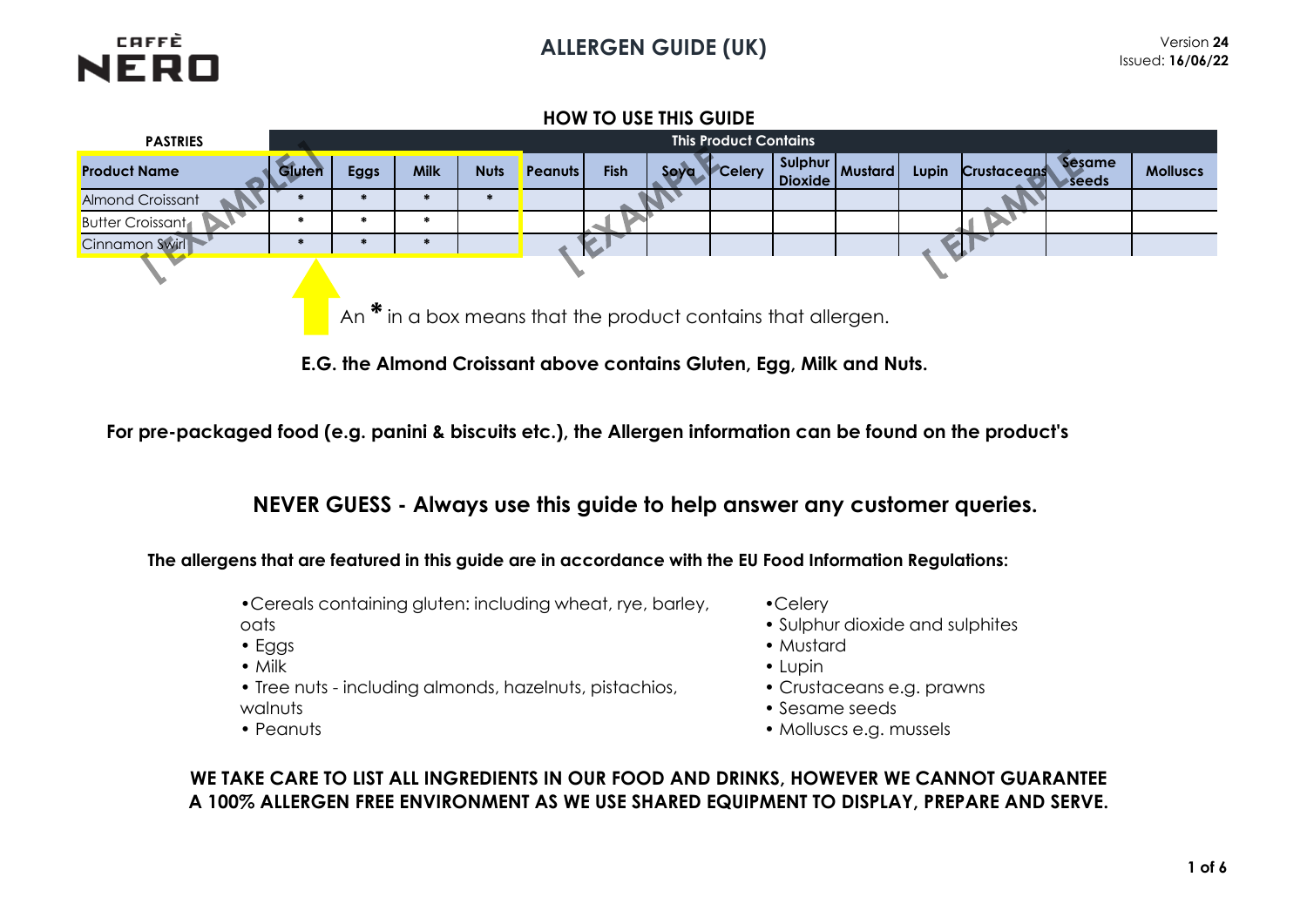CAFFÈ NERO

# ALLERGEN GUIDE (UK)

Version **24**
Issued: **16/06/22**

## HOW TO USE THIS GUIDE

| PASTRIES | This Product Contains | | | | | | | | | | | | | |
|---|---|---|---|---|---|---|---|---|---|---|---|---|---|---|
| **Product Name** | **Gluten** | **Eggs** | **Milk** | **Nuts** | **Peanuts** | **Fish** | **Soya** | **Celery** | **Sulphur Dioxide** | **Mustard** | **Lupin** | **Crustaceans** | **Sesame seeds** | **Molluscs** |
| Almond Croissant | * | * | * | * | | | | | | | | | | |
| Butter Croissant | * | * | * | | | | | | | | | | | |
| Cinnamon Swirl | * | * | * | | | | | | | | | | | |

[ EXAMPLE ]

An * in a box means that the product contains that allergen.

**E.G. the Almond Croissant above contains Gluten, Egg, Milk and Nuts.**

**For pre-packaged food (e.g. panini & biscuits etc.), the Allergen information can be found on the product's**

## NEVER GUESS - Always use this guide to help answer any customer queries.

**The allergens that are featured in this guide are in accordance with the EU Food Information Regulations:**

- Cereals containing gluten: including wheat, rye, barley, oats
- Eggs
- Milk
- Tree nuts - including almonds, hazelnuts, pistachios, walnuts
- Peanuts
- Celery
- Sulphur dioxide and sulphites
- Mustard
- Lupin
- Crustaceans e.g. prawns
- Sesame seeds
- Molluscs e.g. mussels

**WE TAKE CARE TO LIST ALL INGREDIENTS IN OUR FOOD AND DRINKS, HOWEVER WE CANNOT GUARANTEE A 100% ALLERGEN FREE ENVIRONMENT AS WE USE SHARED EQUIPMENT TO DISPLAY, PREPARE AND SERVE.**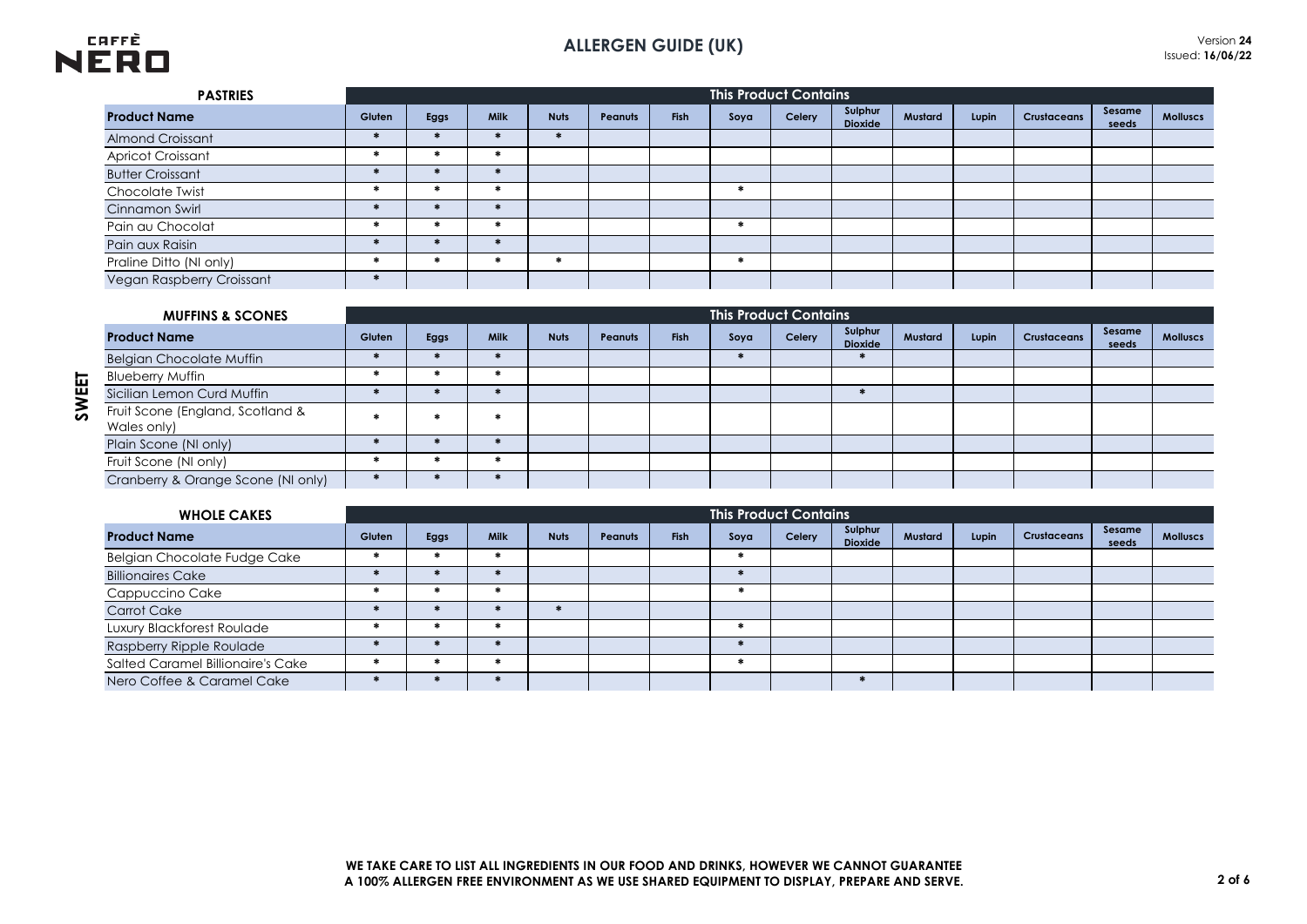# ALLERGEN GUIDE (UK)

Version **24**
Issued: **16/06/22**

**SWEET**

## PASTRIES

| Product Name | This Product Contains | | | | | | | | | | | | | |
|---|---|---|---|---|---|---|---|---|---|---|---|---|---|---|
| | Gluten | Eggs | Milk | Nuts | Peanuts | Fish | Soya | Celery | Sulphur Dioxide | Mustard | Lupin | Crustaceans | Sesame seeds | Molluscs |
| Almond Croissant | * | * | * | * | | | | | | | | | | |
| Apricot Croissant | * | * | * | | | | | | | | | | | |
| Butter Croissant | * | * | * | | | | | | | | | | | |
| Chocolate Twist | * | * | * | | | | * | | | | | | | |
| Cinnamon Swirl | * | * | * | | | | | | | | | | | |
| Pain au Chocolat | * | * | * | | | | * | | | | | | | |
| Pain aux Raisin | * | * | * | | | | | | | | | | | |
| Praline Ditto (NI only) | * | * | * | * | | | * | | | | | | | |
| Vegan Raspberry Croissant | * | | | | | | | | | | | | | |

## MUFFINS & SCONES

| Product Name | This Product Contains | | | | | | | | | | | | | |
|---|---|---|---|---|---|---|---|---|---|---|---|---|---|---|
| | Gluten | Eggs | Milk | Nuts | Peanuts | Fish | Soya | Celery | Sulphur Dioxide | Mustard | Lupin | Crustaceans | Sesame seeds | Molluscs |
| Belgian Chocolate Muffin | * | * | * | | | | * | | * | | | | | |
| Blueberry Muffin | * | * | * | | | | | | | | | | | |
| Sicilian Lemon Curd Muffin | * | * | * | | | | | | * | | | | | |
| Fruit Scone (England, Scotland & Wales only) | * | * | * | | | | | | | | | | | |
| Plain Scone (NI only) | * | * | * | | | | | | | | | | | |
| Fruit Scone (NI only) | * | * | * | | | | | | | | | | | |
| Cranberry & Orange Scone (NI only) | * | * | * | | | | | | | | | | | |

## WHOLE CAKES

| Product Name | This Product Contains | | | | | | | | | | | | | |
|---|---|---|---|---|---|---|---|---|---|---|---|---|---|---|
| | Gluten | Eggs | Milk | Nuts | Peanuts | Fish | Soya | Celery | Sulphur Dioxide | Mustard | Lupin | Crustaceans | Sesame seeds | Molluscs |
| Belgian Chocolate Fudge Cake | * | * | * | | | | * | | | | | | | |
| Billionaires Cake | * | * | * | | | | * | | | | | | | |
| Cappuccino Cake | * | * | * | | | | * | | | | | | | |
| Carrot Cake | * | * | * | * | | | | | | | | | | |
| Luxury Blackforest Roulade | * | * | * | | | | * | | | | | | | |
| Raspberry Ripple Roulade | * | * | * | | | | * | | | | | | | |
| Salted Caramel Billionaire's Cake | * | * | * | | | | * | | | | | | | |
| Nero Coffee & Caramel Cake | * | * | * | | | | | | * | | | | | |

**WE TAKE CARE TO LIST ALL INGREDIENTS IN OUR FOOD AND DRINKS, HOWEVER WE CANNOT GUARANTEE A 100% ALLERGEN FREE ENVIRONMENT AS WE USE SHARED EQUIPMENT TO DISPLAY, PREPARE AND SERVE.**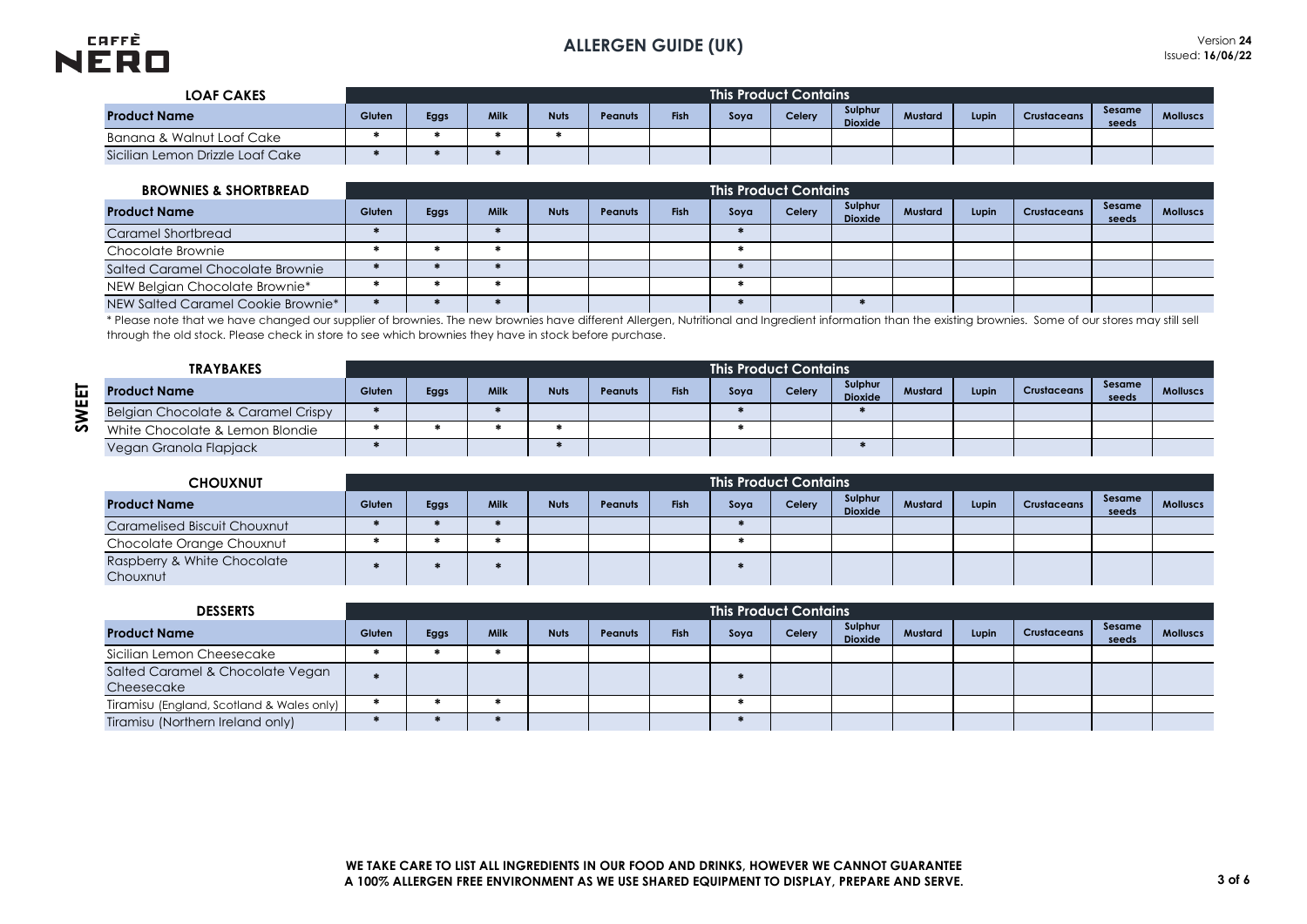# ALLERGEN GUIDE (UK)

Version **24**
Issued: **16/06/22**

## SWEET

| LOAF CAKES | This Product Contains | | | | | | | | | | | | | |
|---|---|---|---|---|---|---|---|---|---|---|---|---|---|---|
| **Product Name** | Gluten | Eggs | Milk | Nuts | Peanuts | Fish | Soya | Celery | Sulphur Dioxide | Mustard | Lupin | Crustaceans | Sesame seeds | Molluscs |
| Banana & Walnut Loaf Cake | * | * | * | * | | | | | | | | | | |
| Sicilian Lemon Drizzle Loaf Cake | * | * | * | | | | | | | | | | | |

| BROWNIES & SHORTBREAD | This Product Contains | | | | | | | | | | | | | |
|---|---|---|---|---|---|---|---|---|---|---|---|---|---|---|
| **Product Name** | Gluten | Eggs | Milk | Nuts | Peanuts | Fish | Soya | Celery | Sulphur Dioxide | Mustard | Lupin | Crustaceans | Sesame seeds | Molluscs |
| Caramel Shortbread | * | | * | | | | * | | | | | | | |
| Chocolate Brownie | * | * | * | | | | * | | | | | | | |
| Salted Caramel Chocolate Brownie | * | * | * | | | | * | | | | | | | |
| NEW Belgian Chocolate Brownie* | * | * | * | | | | * | | | | | | | |
| NEW Salted Caramel Cookie Brownie* | * | * | * | | | | * | | * | | | | | |

* Please note that we have changed our supplier of brownies. The new brownies have different Allergen, Nutritional and Ingredient information than the existing brownies. Some of our stores may still sell through the old stock. Please check in store to see which brownies they have in stock before purchase.

| TRAYBAKES | This Product Contains | | | | | | | | | | | | | |
|---|---|---|---|---|---|---|---|---|---|---|---|---|---|---|
| **Product Name** | Gluten | Eggs | Milk | Nuts | Peanuts | Fish | Soya | Celery | Sulphur Dioxide | Mustard | Lupin | Crustaceans | Sesame seeds | Molluscs |
| Belgian Chocolate & Caramel Crispy | * | | * | | | | * | | * | | | | | |
| White Chocolate & Lemon Blondie | * | * | * | * | | | * | | | | | | | |
| Vegan Granola Flapjack | * | | | * | | | | | * | | | | | |

| CHOUXNUT | This Product Contains | | | | | | | | | | | | | |
|---|---|---|---|---|---|---|---|---|---|---|---|---|---|---|
| **Product Name** | Gluten | Eggs | Milk | Nuts | Peanuts | Fish | Soya | Celery | Sulphur Dioxide | Mustard | Lupin | Crustaceans | Sesame seeds | Molluscs |
| Caramelised Biscuit Chouxnut | * | * | * | | | | * | | | | | | | |
| Chocolate Orange Chouxnut | * | * | * | | | | * | | | | | | | |
| Raspberry & White Chocolate Chouxnut | * | * | * | | | | * | | | | | | | |

| DESSERTS | This Product Contains | | | | | | | | | | | | | |
|---|---|---|---|---|---|---|---|---|---|---|---|---|---|---|
| **Product Name** | Gluten | Eggs | Milk | Nuts | Peanuts | Fish | Soya | Celery | Sulphur Dioxide | Mustard | Lupin | Crustaceans | Sesame seeds | Molluscs |
| Sicilian Lemon Cheesecake | * | * | * | | | | | | | | | | | |
| Salted Caramel & Chocolate Vegan Cheesecake | * | | | | | | * | | | | | | | |
| Tiramisu (England, Scotland & Wales only) | * | * | * | | | | * | | | | | | | |
| Tiramisu (Northern Ireland only) | * | * | * | | | | * | | | | | | | |

**WE TAKE CARE TO LIST ALL INGREDIENTS IN OUR FOOD AND DRINKS, HOWEVER WE CANNOT GUARANTEE A 100% ALLERGEN FREE ENVIRONMENT AS WE USE SHARED EQUIPMENT TO DISPLAY, PREPARE AND SERVE.**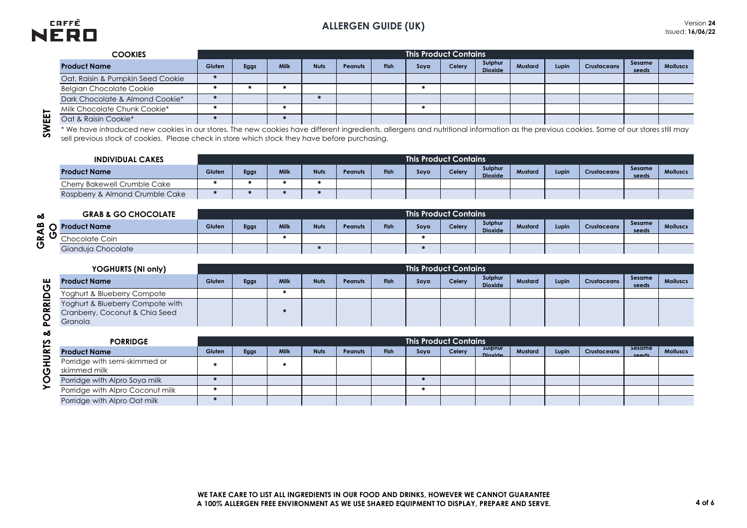# ALLERGEN GUIDE (UK)

Version **24**
Issued: **16/06/22**

## SWEET

| COOKIES | This Product Contains | | | | | | | | | | | | | |
|---|---|---|---|---|---|---|---|---|---|---|---|---|---|---|
| **Product Name** | Gluten | Eggs | Milk | Nuts | Peanuts | Fish | Soya | Celery | Sulphur Dioxide | Mustard | Lupin | Crustaceans | Sesame seeds | Molluscs |
| Oat, Raisin & Pumpkin Seed Cookie | * | | | | | | | | | | | | | |
| Belgian Chocolate Cookie | * | * | * | | | | * | | | | | | | |
| Dark Chocolate & Almond Cookie* | * | | | * | | | | | | | | | | |
| Milk Chocolate Chunk Cookie* | * | | * | | | | * | | | | | | | |
| Oat & Raisin Cookie* | * | | * | | | | | | | | | | | |

* We have introduced new cookies in our stores. The new cookies have different ingredients, allergens and nutritional information as the previous cookies. Some of our stores still may sell previous stock of cookies. Please check in store which stock they have before purchasing.

| INDIVIDUAL CAKES | This Product Contains | | | | | | | | | | | | | |
|---|---|---|---|---|---|---|---|---|---|---|---|---|---|---|
| **Product Name** | Gluten | Eggs | Milk | Nuts | Peanuts | Fish | Soya | Celery | Sulphur Dioxide | Mustard | Lupin | Crustaceans | Sesame seeds | Molluscs |
| Cherry Bakewell Crumble Cake | * | * | * | * | | | | | | | | | | |
| Raspberry & Almond Crumble Cake | * | * | * | * | | | | | | | | | | |

## GRAB & GO

| GRAB & GO CHOCOLATE | This Product Contains | | | | | | | | | | | | | |
|---|---|---|---|---|---|---|---|---|---|---|---|---|---|---|
| **Product Name** | Gluten | Eggs | Milk | Nuts | Peanuts | Fish | Soya | Celery | Sulphur Dioxide | Mustard | Lupin | Crustaceans | Sesame seeds | Molluscs |
| Chocolate Coin | | | * | | | | * | | | | | | | |
| Gianduja Chocolate | | | | * | | | * | | | | | | | |

## YOGHURTS & PORRIDGE

| YOGHURTS (NI only) | This Product Contains | | | | | | | | | | | | | |
|---|---|---|---|---|---|---|---|---|---|---|---|---|---|---|
| **Product Name** | Gluten | Eggs | Milk | Nuts | Peanuts | Fish | Soya | Celery | Sulphur Dioxide | Mustard | Lupin | Crustaceans | Sesame seeds | Molluscs |
| Yoghurt & Blueberry Compote | | | * | | | | | | | | | | | |
| Yoghurt & Blueberry Compote with Cranberry, Coconut & Chia Seed Granola | | | * | | | | | | | | | | | |

| PORRIDGE | This Product Contains | | | | | | | | | | | | | |
|---|---|---|---|---|---|---|---|---|---|---|---|---|---|---|
| **Product Name** | Gluten | Eggs | Milk | Nuts | Peanuts | Fish | Soya | Celery | Sulphur Dioxide | Mustard | Lupin | Crustaceans | Sesame seeds | Molluscs |
| Porridge with semi-skimmed or skimmed milk | * | | * | | | | | | | | | | | |
| Porridge with Alpro Soya milk | * | | | | | | * | | | | | | | |
| Porridge with Alpro Coconut milk | * | | | | | | * | | | | | | | |
| Porridge with Alpro Oat milk | * | | | | | | | | | | | | | |

**WE TAKE CARE TO LIST ALL INGREDIENTS IN OUR FOOD AND DRINKS, HOWEVER WE CANNOT GUARANTEE A 100% ALLERGEN FREE ENVIRONMENT AS WE USE SHARED EQUIPMENT TO DISPLAY, PREPARE AND SERVE.**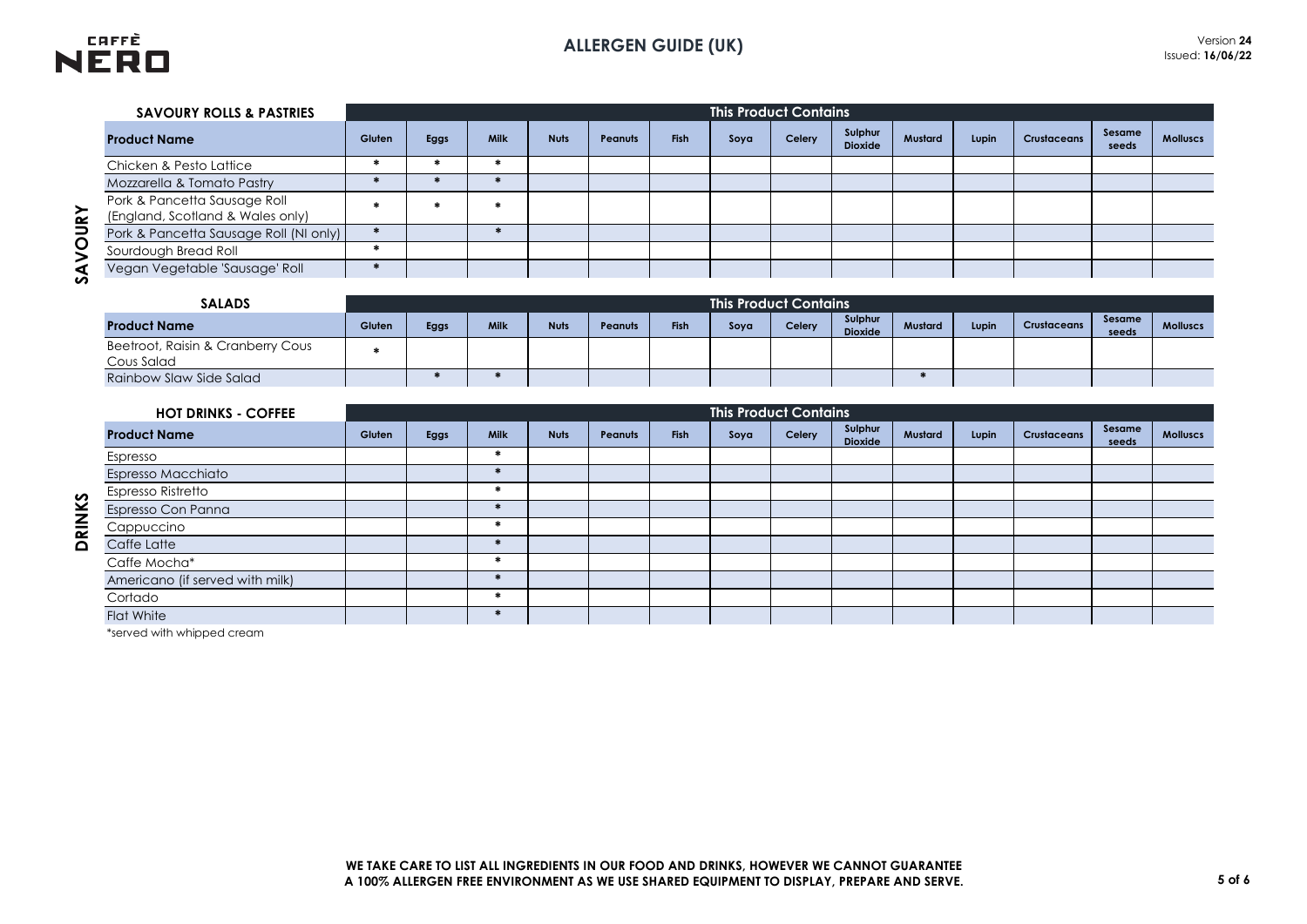# ALLERGEN GUIDE (UK)

Version **24**
Issued: **16/06/22**

## SAVOURY

| SAVOURY ROLLS & PASTRIES | This Product Contains | | | | | | | | | | | | | |
|---|---|---|---|---|---|---|---|---|---|---|---|---|---|---|
| **Product Name** | Gluten | Eggs | Milk | Nuts | Peanuts | Fish | Soya | Celery | Sulphur Dioxide | Mustard | Lupin | Crustaceans | Sesame seeds | Molluscs |
| Chicken & Pesto Lattice | * | * | * | | | | | | | | | | | |
| Mozzarella & Tomato Pastry | * | * | * | | | | | | | | | | | |
| Pork & Pancetta Sausage Roll (England, Scotland & Wales only) | * | * | * | | | | | | | | | | | |
| Pork & Pancetta Sausage Roll (NI only) | * | | * | | | | | | | | | | | |
| Sourdough Bread Roll | * | | | | | | | | | | | | | |
| Vegan Vegetable 'Sausage' Roll | * | | | | | | | | | | | | | |

| SALADS | This Product Contains | | | | | | | | | | | | | |
|---|---|---|---|---|---|---|---|---|---|---|---|---|---|---|
| **Product Name** | Gluten | Eggs | Milk | Nuts | Peanuts | Fish | Soya | Celery | Sulphur Dioxide | Mustard | Lupin | Crustaceans | Sesame seeds | Molluscs |
| Beetroot, Raisin & Cranberry Cous Cous Salad | * | | | | | | | | | | | | | |
| Rainbow Slaw Side Salad | | * | * | | | | | | | * | | | | |

## DRINKS

| HOT DRINKS - COFFEE | This Product Contains | | | | | | | | | | | | | |
|---|---|---|---|---|---|---|---|---|---|---|---|---|---|---|
| **Product Name** | Gluten | Eggs | Milk | Nuts | Peanuts | Fish | Soya | Celery | Sulphur Dioxide | Mustard | Lupin | Crustaceans | Sesame seeds | Molluscs |
| Espresso | | | * | | | | | | | | | | | |
| Espresso Macchiato | | | * | | | | | | | | | | | |
| Espresso Ristretto | | | * | | | | | | | | | | | |
| Espresso Con Panna | | | * | | | | | | | | | | | |
| Cappuccino | | | * | | | | | | | | | | | |
| Caffe Latte | | | * | | | | | | | | | | | |
| Caffe Mocha* | | | * | | | | | | | | | | | |
| Americano (if served with milk) | | | * | | | | | | | | | | | |
| Cortado | | | * | | | | | | | | | | | |
| Flat White | | | * | | | | | | | | | | | |

*served with whipped cream

**WE TAKE CARE TO LIST ALL INGREDIENTS IN OUR FOOD AND DRINKS, HOWEVER WE CANNOT GUARANTEE A 100% ALLERGEN FREE ENVIRONMENT AS WE USE SHARED EQUIPMENT TO DISPLAY, PREPARE AND SERVE.**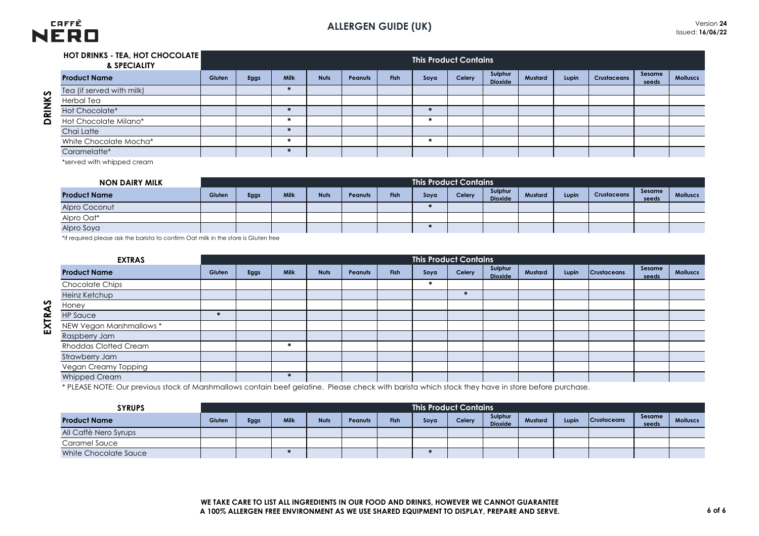# ALLERGEN GUIDE (UK)

Version **24**
Issued: **16/06/22**

## DRINKS

| HOT DRINKS - TEA, HOT CHOCOLATE & SPECIALITY | This Product Contains | | | | | | | | | | | | | |
|---|---|---|---|---|---|---|---|---|---|---|---|---|---|---|
| **Product Name** | Gluten | Eggs | Milk | Nuts | Peanuts | Fish | Soya | Celery | Sulphur Dioxide | Mustard | Lupin | Crustaceans | Sesame seeds | Molluscs |
| Tea (if served with milk) | | | * | | | | | | | | | | | |
| Herbal Tea | | | | | | | | | | | | | | |
| Hot Chocolate* | | | * | | | | * | | | | | | | |
| Hot Chocolate Milano* | | | * | | | | * | | | | | | | |
| Chai Latte | | | * | | | | | | | | | | | |
| White Chocolate Mocha* | | | * | | | | * | | | | | | | |
| Caramelatte* | | | * | | | | | | | | | | | |

*served with whipped cream

| NON DAIRY MILK | This Product Contains | | | | | | | | | | | | | |
|---|---|---|---|---|---|---|---|---|---|---|---|---|---|---|
| **Product Name** | Gluten | Eggs | Milk | Nuts | Peanuts | Fish | Soya | Celery | Sulphur Dioxide | Mustard | Lupin | Crustaceans | Sesame seeds | Molluscs |
| Alpro Coconut | | | | | | | * | | | | | | | |
| Alpro Oat* | | | | | | | | | | | | | | |
| Alpro Soya | | | | | | | * | | | | | | | |

*if required please ask the barista to confirm Oat milk in the store is Gluten free

## EXTRAS

| EXTRAS | This Product Contains | | | | | | | | | | | | | |
|---|---|---|---|---|---|---|---|---|---|---|---|---|---|---|
| **Product Name** | Gluten | Eggs | Milk | Nuts | Peanuts | Fish | Soya | Celery | Sulphur Dioxide | Mustard | Lupin | Crustaceans | Sesame seeds | Molluscs |
| Chocolate Chips | | | | | | | * | | | | | | | |
| Heinz Ketchup | | | | | | | | * | | | | | | |
| Honey | | | | | | | | | | | | | | |
| HP Sauce | * | | | | | | | | | | | | | |
| NEW Vegan Marshmallows * | | | | | | | | | | | | | | |
| Raspberry Jam | | | | | | | | | | | | | | |
| Rhoddas Clotted Cream | | | * | | | | | | | | | | | |
| Strawberry Jam | | | | | | | | | | | | | | |
| Vegan Creamy Topping | | | | | | | | | | | | | | |
| Whipped Cream | | | * | | | | | | | | | | | |

* PLEASE NOTE: Our previous stock of Marshmallows contain beef gelatine. Please check with barista which stock they have in store before purchase.

| SYRUPS | This Product Contains | | | | | | | | | | | | | |
|---|---|---|---|---|---|---|---|---|---|---|---|---|---|---|
| **Product Name** | Gluten | Eggs | Milk | Nuts | Peanuts | Fish | Soya | Celery | Sulphur Dioxide | Mustard | Lupin | Crustaceans | Sesame seeds | Molluscs |
| All Caffè Nero Syrups | | | | | | | | | | | | | | |
| Caramel Sauce | | | | | | | | | | | | | | |
| White Chocolate Sauce | | | * | | | | * | | | | | | | |

**WE TAKE CARE TO LIST ALL INGREDIENTS IN OUR FOOD AND DRINKS, HOWEVER WE CANNOT GUARANTEE A 100% ALLERGEN FREE ENVIRONMENT AS WE USE SHARED EQUIPMENT TO DISPLAY, PREPARE AND SERVE.**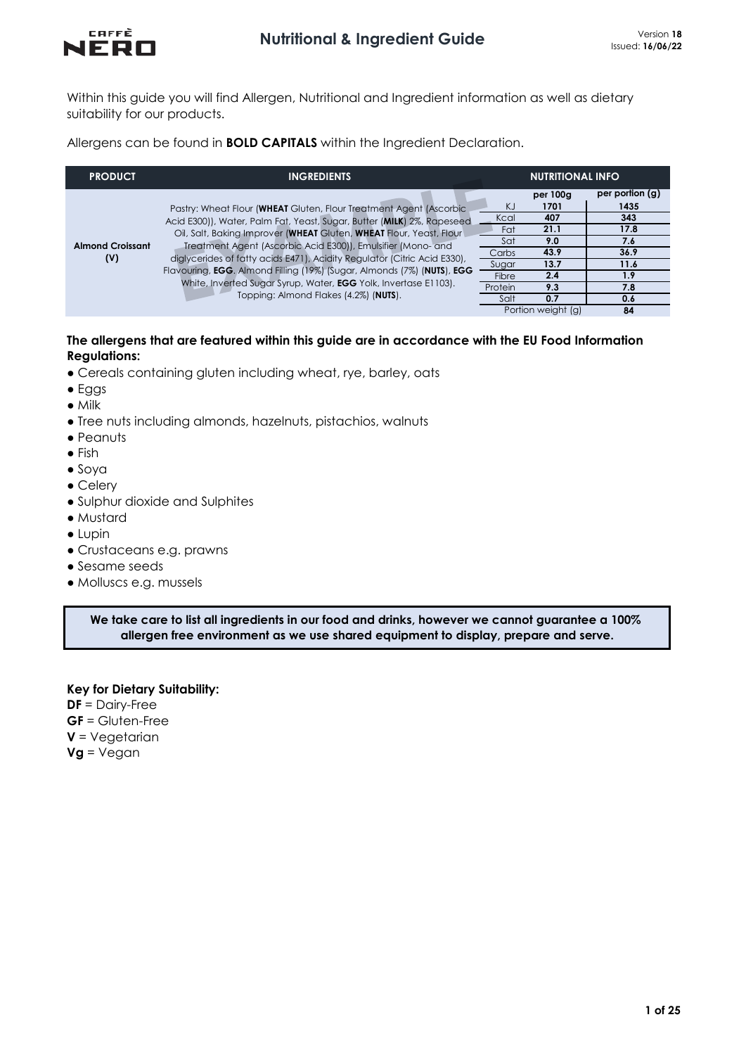Within this guide you will find Allergen, Nutritional and Ingredient information as well as dietary suitability for our products.

Allergens can be found in **BOLD CAPITALS** within the Ingredient Declaration.

| PRODUCT | INGREDIENTS | NUTRITIONAL INFO | | |
|---|---|---|---|---|
| | | | per 100g | per portion (g) |
| **Almond Croissant (V)** | Pastry: Wheat Flour (**WHEAT** Gluten, Flour Treatment Agent (Ascorbic Acid E300)), Water, Palm Fat, Yeast, Sugar, Butter (**MILK**) 2%, Rapeseed Oil, Salt, Baking Improver (**WHEAT** Gluten, **WHEAT** Flour, Yeast, Flour Treatment Agent (Ascorbic Acid E300)), Emulsifier (Mono- and diglycerides of fatty acids E471), Acidity Regulator (Citric Acid E330), Flavouring, **EGG**. Almond Filling (19%) (Sugar, Almonds (7%) (**NUTS**), **EGG** White, Inverted Sugar Syrup, Water, **EGG** Yolk, Invertase E1103). Topping: Almond Flakes (4.2%) (**NUTS**). | KJ | 1701 | 1435 |
| | | Kcal | 407 | 343 |
| | | Fat | 21.1 | 17.8 |
| | | Sat | 9.0 | 7.6 |
| | | Carbs | 43.9 | 36.9 |
| | | Sugar | 13.7 | 11.6 |
| | | Fibre | 2.4 | 1.9 |
| | | Protein | 9.3 | 7.8 |
| | | Salt | 0.7 | 0.6 |
| | | Portion weight (g) | | 84 |

**The allergens that are featured within this guide are in accordance with the EU Food Information Regulations:**

- Cereals containing gluten including wheat, rye, barley, oats
- Eggs
- Milk
- Tree nuts including almonds, hazelnuts, pistachios, walnuts
- Peanuts
- Fish
- Soya
- Celery
- Sulphur dioxide and Sulphites
- Mustard
- Lupin
- Crustaceans e.g. prawns
- Sesame seeds
- Molluscs e.g. mussels

**We take care to list all ingredients in our food and drinks, however we cannot guarantee a 100% allergen free environment as we use shared equipment to display, prepare and serve.**

**Key for Dietary Suitability:**

**DF** = Dairy-Free
**GF** = Gluten-Free
**V** = Vegetarian
**Vg** = Vegan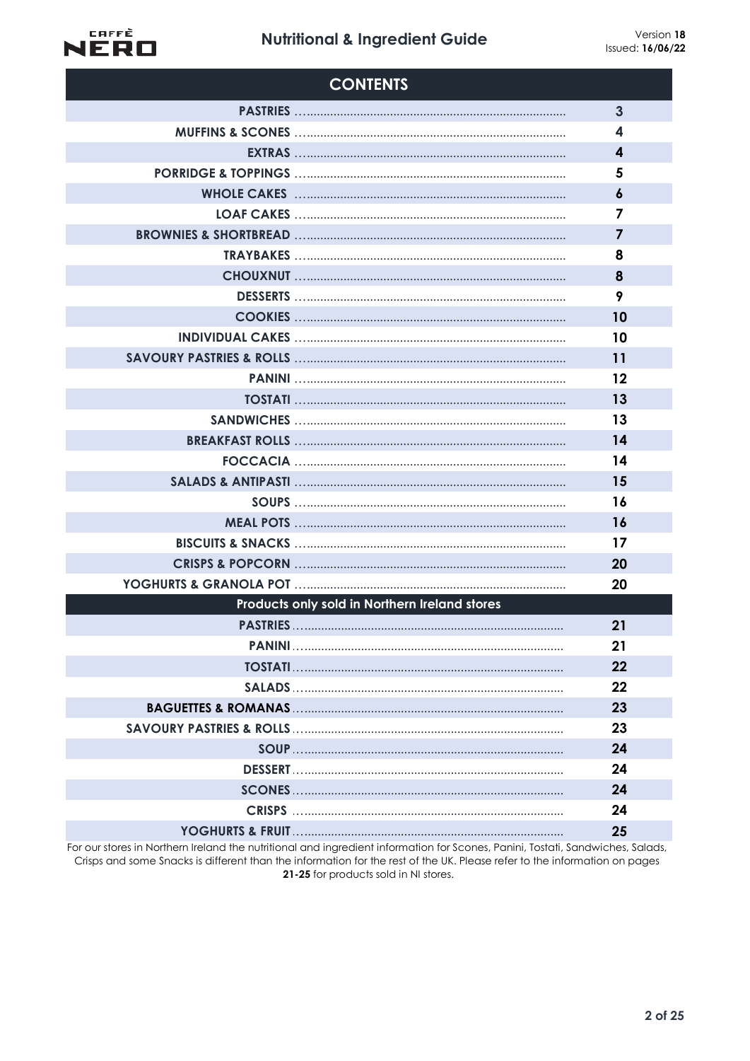## CONTENTS

| Section | Page |
|---|---|
| PASTRIES | 3 |
| MUFFINS & SCONES | 4 |
| EXTRAS | 4 |
| PORRIDGE & TOPPINGS | 5 |
| WHOLE CAKES | 6 |
| LOAF CAKES | 7 |
| BROWNIES & SHORTBREAD | 7 |
| TRAYBAKES | 8 |
| CHOUXNUT | 8 |
| DESSERTS | 9 |
| COOKIES | 10 |
| INDIVIDUAL CAKES | 10 |
| SAVOURY PASTRIES & ROLLS | 11 |
| PANINI | 12 |
| TOSTATI | 13 |
| SANDWICHES | 13 |
| BREAKFAST ROLLS | 14 |
| FOCCACIA | 14 |
| SALADS & ANTIPASTI | 15 |
| SOUPS | 16 |
| MEAL POTS | 16 |
| BISCUITS & SNACKS | 17 |
| CRISPS & POPCORN | 20 |
| YOGHURTS & GRANOLA POT | 20 |
| **Products only sold in Northern Ireland stores** | |
| PASTRIES | 21 |
| PANINI | 21 |
| TOSTATI | 22 |
| SALADS | 22 |
| BAGUETTES & ROMANAS | 23 |
| SAVOURY PASTRIES & ROLLS | 23 |
| SOUP | 24 |
| DESSERT | 24 |
| SCONES | 24 |
| CRISPS | 24 |
| YOGHURTS & FRUIT | 25 |

For our stores in Northern Ireland the nutritional and ingredient information for Scones, Panini, Tostati, Sandwiches, Salads, Crisps and some Snacks is different than the information for the rest of the UK. Please refer to the information on pages **21-25** for products sold in NI stores.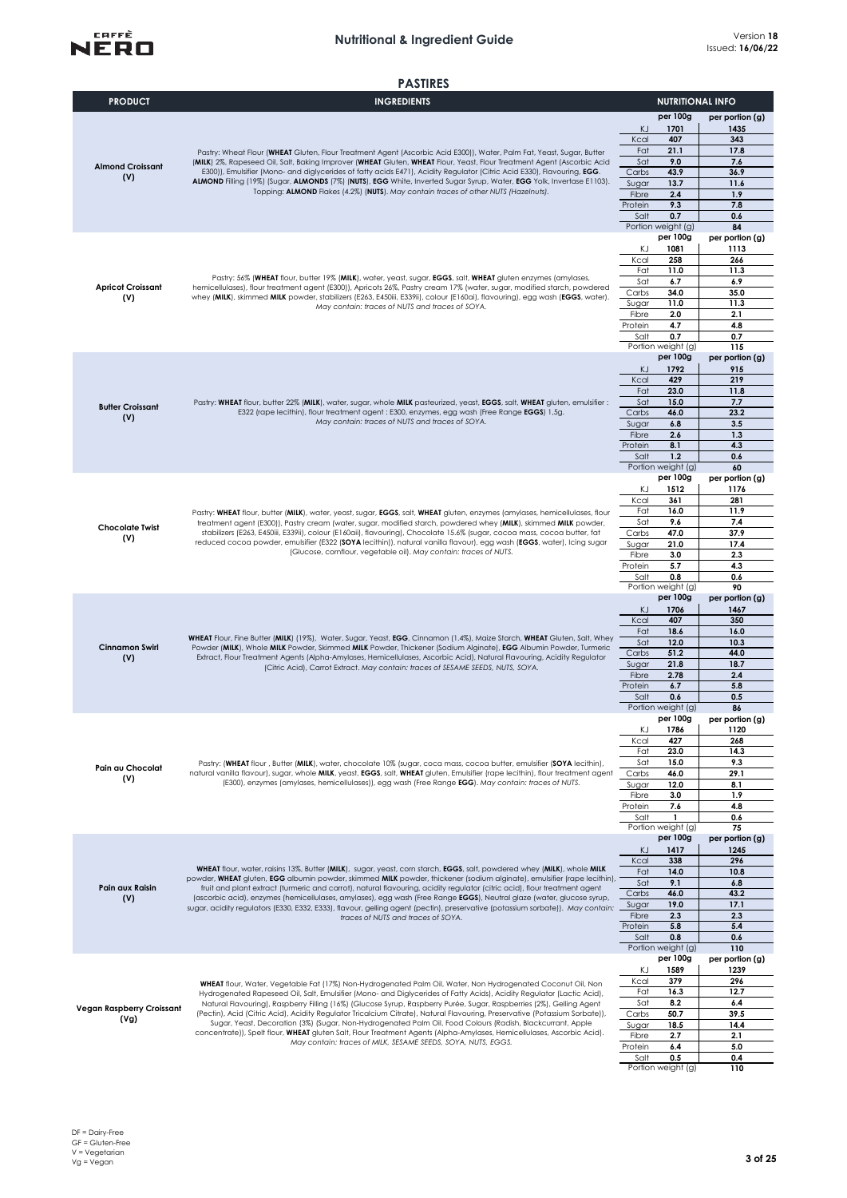# Nutritional & Ingredient Guide

Version **18**
Issued: **16/06/22**

## PASTIRES

| PRODUCT | INGREDIENTS | NUTRITIONAL INFO | per 100g | per portion (g) |
|---|---|---|---|---|
| **Almond Croissant (V)** | Pastry: Wheat Flour (**WHEAT** Gluten, Flour Treatment Agent (Ascorbic Acid E300)), Water, Palm Fat, Yeast, Sugar, Butter (**MILK**) 2%, Rapeseed Oil, Salt, Baking Improver (**WHEAT** Gluten, **WHEAT** Flour, Yeast, Flour Treatment Agent (Ascorbic Acid E300)), Emulsifier (Mono- and diglycerides of fatty acids E471), Acidity Regulator (Citric Acid E330), Flavouring, **EGG**. **ALMOND** Filling (19%) (Sugar, **ALMONDS** (7%) (**NUTS**), **EGG** White, Inverted Sugar Syrup, Water, **EGG** Yolk, Invertase E1103). Topping: **ALMOND** Flakes (4.2%) (**NUTS**). *May contain traces of other NUTS (Hazelnuts).* | KJ | 1701 | 1435 |
| | | Kcal | 407 | 343 |
| | | Fat | 21.1 | 17.8 |
| | | Sat | 9.0 | 7.6 |
| | | Carbs | 43.9 | 36.9 |
| | | Sugar | 13.7 | 11.6 |
| | | Fibre | 2.4 | 1.9 |
| | | Protein | 9.3 | 7.8 |
| | | Salt | 0.7 | 0.6 |
| | | Portion weight (g) | | 84 |
| **Apricot Croissant (V)** | Pastry: 56% (**WHEAT** flour, butter 19% (**MILK**), water, yeast, sugar, **EGGS**, salt, **WHEAT** gluten enzymes (amylases, hemicellulases), flour treatment agent (E300)), Apricots 26%, Pastry cream 17% (water, sugar, modified starch, powdered whey (**MILK**), skimmed **MILK** powder, stabilizers (E263, E450iii, E339ii), colour (E160ai), flavouring), egg wash (**EGGS**, water). *May contain: traces of NUTS and traces of SOYA.* | KJ | 1081 | 1113 |
| | | Kcal | 258 | 266 |
| | | Fat | 11.0 | 11.3 |
| | | Sat | 6.7 | 6.9 |
| | | Carbs | 34.0 | 35.0 |
| | | Sugar | 11.0 | 11.3 |
| | | Fibre | 2.0 | 2.1 |
| | | Protein | 4.7 | 4.8 |
| | | Salt | 0.7 | 0.7 |
| | | Portion weight (g) | | 115 |
| **Butter Croissant (V)** | Pastry: **WHEAT** flour, butter 22% (**MILK**), water, sugar, whole **MILK** pasteurized, yeast, **EGGS**, salt, **WHEAT** gluten, emulsifier : E322 (rape lecithin), flour treatment agent : E300, enzymes, egg wash (Free Range **EGGS**) 1.5g. *May contain: traces of NUTS and traces of SOYA.* | KJ | 1792 | 915 |
| | | Kcal | 429 | 219 |
| | | Fat | 23.0 | 11.8 |
| | | Sat | 15.0 | 7.7 |
| | | Carbs | 46.0 | 23.2 |
| | | Sugar | 6.8 | 3.5 |
| | | Fibre | 2.6 | 1.3 |
| | | Protein | 8.1 | 4.3 |
| | | Salt | 1.2 | 0.6 |
| | | Portion weight (g) | | 60 |
| **Chocolate Twist (V)** | Pastry: **WHEAT** flour, butter (**MILK**), water, yeast, sugar, **EGGS**, salt, **WHEAT** gluten, enzymes (amylases, hemicellulases, flour treatment agent (E300)), Pastry cream (water, sugar, modified starch, powdered whey (**MILK**), skimmed **MILK** powder, stabilizers (E263, E450iii, E339ii), colour (E160aii), flavouring), Chocolate 15.6% (sugar, cocoa mass, cocoa butter, fat reduced cocoa powder, emulsifier (E322 (**SOYA** lecithin)), natural vanilla flavour), egg wash (**EGGS**, water), Icing sugar (Glucose, cornflour, vegetable oil). *May contain: traces of NUTS.* | KJ | 1512 | 1176 |
| | | Kcal | 361 | 281 |
| | | Fat | 16.0 | 11.9 |
| | | Sat | 9.6 | 7.4 |
| | | Carbs | 47.0 | 37.9 |
| | | Sugar | 21.0 | 17.4 |
| | | Fibre | 3.0 | 2.3 |
| | | Protein | 5.7 | 4.3 |
| | | Salt | 0.8 | 0.6 |
| | | Portion weight (g) | | 90 |
| **Cinnamon Swirl (V)** | **WHEAT** Flour, Fine Butter (**MILK**) (19%), Water, Sugar, Yeast, **EGG**, Cinnamon (1.4%), Maize Starch, **WHEAT** Gluten, Salt, Whey Powder (**MILK**), Whole **MILK** Powder, Skimmed **MILK** Powder, Thickener (Sodium Alginate), **EGG** Albumin Powder, Turmeric Extract, Flour Treatment Agents (Alpha-Amylases, Hemicellulases, Ascorbic Acid), Natural Flavouring, Acidity Regulator (Citric Acid), Carrot Extract. *May contain: traces of SESAME SEEDS, NUTS, SOYA.* | KJ | 1706 | 1467 |
| | | Kcal | 407 | 350 |
| | | Fat | 18.6 | 16.0 |
| | | Sat | 12.0 | 10.3 |
| | | Carbs | 51.2 | 44.0 |
| | | Sugar | 21.8 | 18.7 |
| | | Fibre | 2.78 | 2.4 |
| | | Protein | 6.7 | 5.8 |
| | | Salt | 0.6 | 0.5 |
| | | Portion weight (g) | | 86 |
| **Pain au Chocolat (V)** | Pastry: (**WHEAT** flour , Butter (**MILK**), water, chocolate 10% (sugar, coca mass, cocoa butter, emulsifier (**SOYA** lecithin), natural vanilla flavour), sugar, whole **MILK**, yeast, **EGGS**, salt, **WHEAT** gluten, Emulsifier (rape lecithin), flour treatment agent (E300), enzymes (amylases, hemicellulases)), egg wash (Free Range **EGG**). *May contain: traces of NUTS.* | KJ | 1786 | 1120 |
| | | Kcal | 427 | 268 |
| | | Fat | 23.0 | 14.3 |
| | | Sat | 15.0 | 9.3 |
| | | Carbs | 46.0 | 29.1 |
| | | Sugar | 12.0 | 8.1 |
| | | Fibre | 3.0 | 1.9 |
| | | Protein | 7.6 | 4.8 |
| | | Salt | 1 | 0.6 |
| | | Portion weight (g) | | 75 |
| **Pain aux Raisin (V)** | **WHEAT** flour, water, raisins 13%, Butter (**MILK**), sugar, yeast, corn starch, **EGGS**, salt, powdered whey (**MILK**), whole **MILK** powder, **WHEAT** gluten, **EGG** albumin powder, skimmed **MILK** powder, thickener (sodium alginate), emulsifier (rape lecithin), fruit and plant extract (turmeric and carrot), natural flavouring, acidity regulator (citric acid), flour treatment agent (ascorbic acid), enzymes (hemicellulases, amylases), egg wash (Free Range **EGGS**), Neutral glaze (water, glucose syrup, sugar, acidity regulators (E330, E332, E333), flavour, gelling agent (pectin), preservative (potassium sorbate)). *May contain: traces of NUTS and traces of SOYA.* | KJ | 1417 | 1245 |
| | | Kcal | 338 | 296 |
| | | Fat | 14.0 | 10.8 |
| | | Sat | 9.1 | 6.8 |
| | | Carbs | 46.0 | 43.2 |
| | | Sugar | 19.0 | 17.1 |
| | | Fibre | 2.3 | 2.3 |
| | | Protein | 5.8 | 5.4 |
| | | Salt | 0.8 | 0.6 |
| | | Portion weight (g) | | 110 |
| **Vegan Raspberry Croissant (Vg)** | **WHEAT** flour, Water, Vegetable Fat (17%) Non-Hydrogenated Palm Oil, Water, Non Hydrogenated Coconut Oil, Non Hydrogenated Rapeseed Oil, Salt, Emulsifier (Mono- and Diglycerides of Fatty Acids), Acidity Regulator (Lactic Acid), Natural Flavouring), Raspberry Filling (16%) (Glucose Syrup, Raspberry Purée, Sugar, Raspberries (2%), Gelling Agent (Pectin), Acid (Citric Acid), Acidity Regulator Tricalcium Citrate), Natural Flavouring, Preservative (Potassium Sorbate)), Sugar, Yeast, Decoration (3%) (Sugar, Non-Hydrogenated Palm Oil, Food Colours (Radish, Blackcurrant, Apple concentrate)), Spelt flour, **WHEAT** gluten Salt, Flour Treatment Agents (Alpha-Amylases, Hemicellulases, Ascorbic Acid). *May contain: traces of MILK, SESAME SEEDS, SOYA, NUTS, EGGS.* | KJ | 1589 | 1239 |
| | | Kcal | 379 | 296 |
| | | Fat | 16.3 | 12.7 |
| | | Sat | 8.2 | 6.4 |
| | | Carbs | 50.7 | 39.5 |
| | | Sugar | 18.5 | 14.4 |
| | | Fibre | 2.7 | 2.1 |
| | | Protein | 6.4 | 5.0 |
| | | Salt | 0.5 | 0.4 |
| | | Portion weight (g) | | 110 |

DF = Dairy-Free
GF = Gluten-Free
V = Vegetarian
Vg = Vegan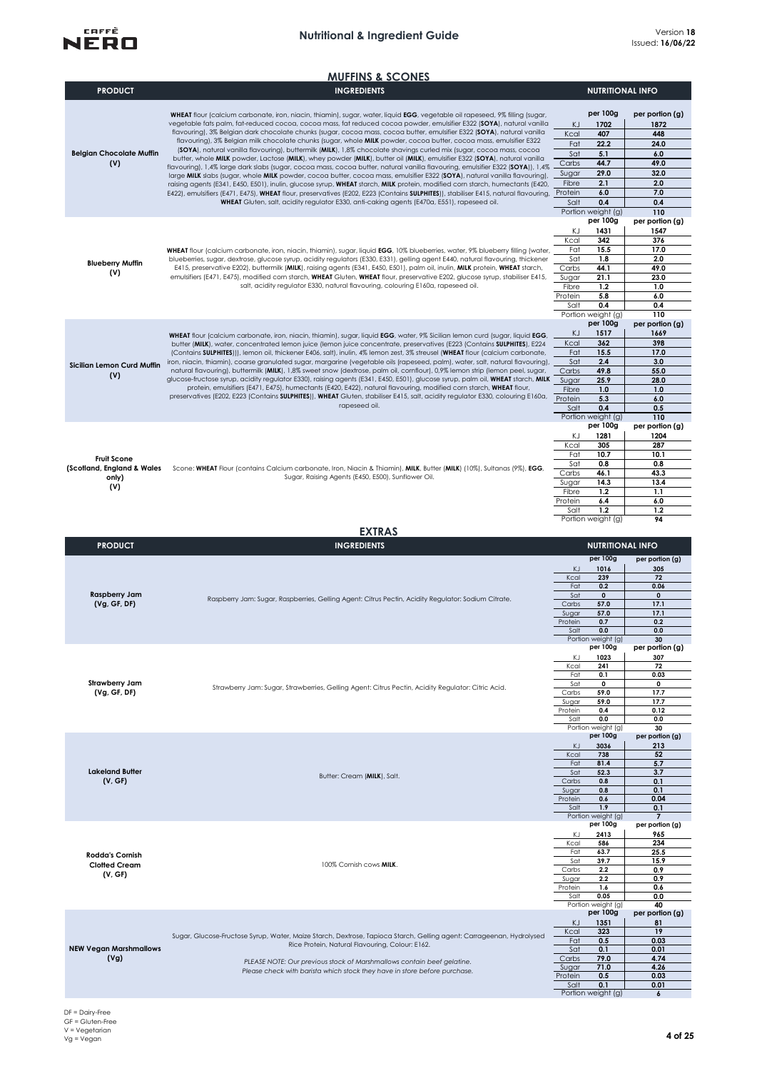## MUFFINS & SCONES

| PRODUCT | INGREDIENTS | NUTRITIONAL INFO | per 100g | per portion (g) |
|---|---|---|---|---|
| **Belgian Chocolate Muffin (V)** | **WHEAT** flour (calcium carbonate, iron, niacin, thiamin), sugar, water, liquid **EGG**, vegetable oil rapeseed, 9% filling (sugar, vegetable fats palm, fat-reduced cocoa, cocoa mass, fat reduced cocoa powder, emulsifier E322 (**SOYA**), natural vanilla flavouring), 3% Belgian dark chocolate chunks (sugar, cocoa mass, cocoa butter, emulsifier E322 (**SOYA**), natural vanilla flavouring), 3% Belgian milk chocolate chunks (sugar, whole **MILK** powder, cocoa butter, cocoa mass, emulsifier E322 (**SOYA**), natural vanilla flavouring), buttermilk (**MILK**), 1,8% chocolate shavings curled mix (sugar, cocoa mass, cocoa butter, whole **MILK** powder, Lactose (**MILK**), whey powder (**MILK**), butter oil (**MILK**), emulsifier E322 (**SOYA**), natural vanilla flavouring), 1,4% large dark slabs (sugar, cocoa mass, cocoa butter, natural vanilla flavouring, emulsifier E322 (**SOYA**)), 1,4% large **MILK** slabs (sugar, whole **MILK** powder, cocoa butter, cocoa mass, emulsifier E322 (**SOYA**), natural vanilla flavouring), raising agents (E341, E450, E501), inulin, glucose syrup, **WHEAT** starch, **MILK** protein, modified corn starch, humectants (E420, E422), emulsifiers (E471, E475), **WHEAT** flour, preservatives (E202, E223 (Contains **SULPHITES**)), stabiliser E415, natural flavouring, **WHEAT** Gluten, salt, acidity regulator E330, anti-caking agents (E470a, E551), rapeseed oil. | KJ | 1702 | 1872 |
| | | Kcal | 407 | 448 |
| | | Fat | 22.2 | 24.0 |
| | | Sat | 5.1 | 6.0 |
| | | Carbs | 44.7 | 49.0 |
| | | Sugar | 29.0 | 32.0 |
| | | Fibre | 2.1 | 2.0 |
| | | Protein | 6.0 | 7.0 |
| | | Salt | 0.4 | 0.4 |
| | | Portion weight (g) | | 110 |
| **Blueberry Muffin (V)** | **WHEAT** flour (calcium carbonate, iron, niacin, thiamin), sugar, liquid **EGG**, 10% blueberries, water, 9% blueberry filling (water, blueberries, sugar, dextrose, glucose syrup, acidity regulators (E330, E331), gelling agent E440, natural flavouring, thickener E415, preservative E202), buttermilk (**MILK**), raising agents (E341, E450, E501), palm oil, inulin, **MILK** protein, **WHEAT** starch, emulsifiers (E471, E475), modified corn starch, **WHEAT** Gluten, **WHEAT** flour, preservative E202, glucose syrup, stabiliser E415, salt, acidity regulator E330, natural flavouring, colouring E160a, rapeseed oil. | KJ | 1431 | 1547 |
| | | Kcal | 342 | 376 |
| | | Fat | 15.5 | 17.0 |
| | | Sat | 1.8 | 2.0 |
| | | Carbs | 44.1 | 49.0 |
| | | Sugar | 21.1 | 23.0 |
| | | Fibre | 1.2 | 1.0 |
| | | Protein | 5.8 | 6.0 |
| | | Salt | 0.4 | 0.4 |
| | | Portion weight (g) | | 110 |
| **Sicilian Lemon Curd Muffin (V)** | **WHEAT** flour (calcium carbonate, iron, niacin, thiamin), sugar, liquid **EGG**, water, 9% Sicilian lemon curd (sugar, liquid **EGG**, butter (**MILK**), water, concentrated lemon juice (lemon juice concentrate, preservatives (E223 (Contains **SULPHITES**), E224 (Contains **SULPHITES**))), lemon oil, thickener E406, salt), inulin, 4% lemon zest, 3% streusel (**WHEAT** flour (calcium carbonate, iron, niacin, thiamin), coarse granulated sugar, margarine (vegetable oils (rapeseed, palm), water, salt, natural flavouring), natural flavouring), buttermilk (**MILK**), 1,8% sweet snow (dextrose, palm oil, cornflour), 0,9% lemon strip (lemon peel, sugar, glucose-fructose syrup, acidity regulator E330), raising agents (E341, E450, E501), glucose syrup, palm oil, **WHEAT** starch, **MILK** protein, emulsifiers (E471, E475), humectants (E420, E422), natural flavouring, modified corn starch, **WHEAT** flour, preservatives (E202, E223 (Contains **SULPHITES**)), **WHEAT** Gluten, stabiliser E415, salt, acidity regulator E330, colouring E160a, rapeseed oil. | KJ | 1517 | 1669 |
| | | Kcal | 362 | 398 |
| | | Fat | 15.5 | 17.0 |
| | | Sat | 2.4 | 3.0 |
| | | Carbs | 49.8 | 55.0 |
| | | Sugar | 25.9 | 28.0 |
| | | Fibre | 1.0 | 1.0 |
| | | Protein | 5.3 | 6.0 |
| | | Salt | 0.4 | 0.5 |
| | | Portion weight (g) | | 110 |
| **Fruit Scone (Scotland, England & Wales only) (V)** | Scone: **WHEAT** Flour (contains Calcium carbonate, Iron, Niacin & Thiamin), **MILK**, Butter (**MILK**) (10%), Sultanas (9%), **EGG**, Sugar, Raising Agents (E450, E500), Sunflower Oil. | KJ | 1281 | 1204 |
| | | Kcal | 305 | 287 |
| | | Fat | 10.7 | 10.1 |
| | | Sat | 0.8 | 0.8 |
| | | Carbs | 46.1 | 43.3 |
| | | Sugar | 14.3 | 13.4 |
| | | Fibre | 1.2 | 1.1 |
| | | Protein | 6.4 | 6.0 |
| | | Salt | 1.2 | 1.2 |
| | | Portion weight (g) | | 94 |

## EXTRAS

| PRODUCT | INGREDIENTS | NUTRITIONAL INFO | per 100g | per portion (g) |
|---|---|---|---|---|
| **Raspberry Jam (Vg, GF, DF)** | Raspberry Jam: Sugar, Raspberries, Gelling Agent: Citrus Pectin, Acidity Regulator: Sodium Citrate. | KJ | 1016 | 305 |
| | | Kcal | 239 | 72 |
| | | Fat | 0.2 | 0.06 |
| | | Sat | 0 | 0 |
| | | Carbs | 57.0 | 17.1 |
| | | Sugar | 57.0 | 17.1 |
| | | Protein | 0.7 | 0.2 |
| | | Salt | 0.0 | 0.0 |
| | | Portion weight (g) | | 30 |
| **Strawberry Jam (Vg, GF, DF)** | Strawberry Jam: Sugar, Strawberries, Gelling Agent: Citrus Pectin, Acidity Regulator: Citric Acid. | KJ | 1023 | 307 |
| | | Kcal | 241 | 72 |
| | | Fat | 0.1 | 0.03 |
| | | Sat | 0 | 0 |
| | | Carbs | 59.0 | 17.7 |
| | | Sugar | 59.0 | 17.7 |
| | | Protein | 0.4 | 0.12 |
| | | Salt | 0.0 | 0.0 |
| | | Portion weight (g) | | 30 |
| **Lakeland Butter (V, GF)** | Butter: Cream (**MILK**), Salt. | KJ | 3036 | 213 |
| | | Kcal | 738 | 52 |
| | | Fat | 81.4 | 5.7 |
| | | Sat | 52.3 | 3.7 |
| | | Carbs | 0.8 | 0.1 |
| | | Sugar | 0.8 | 0.1 |
| | | Protein | 0.6 | 0.04 |
| | | Salt | 1.9 | 0.1 |
| | | Portion weight (g) | | 7 |
| **Rodda's Cornish Clotted Cream (V, GF)** | 100% Cornish cows **MILK**. | KJ | 2413 | 965 |
| | | Kcal | 586 | 234 |
| | | Fat | 63.7 | 25.5 |
| | | Sat | 39.7 | 15.9 |
| | | Carbs | 2.2 | 0.9 |
| | | Sugar | 2.2 | 0.9 |
| | | Protein | 1.6 | 0.6 |
| | | Salt | 0.05 | 0.0 |
| | | Portion weight (g) | | 40 |
| **NEW Vegan Marshmallows (Vg)** | Sugar, Glucose-Fructose Syrup, Water, Maize Starch, Dextrose, Tapioca Starch, Gelling agent: Carrageenan, Hydrolysed Rice Protein, Natural Flavouring, Colour: E162. *PLEASE NOTE: Our previous stock of Marshmallows contain beef gelatine. Please check with barista which stock they have in store before purchase.* | KJ | 1351 | 81 |
| | | Kcal | 323 | 19 |
| | | Fat | 0.5 | 0.03 |
| | | Sat | 0.1 | 0.01 |
| | | Carbs | 79.0 | 4.74 |
| | | Sugar | 71.0 | 4.26 |
| | | Protein | 0.5 | 0.03 |
| | | Salt | 0.1 | 0.01 |
| | | Portion weight (g) | | 6 |

DF = Dairy-Free
GF = Gluten-Free
V = Vegetarian
Vg = Vegan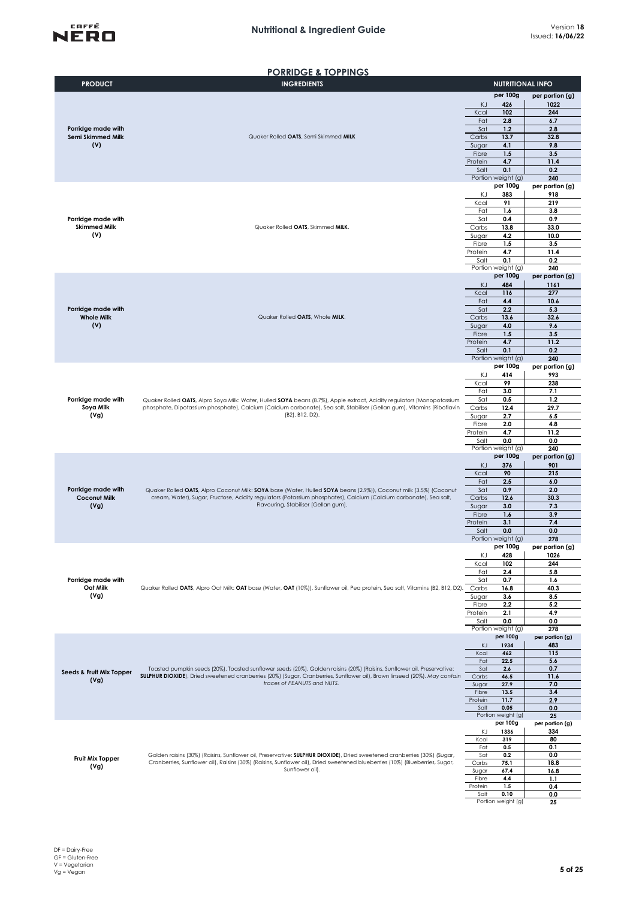## PORRIDGE & TOPPINGS

| PRODUCT | INGREDIENTS | NUTRITIONAL INFO | per 100g | per portion (g) |
|---|---|---|---|---|
| **Porridge made with Semi Skimmed Milk (V)** | Quaker Rolled **OATS**, Semi Skimmed **MILK** | KJ | 426 | 1022 |
| | | Kcal | 102 | 244 |
| | | Fat | 2.8 | 6.7 |
| | | Sat | 1.2 | 2.8 |
| | | Carbs | 13.7 | 32.8 |
| | | Sugar | 4.1 | 9.8 |
| | | Fibre | 1.5 | 3.5 |
| | | Protein | 4.7 | 11.4 |
| | | Salt | 0.1 | 0.2 |
| | | Portion weight (g) | | 240 |
| **Porridge made with Skimmed Milk (V)** | Quaker Rolled **OATS**, Skimmed **MILK**. | KJ | 383 | 918 |
| | | Kcal | 91 | 219 |
| | | Fat | 1.6 | 3.8 |
| | | Sat | 0.4 | 0.9 |
| | | Carbs | 13.8 | 33.0 |
| | | Sugar | 4.2 | 10.0 |
| | | Fibre | 1.5 | 3.5 |
| | | Protein | 4.7 | 11.4 |
| | | Salt | 0.1 | 0.2 |
| | | Portion weight (g) | | 240 |
| **Porridge made with Whole Milk (V)** | Quaker Rolled **OATS**, Whole **MILK**. | KJ | 484 | 1161 |
| | | Kcal | 116 | 277 |
| | | Fat | 4.4 | 10.6 |
| | | Sat | 2.2 | 5.3 |
| | | Carbs | 13.6 | 32.6 |
| | | Sugar | 4.0 | 9.6 |
| | | Fibre | 1.5 | 3.5 |
| | | Protein | 4.7 | 11.2 |
| | | Salt | 0.1 | 0.2 |
| | | Portion weight (g) | | 240 |
| **Porridge made with Soya Milk (Vg)** | Quaker Rolled **OATS**, Alpro Soya Milk: Water, Hulled **SOYA** beans (8.7%), Apple extract, Acidity regulators (Monopotassium phosphate, Dipotassium phosphate), Calcium (Calcium carbonate), Sea salt, Stabiliser (Gellan gum), Vitamins (Riboflavin (B2), B12, D2). | KJ | 414 | 993 |
| | | Kcal | 99 | 238 |
| | | Fat | 3.0 | 7.1 |
| | | Sat | 0.5 | 1.2 |
| | | Carbs | 12.4 | 29.7 |
| | | Sugar | 2.7 | 6.5 |
| | | Fibre | 2.0 | 4.8 |
| | | Protein | 4.7 | 11.2 |
| | | Salt | 0.0 | 0.0 |
| | | Portion weight (g) | | 240 |
| **Porridge made with Coconut Milk (Vg)** | Quaker Rolled **OATS**, Alpro Coconut Milk: **SOYA** base (Water, Hulled **SOYA** beans (2.9%)), Coconut milk (3.5%) (Coconut cream, Water), Sugar, Fructose, Acidity regulators (Potassium phosphates), Calcium (Calcium carbonate), Sea salt, Flavouring, Stabiliser (Gellan gum). | KJ | 376 | 901 |
| | | Kcal | 90 | 215 |
| | | Fat | 2.5 | 6.0 |
| | | Sat | 0.9 | 2.0 |
| | | Carbs | 12.6 | 30.3 |
| | | Sugar | 3.0 | 7.3 |
| | | Fibre | 1.6 | 3.9 |
| | | Protein | 3.1 | 7.4 |
| | | Salt | 0.0 | 0.0 |
| | | Portion weight (g) | | 278 |
| **Porridge made with Oat Milk (Vg)** | Quaker Rolled **OATS**, Alpro Oat Milk: **OAT** base (Water, **OAT** (10%)), Sunflower oil, Pea protein, Sea salt, Vitamins (B2, B12, D2). | KJ | 428 | 1026 |
| | | Kcal | 102 | 244 |
| | | Fat | 2.4 | 5.8 |
| | | Sat | 0.7 | 1.6 |
| | | Carbs | 16.8 | 40.3 |
| | | Sugar | 3.6 | 8.5 |
| | | Fibre | 2.2 | 5.2 |
| | | Protein | 2.1 | 4.9 |
| | | Salt | 0.0 | 0.0 |
| | | Portion weight (g) | | 278 |
| **Seeds & Fruit Mix Topper (Vg)** | Toasted pumpkin seeds (20%), Toasted sunflower seeds (20%), Golden raisins (20%) (Raisins, Sunflower oil, Preservative: **SULPHUR DIOXIDE**), Dried sweetened cranberries (20%) (Sugar, Cranberries, Sunflower oil), Brown linseed (20%). *May contain traces of PEANUTS and NUTS.* | KJ | 1934 | 483 |
| | | Kcal | 462 | 115 |
| | | Fat | 22.5 | 5.6 |
| | | Sat | 2.6 | 0.7 |
| | | Carbs | 46.5 | 11.6 |
| | | Sugar | 27.9 | 7.0 |
| | | Fibre | 13.5 | 3.4 |
| | | Protein | 11.7 | 2.9 |
| | | Salt | 0.05 | 0.0 |
| | | Portion weight (g) | | 25 |
| **Fruit Mix Topper (Vg)** | Golden raisins (30%) (Raisins, Sunflower oil, Preservative: **SULPHUR DIOXIDE**), Dried sweetened cranberries (30%) (Sugar, Cranberries, Sunflower oil), Raisins (30%) (Raisins, Sunflower oil), Dried sweetened blueberries (10%) (Blueberries, Sugar, Sunflower oil). | KJ | 1336 | 334 |
| | | Kcal | 319 | 80 |
| | | Fat | 0.5 | 0.1 |
| | | Sat | 0.2 | 0.0 |
| | | Carbs | 75.1 | 18.8 |
| | | Sugar | 67.4 | 16.8 |
| | | Fibre | 4.4 | 1.1 |
| | | Protein | 1.5 | 0.4 |
| | | Salt | 0.10 | 0.0 |
| | | Portion weight (g) | | 25 |

DF = Dairy-Free
GF = Gluten-Free
V = Vegetarian
Vg = Vegan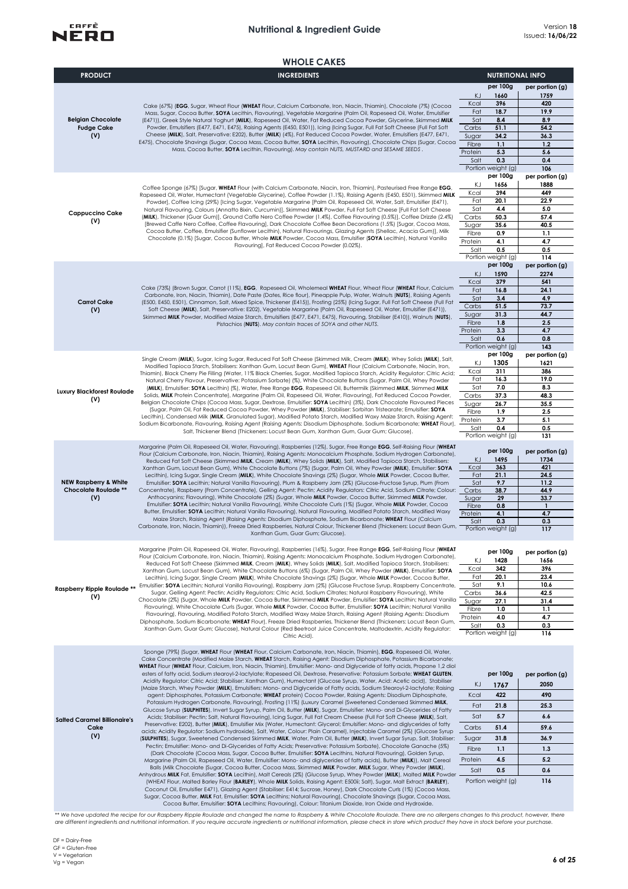## WHOLE CAKES

| PRODUCT | INGREDIENTS | NUTRITIONAL INFO | per 100g | per portion (g) |
|---|---|---|---|---|
| **Belgian Chocolate Fudge Cake (V)** | Cake (67%) [**EGG**, Sugar, Wheat Flour (**WHEAT** Flour, Calcium Carbonate, Iron, Niacin, Thiamin), Chocolate (7%) (Cocoa Mass, Sugar, Cocoa Butter, **SOYA** Lecithin, Flavouring), Vegetable Margarine (Palm Oil, Rapeseed Oil, Water, Emulsifier (E471)), Greek Style Natural Yoghurt (**MILK**), Rapeseed Oil, Water, Fat Reduced Cocoa Powder, Glycerine, Skimmed **MILK** Powder, Emulsifiers (E477, E471, E475), Raising Agents (E450, E501)), Icing (Icing Sugar, Full Fat Soft Cheese (Full Fat Soft Cheese (**MILK**), Salt, Preservative: E202), Butter (**MILK**) (4%), Fat Reduced Cocoa Powder, Water, Emulsifiers (E477, E471, E475), Chocolate Shavings (Sugar, Cocoa Mass, Cocoa Butter, **SOYA** Lecithin, Flavouring), Chocolate Chips (Sugar, Cocoa Mass, Cocoa Butter, **SOYA** Lecithin, Flavouring). *May contain NUTS, MUSTARD and SESAME SEEDS .* | KJ | 1660 | 1759 |
| | | Kcal | 396 | 420 |
| | | Fat | 18.7 | 19.9 |
| | | Sat | 8.4 | 8.9 |
| | | Carbs | 51.1 | 54.2 |
| | | Sugar | 34.2 | 36.3 |
| | | Fibre | 1.1 | 1.2 |
| | | Protein | 5.3 | 5.6 |
| | | Salt | 0.3 | 0.4 |
| | | Portion weight (g) | | 106 |
| **Cappuccino Cake (V)** | Coffee Sponge (67%) [Sugar, **WHEAT** Flour (with Calcium Carbonate, Niacin, Iron, Thiamin), Pasteurised Free Range **EGG**, Rapeseed Oil, Water, Humectant (Vegetable Glycerine), Coffee Powder (1.1%), Raising Agents (E450, E501), Skimmed **MILK** Powder], Coffee Icing (29%) [Icing Sugar, Vegetable Margarine (Palm Oil, Rapeseed Oil, Water, Salt, Emulsifier (E471), Natural Flavouring, Colours (Annatto Bixin, Curcumin)], Skimmed **MILK** Powder, Full Fat Soft Cheese [Full Fat Soft Cheese (**MILK**), Thickener (Guar Gum)], Ground Caffe Nero Coffee Powder (1.4%), Coffee Flavouring (0.5%)], Coffee Drizzle (2.4%) [Brewed Caffe Nero Coffee, Coffee Flavouring], Dark Chocolate Coffee Bean Decorations (1.5%) [Sugar, Cocoa Mass, Cocoa Butter, Coffee, Emulsifier (Sunflower Lecithin), Natural Flavourings, Glazing Agents (Shellac, Acacia Gum)], Milk Chocolate (0.1%) [Sugar, Cocoa Butter, Whole **MILK** Powder, Cocoa Mass, Emulsifier (**SOYA** Lecithin), Natural Vanilla Flavouring], Fat Reduced Cocoa Powder (0.02%). | KJ | 1656 | 1888 |
| | | Kcal | 394 | 449 |
| | | Fat | 20.1 | 22.9 |
| | | Sat | 4.4 | 5.0 |
| | | Carbs | 50.3 | 57.4 |
| | | Sugar | 35.6 | 40.5 |
| | | Fibre | 0.9 | 1.1 |
| | | Protein | 4.1 | 4.7 |
| | | Salt | 0.5 | 0.5 |
| | | Portion weight (g) | | 114 |
| **Carrot Cake (V)** | Cake (73%) [Brown Sugar, Carrot (11%), **EGG**, Rapeseed Oil, Wholemeal **WHEAT** Flour, Wheat Flour (**WHEAT** Flour, Calcium Carbonate, Iron, Niacin, Thiamin), Date Paste (Dates, Rice flour), Pineapple Pulp, Water, Walnuts (**NUTS**), Raising Agents (E500, E450, E501), Cinnamon, Salt, Mixed Spice, Thickener (E415)], Frosting (25%) [Icing Sugar, Full Fat Soft Cheese (Full Fat Soft Cheese (**MILK**), Salt, Preservative: E202), Vegetable Margarine (Palm Oil, Rapeseed Oil, Water, Emulsifier (E471)), Skimmed **MILK** Powder, Modified Maize Starch, Emulsifiers (E477, E471, E475), Stabiliser (E410)], Walnuts (**NUTS**), Pistachios (**NUTS**). *May contain traces of SOYA and other NUTS.* | KJ | 1590 | 2274 |
| | | Kcal | 379 | 541 |
| | | Fat | 16.8 | 24.1 |
| | | Sat | 3.4 | 4.9 |
| | | Carbs | 51.5 | 73.7 |
| | | Sugar | 31.3 | 44.7 |
| | | Fibre | 1.8 | 2.5 |
| | | Protein | 3.3 | 4.7 |
| | | Salt | 0.6 | 0.8 |
| | | Portion weight (g) | | 143 |
| **Luxury Blackforest Roulade (V)** | Single Cream (**MILK**), Sugar, Icing Sugar, Reduced Fat Soft Cheese (Skimmed Milk, Cream (**MILK**), Whey Solids (**MILK**), Salt, Modified Tapioca Starch, Stabilisers: Xanthan Gum, Locust Bean Gum), **WHEAT** Flour (Calcium Carbonate, Niacin, Iron, Thiamin), Black Cherry Pie Filling (Water, 11% Black Cherries, Sugar, Modified Tapioca Starch, Acidity Regulator: Citric Acid; Natural Cherry Flavour, Preservative: Potassium Sorbate) (%), White Chocolate Buttons (Sugar, Palm Oil, Whey Powder (**MILK**), Emulsifier: **SOYA** Lecithin) (%), Water, Free Range **EGG**, Rapeseed Oil, Buttermilk (Skimmed **MILK**, Skimmed **MILK** Solids, **MILK** Protein Concentrate), Margarine (Palm Oil, Rapeseed Oil, Water, Flavouring), Fat Reduced Cocoa Powder, Belgian Chocolate Chips (Cocoa Mass, Sugar, Dextrose, Emulsifier: **SOYA** Lecithin) (3%), Dark Chocolate Flavoured Pieces (Sugar, Palm Oil, Fat Reduced Cocoa Powder, Whey Powder (**MILK**), Stabiliser: Sorbitan Tristearate; Emulsifier: **SOYA** Lecithin), Condensed Milk (**MILK**, Granulated Sugar), Modified Potato Starch, Modified Waxy Maize Starch, Raising Agent: Sodium Bicarbonate, Flavouring, Raising Agent (Raising Agents: Disodium Diphosphate, Sodium Bicarbonate; **WHEAT** Flour), Salt, Thickener Blend (Thickeners: Locust Bean Gum, Xanthan Gum, Guar Gum; Glucose). | KJ | 1305 | 1621 |
| | | Kcal | 311 | 386 |
| | | Fat | 16.3 | 19.0 |
| | | Sat | 7.0 | 8.3 |
| | | Carbs | 37.3 | 48.3 |
| | | Sugar | 26.7 | 35.5 |
| | | Fibre | 1.9 | 2.5 |
| | | Protein | 3.7 | 5.1 |
| | | Salt | 0.4 | 0.5 |
| | | Portion weight (g) | | 131 |
| **NEW Raspberry & White Chocolate Roulade \*\* (V)** | Margarine (Palm Oil, Rapeseed Oil, Water, Flavouring), Raspberries (12%), Sugar, Free Range **EGG**, Self-Raising Flour (**WHEAT** Flour (Calcium Carbonate, Iron, Niacin, Thiamin), Raising Agents: Monocalcium Phosphate, Sodium Hydrogen Carbonate), Reduced Fat Soft Cheese (Skimmed **MILK**, Cream (**MILK**), Whey Solids (**MILK**), Salt, Modified Tapioca Starch, Stabilisers: Xanthan Gum, Locust Bean Gum), White Chocolate Buttons (7%) (Sugar, Palm Oil, Whey Powder (**MILK**), Emulsifier: **SOYA** Lecithin), Icing Sugar, Single Cream (**MILK**), White Chocolate Shavings (2%) (Sugar, Whole **MILK** Powder, Cocoa Butter, Emulsifier: **SOYA** Lecithin; Natural Vanilla Flavouring), Plum & Raspberry Jam (2%) (Glucose-Fructose Syrup, Plum (From Concentrate), Raspberry (From Concentrate), Gelling Agent: Pectin; Acidity Regulators: Citric Acid, Sodium Citrate; Colour: Anthocyanins; Flavouring), White Chocolate (2%) (Sugar, Whole **MILK** Powder, Cocoa Butter, Skimmed **MILK** Powder, Emulsifier: **SOYA** Lecithin; Natural Vanilla Flavouring), White Chocolate Curls (1%) (Sugar, Whole **MILK** Powder, Cocoa Butter, Emulsifier: **SOYA** Lecithin; Natural Vanilla Flavouring), Natural Flavouring, Modified Potato Starch, Modified Waxy Maize Starch, Raising Agent (Raising Agents: Disodium Diphosphate, Sodium Bicarbonate; **WHEAT** Flour (Calcium Carbonate, Iron, Niacin, Thiamin)), Freeze Dried Raspberries, Natural Colour, Thickener Blend (Thickeners: Locust Bean Gum, Xanthan Gum, Guar Gum; Glucose). | KJ | 1495 | 1734 |
| | | Kcal | 363 | 421 |
| | | Fat | 21.1 | 24.5 |
| | | Sat | 9.7 | 11.2 |
| | | Carbs | 38.7 | 44.9 |
| | | Sugar | 29 | 33.7 |
| | | Fibre | 0.8 | 1 |
| | | Protein | 4.1 | 4.7 |
| | | Salt | 0.3 | 0.3 |
| | | Portion weight (g) | | 117 |
| **Raspberry Ripple Roulade \*\* (V)** | Margarine (Palm Oil, Rapeseed Oil, Water, Flavouring), Raspberries (16%), Sugar, Free Range **EGG**, Self-Raising Flour (**WHEAT** Flour (Calcium Carbonate, Iron, Niacin, Thiamin), Raising Agents: Monocalcium Phosphate, Sodium Hydrogen Carbonate), Reduced Fat Soft Cheese (Skimmed **MILK**, Cream (**MILK**), Whey Solids (**MILK**), Salt, Modified Tapioca Starch, Stabilisers: Xanthan Gum, Locust Bean Gum), White Chocolate Buttons (6%) (Sugar, Palm Oil, Whey Powder (**MILK**), Emulsifier: **SOYA** Lecithin), Icing Sugar, Single Cream (**MILK**), White Chocolate Shavings (2%) (Sugar, Whole **MILK** Powder, Cocoa Butter, Emulsifier: **SOYA** Lecithin; Natural Vanilla Flavouring), Raspberry Jam (2%) (Glucose Fructose Syrup, Raspberry Concentrate, Sugar, Gelling Agent: Pectin; Acidity Regulators: Citric Acid, Sodium Citrates; Natural Raspberry Flavouring), White Chocolate (2%) (Sugar, Whole **MILK** Powder, Cocoa Butter, Skimmed **MILK** Powder, Emulsifier: **SOYA** Lecithin; Natural Vanilla Flavouring), White Chocolate Curls (Sugar, Whole **MILK** Powder, Cocoa Butter, Emulsifier: **SOYA** Lecithin; Natural Vanilla Flavouring), Flavouring, Modified Potato Starch, Modified Waxy Maize Starch, Raising Agent (Raising Agents: Disodium Diphosphate, Sodium Bicarbonate; **WHEAT** Flour), Freeze Dried Raspberries, Thickener Blend (Thickeners: Locust Bean Gum, Xanthan Gum, Guar Gum; Glucose), Natural Colour (Red Beetroot Juice Concentrate, Maltodextrin, Acidity Regulator: Citric Acid). | KJ | 1428 | 1656 |
| | | Kcal | 342 | 396 |
| | | Fat | 20.1 | 23.4 |
| | | Sat | 9.1 | 10.6 |
| | | Carbs | 36.6 | 42.5 |
| | | Sugar | 27.1 | 31.4 |
| | | Fibre | 1.0 | 1.1 |
| | | Protein | 4.0 | 4.7 |
| | | Salt | 0.3 | 0.3 |
| | | Portion weight (g) | | 116 |
| **Salted Caramel Billionaire's Cake (V)** | Sponge (79%) [Sugar, **WHEAT** Flour (**WHEAT** Flour, Calcium Carbonate, Iron, Niacin, Thiamin), **EGG**, Rapeseed Oil, Water, Cake Concentrate (Modified Maize Starch, **WHEAT** Starch, Raising Agent: Disodium Diphosphate, Potassium Bicarbonate; **WHEAT** Flour (**WHEAT** Flour, Calcium, Iron, Niacin, Thiamin), Emulsifier: Mono- and Diglyceride of fatty acids, Propane 1,2 diol esters of fatty acid, Sodium stearoyl-2-lactylate; Rapeseed Oil, Dextrose, Preservative: Potassium Sorbate; **WHEAT GLUTEN**, Acidity Regulator: Citric Acid; Stabiliser: Xanthan Gum), Humectant (Glucose Syrup, Water, Acid: Acetic acid), Stabiliser (Maize Starch, Whey Powder (**MILK**), Emulsifiers: Mono- and Diglyceride of Fatty acids, Sodium Stearoyl-2-lactylate; Raising agent: Diphosphates, Potassium Carbonate; **WHEAT** protein) Cocoa Powder, Raising Agents: Disodium Diphosphate, Potassium Hydrogen Carbonate, Flavouring], Frosting (11%) [Luxury Caramel (Sweetened Condensed Skimmed **MILK**, Glucose Syrup (**SULPHITES**), Invert Sugar Syrup, Palm Oil, Butter (**MILK**), Sugar, Emulsifier: Mono- and Di-Glycerides of Fatty Acids; Stabiliser: Pectin; Salt, Natural Flavouring), Icing Sugar, Full Fat Cream Cheese (Full Fat Soft Cheese (**MILK**), Salt, Preservative: E202), Butter (**MILK**), Emulsifier Mix (Water, Humectant: Glycerol; Emulsifier: Mono- and diglycerides of fatty acids; Acidity Regulator: Sodium hydroxide), Salt, Water, Colour: Plain Caramel), Injectable Caramel (2%) (Glucose Syrup (**SULPHITES**), Sugar, Sweetened Condensed Skimmed **MILK**, Water, Palm Oil, Butter (**MILK**), Invert Sugar Syrup, Salt, Stabiliser: Pectin; Emulsifier: Mono- and Di-Glycerides of Fatty Acids; Preservative: Potassium Sorbate), Chocolate Ganache (5%) (Dark Chocolate (Cocoa Mass, Sugar, Cocoa Butter, Emulsifier: **SOYA** Lecithins, Natural Flavouring), Golden Syrup, Margarine (Palm Oil, Rapeseed Oil, Water, Emulsifier: Mono- and diglycerides of fatty acids), Butter (**MILK**)), Malt Cereal Balls (Milk Chocolate (Sugar, Cocoa Butter, Cocoa Mass, Skimmed **MILK** Powder, **MILK** Sugar, Whey Powder (**MILK**), Anhydrous **MILK** Fat, Emulsifier: **SOYA** Lecithin), Malt Cereals (2%) (Glucose Syrup, Whey Powder (**MILK**), Malted **MILK** Powder (WHEAT Flour, Malted Barley Flour (**BARLEY**), Whole **MILK** Solids, Raising Agents: E500ii; Salt), Sugar, Malt Extract (**BARLEY**), Coconut Oil, Emulsifier E471), Glazing Agent (Stabiliser: E414; Sucrose, Honey), Dark Chocolate Curls (1%) (Cocoa Mass, Sugar, Cocoa Butter, **MILK** Fat, Emulsifier: **SOYA** Lecithins; Natural Flavouring), Chocolate Shavings (Sugar, Cocoa Mass, Cocoa Butter, Emulsifier: **SOYA** Lecithins; Flavouring), Colour: Titanium Dioxide, Iron Oxide and Hydroxide. | KJ | 1767 | 2050 |
| | | Kcal | 422 | 490 |
| | | Fat | 21.8 | 25.3 |
| | | Sat | 5.7 | 6.6 |
| | | Carbs | 51.4 | 59.6 |
| | | Sugar | 31.8 | 36.9 |
| | | Fibre | 1.1 | 1.3 |
| | | Protein | 4.5 | 5.2 |
| | | Salt | 0.5 | 0.6 |
| | | Portion weight (g) | | 116 |

*\*\* We have updated the recipe for our Raspberry Ripple Roulade and changed the name to Raspberry & White Chocolate Roulade. There are no allergens changes to this product, however, there are different ingredients and nutritional information. If you require accurate ingredients or nutritional information, please check in store which product they have in stock before your purchase.*

DF = Dairy-Free
GF = Gluten-Free
V = Vegetarian
Vg = Vegan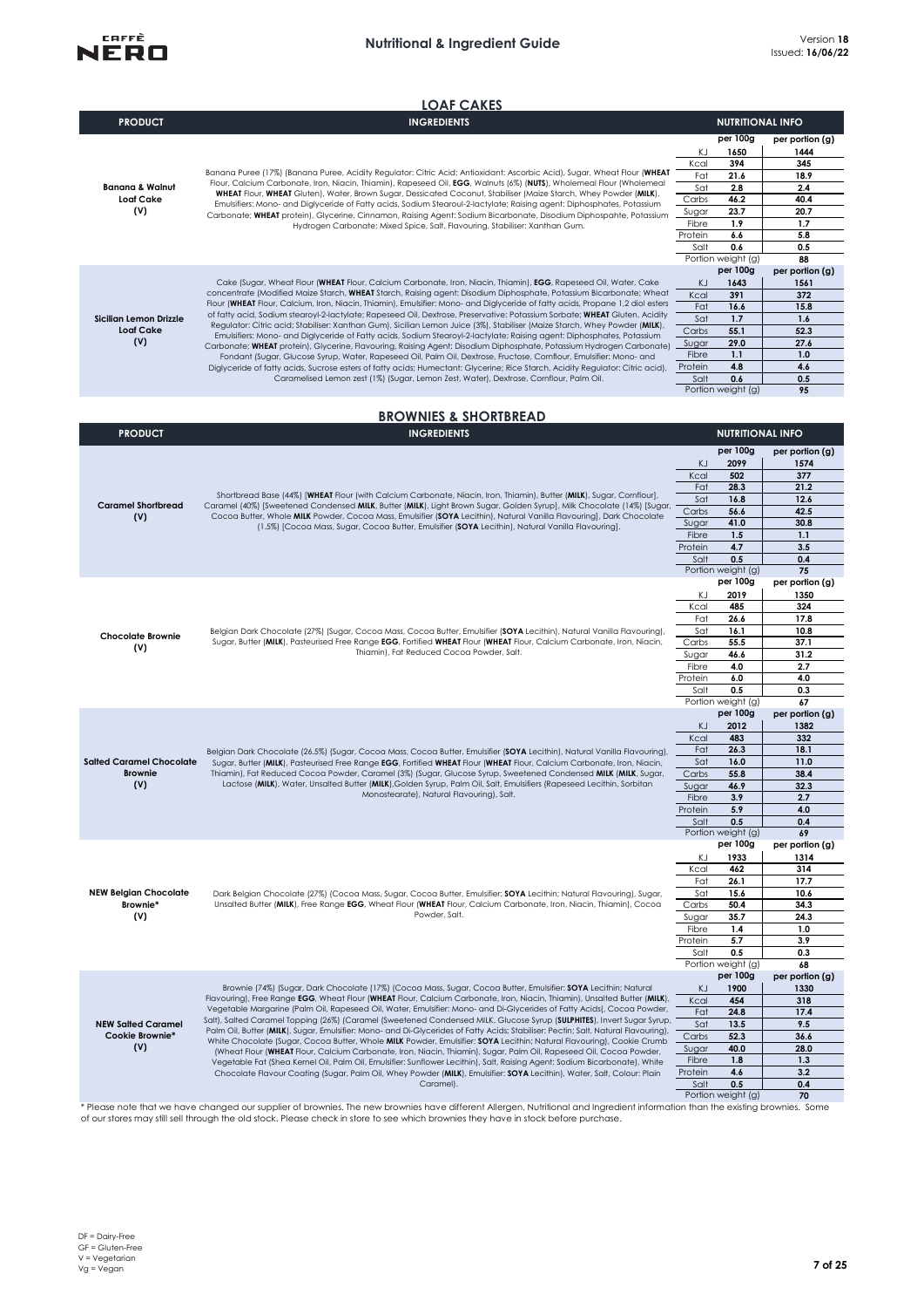## LOAF CAKES

| PRODUCT | INGREDIENTS | NUTRITIONAL INFO | | |
|---|---|---|---|---|
| | | | per 100g | per portion (g) |
| **Banana & Walnut Loaf Cake (V)** | Banana Puree (17%) (Banana Puree, Acidity Regulator: Citric Acid; Antioxidant: Ascorbic Acid), Sugar, Wheat Flour (**WHEAT** Flour, Calcium Carbonate, Iron, Niacin, Thiamin), Rapeseed Oil, **EGG**, Walnuts (6%) (**NUTS**), Wholemeal Flour (Wholemeal **WHEAT** Flour, **WHEAT** Gluten), Water, Brown Sugar, Dessicated Coconut, Stabiliser (Maize Starch, Whey Powder (**MILK**), Emulsifiers: Mono- and Diglyceride of Fatty acids, Sodium Stearoyl-2-lactylate; Raising agent: Diphosphates, Potassium Carbonate; **WHEAT** protein), Glycerine, Cinnamon, Raising Agent: Sodium Bicarbonate, Disodium Diphosphahte, Potassium Hydrogen Carbonate; Mixed Spice, Salt, Flavouring, Stabiliser: Xanthan Gum. | KJ | 1650 | 1444 |
| | | Kcal | 394 | 345 |
| | | Fat | 21.6 | 18.9 |
| | | Sat | 2.8 | 2.4 |
| | | Carbs | 46.2 | 40.4 |
| | | Sugar | 23.7 | 20.7 |
| | | Fibre | 1.9 | 1.7 |
| | | Protein | 6.6 | 5.8 |
| | | Salt | 0.6 | 0.5 |
| | | Portion weight (g) | | 88 |
| | | | per 100g | per portion (g) |
| **Sicilian Lemon Drizzle Loaf Cake (V)** | Cake (Sugar, Wheat Flour (**WHEAT** Flour, Calcium Carbonate, Iron, Niacin, Thiamin), **EGG**, Rapeseed Oil, Water, Cake concentrate (Modified Maize Starch, **WHEAT** Starch, Raising agent: Disodium Diphosphate, Potassium Bicarbonate; Wheat Flour (**WHEAT** Flour, Calcium, Iron, Niacin, Thiamin), Emulsifier: Mono- and Diglyceride of fatty acids, Propane 1,2 diol esters of fatty acid, Sodium stearoyl-2-lactylate; Rapeseed Oil, Dextrose, Preservative: Potassium Sorbate; **WHEAT** Gluten, Acidity Regulator: Citric acid; Stabiliser: Xanthan Gum), Sicilian Lemon Juice (3%), Stabiliser (Maize Starch, Whey Powder (**MILK**), Emulsifiers: Mono- and Diglyceride of Fatty acids, Sodium Stearoyl-2-lactylate; Raising agent: Diphosphates, Potassium Carbonate; **WHEAT** protein), Glycerine, Flavouring, Raising Agent: Disodium Diphosphate, Potassium Hydrogen Carbonate) Fondant (Sugar, Glucose Syrup, Water, Rapeseed Oil, Palm Oil, Dextrose, Fructose, Cornflour, Emulsifier: Mono- and Diglyceride of fatty acids, Sucrose esters of fatty acids; Humectant: Glycerine; Rice Starch, Acidity Regulator: Citric acid), Caramelised Lemon zest (1%) (Sugar, Lemon Zest, Water), Dextrose, Cornflour, Palm Oil. | KJ | 1643 | 1561 |
| | | Kcal | 391 | 372 |
| | | Fat | 16.6 | 15.8 |
| | | Sat | 1.7 | 1.6 |
| | | Carbs | 55.1 | 52.3 |
| | | Sugar | 29.0 | 27.6 |
| | | Fibre | 1.1 | 1.0 |
| | | Protein | 4.8 | 4.6 |
| | | Salt | 0.6 | 0.5 |
| | | Portion weight (g) | | 95 |

## BROWNIES & SHORTBREAD

| PRODUCT | INGREDIENTS | NUTRITIONAL INFO | | |
|---|---|---|---|---|
| | | | per 100g | per portion (g) |
| **Caramel Shortbread (V)** | Shortbread Base (44%) [**WHEAT** Flour (with Calcium Carbonate, Niacin, Iron, Thiamin), Butter (**MILK**), Sugar, Cornflour], Caramel (40%) [Sweetened Condensed **MILK**, Butter (**MILK**), Light Brown Sugar, Golden Syrup], Milk Chocolate (14%) [Sugar, Cocoa Butter, Whole **MILK** Powder, Cocoa Mass, Emulsifier (**SOYA** Lecithin), Natural Vanilla Flavouring], Dark Chocolate (1.5%) [Cocoa Mass, Sugar, Cocoa Butter, Emulsifier (**SOYA** Lecithin), Natural Vanilla Flavouring]. | KJ | 2099 | 1574 |
| | | Kcal | 502 | 377 |
| | | Fat | 28.3 | 21.2 |
| | | Sat | 16.8 | 12.6 |
| | | Carbs | 56.6 | 42.5 |
| | | Sugar | 41.0 | 30.8 |
| | | Fibre | 1.5 | 1.1 |
| | | Protein | 4.7 | 3.5 |
| | | Salt | 0.5 | 0.4 |
| | | Portion weight (g) | | 75 |
| | | | per 100g | per portion (g) |
| **Chocolate Brownie (V)** | Belgian Dark Chocolate (27%) (Sugar, Cocoa Mass, Cocoa Butter, Emulsifier (**SOYA** Lecithin), Natural Vanilla Flavouring), Sugar, Butter (**MILK**), Pasteurised Free Range **EGG**, Fortified **WHEAT** Flour (**WHEAT** Flour, Calcium Carbonate, Iron, Niacin, Thiamin), Fat Reduced Cocoa Powder, Salt. | KJ | 2019 | 1350 |
| | | Kcal | 485 | 324 |
| | | Fat | 26.6 | 17.8 |
| | | Sat | 16.1 | 10.8 |
| | | Carbs | 55.5 | 37.1 |
| | | Sugar | 46.6 | 31.2 |
| | | Fibre | 4.0 | 2.7 |
| | | Protein | 6.0 | 4.0 |
| | | Salt | 0.5 | 0.3 |
| | | Portion weight (g) | | 67 |
| | | | per 100g | per portion (g) |
| **Salted Caramel Chocolate Brownie (V)** | Belgian Dark Chocolate (26.5%) (Sugar, Cocoa Mass, Cocoa Butter, Emulsifier (**SOYA** Lecithin), Natural Vanilla Flavouring), Sugar, Butter (**MILK**), Pasteurised Free Range **EGG**, Fortified **WHEAT** Flour (**WHEAT** Flour, Calcium Carbonate, Iron, Niacin, Thiamin), Fat Reduced Cocoa Powder, Caramel (3%) (Sugar, Glucose Syrup, Sweetened Condensed **MILK** (**MILK**, Sugar, Lactose (**MILK**), Water, Unsalted Butter (**MILK**),Golden Syrup, Palm Oil, Salt, Emulsifiers (Rapeseed Lecithin, Sorbitan Monostearate), Natural Flavouring), Salt. | KJ | 2012 | 1382 |
| | | Kcal | 483 | 332 |
| | | Fat | 26.3 | 18.1 |
| | | Sat | 16.0 | 11.0 |
| | | Carbs | 55.8 | 38.4 |
| | | Sugar | 46.9 | 32.3 |
| | | Fibre | 3.9 | 2.7 |
| | | Protein | 5.9 | 4.0 |
| | | Salt | 0.5 | 0.4 |
| | | Portion weight (g) | | 69 |
| | | | per 100g | per portion (g) |
| **NEW Belgian Chocolate Brownie* (V)** | Dark Belgian Chocolate (27%) (Cocoa Mass, Sugar, Cocoa Butter, Emulsifier: **SOYA** Lecithin; Natural Flavouring), Sugar, Unsalted Butter (**MILK**), Free Range **EGG**, Wheat Flour (**WHEAT** Flour, Calcium Carbonate, Iron, Niacin, Thiamin), Cocoa Powder, Salt. | KJ | 1933 | 1314 |
| | | Kcal | 462 | 314 |
| | | Fat | 26.1 | 17.7 |
| | | Sat | 15.6 | 10.6 |
| | | Carbs | 50.4 | 34.3 |
| | | Sugar | 35.7 | 24.3 |
| | | Fibre | 1.4 | 1.0 |
| | | Protein | 5.7 | 3.9 |
| | | Salt | 0.5 | 0.3 |
| | | Portion weight (g) | | 68 |
| | | | per 100g | per portion (g) |
| **NEW Salted Caramel Cookie Brownie* (V)** | Brownie (74%) (Sugar, Dark Chocolate (17%) (Cocoa Mass, Sugar, Cocoa Butter, Emulsifier: **SOYA** Lecithin; Natural Flavouring), Free Range **EGG**, Wheat Flour (**WHEAT** Flour, Calcium Carbonate, Iron, Niacin, Thiamin), Unsalted Butter (**MILK**), Vegetable Margarine (Palm Oil, Rapeseed Oil, Water, Emulsifier: Mono- and Di-Glycerides of Fatty Acids(, Cocoa Powder, Salt), Salted Caramel Topping (26%) (Caramel (Sweetened Condensed MILK, Glucose Syrup (**SULPHITES**), Invert Sugar Syrup, Palm Oil, Butter (**MILK**), Sugar, Emulsifier: Mono- and Di-Glycerides of Fatty Acids; Stabiliser: Pectin; Salt, Natural Flavouring), White Chocolate (Sugar, Cocoa Butter, Whole **MILK** Powder, Emulsifier: **SOYA** Lecithin; Natural Flavouring), Cookie Crumb (Wheat Flour (**WHEAT** Flour, Calcium Carbonate, Iron, Niacin, Thiamin), Sugar, Palm Oil, Rapeseed Oil, Cocoa Powder, Vegetable Fat (Shea Kernel Oil, Palm Oil, Emulsifier: Sunflower Lecithin), Salt, Raising Agent: Sodium Bicarbonate), White Chocolate Flavour Coating (Sugar, Palm Oil, Whey Powder (**MILK**), Emulsifier: **SOYA** Lecithin), Water, Salt, Colour: Plain Caramel). | KJ | 1900 | 1330 |
| | | Kcal | 454 | 318 |
| | | Fat | 24.8 | 17.4 |
| | | Sat | 13.5 | 9.5 |
| | | Carbs | 52.3 | 36.6 |
| | | Sugar | 40.0 | 28.0 |
| | | Fibre | 1.8 | 1.3 |
| | | Protein | 4.6 | 3.2 |
| | | Salt | 0.5 | 0.4 |
| | | Portion weight (g) | | 70 |

* Please note that we have changed our supplier of brownies. The new brownies have different Allergen, Nutritional and Ingredient information than the existing brownies. Some of our stores may still sell through the old stock. Please check in store to see which brownies they have in stock before purchase.

DF = Dairy-Free
GF = Gluten-Free
V = Vegetarian
Vg = Vegan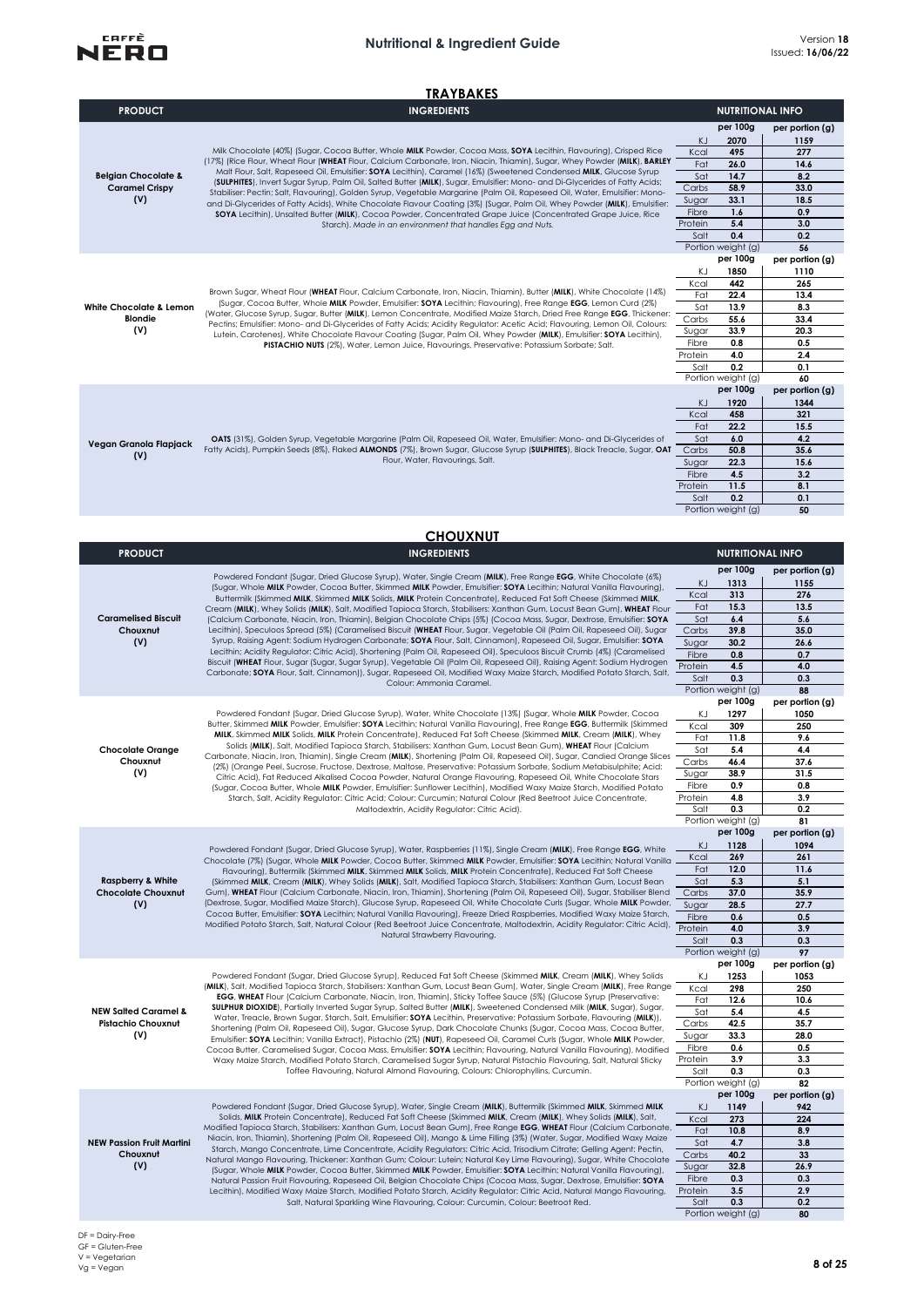## TRAYBAKES

| PRODUCT | INGREDIENTS | NUTRITIONAL INFO | per 100g | per portion (g) |
|---|---|---|---|---|
| **Belgian Chocolate & Caramel Crispy (V)** | Milk Chocolate (40%) (Sugar, Cocoa Butter, Whole **MILK** Powder, Cocoa Mass, **SOYA** Lecithin, Flavouring), Crisped Rice (17%) (Rice Flour, Wheat Flour (**WHEAT** Flour, Calcium Carbonate, Iron, Niacin, Thiamin), Sugar, Whey Powder (**MILK**), **BARLEY** Malt Flour, Salt, Rapeseed Oil, Emulsifier: **SOYA** Lecithin), Caramel (16%) (Sweetened Condensed **MILK**, Glucose Syrup (**SULPHITES**), Invert Sugar Syrup, Palm Oil, Salted Butter (**MILK**), Sugar, Emulsifier: Mono- and Di-Glycerides of Fatty Acids; Stabiliser: Pectin; Salt, Flavouring), Golden Syrup, Vegetable Margarine (Palm Oil, Rapeseed Oil, Water, Emulsifier: Mono- and Di-Glycerides of Fatty Acids), White Chocolate Flavour Coating (3%) (Sugar, Palm Oil, Whey Powder (**MILK**), Emulsifier: **SOYA** Lecithin), Unsalted Butter (**MILK**), Cocoa Powder, Concentrated Grape Juice (Concentrated Grape Juice, Rice Starch). *Made in an environment that handles Egg and Nuts.* | KJ | 2070 | 1159 |
| | | Kcal | 495 | 277 |
| | | Fat | 26.0 | 14.6 |
| | | Sat | 14.7 | 8.2 |
| | | Carbs | 58.9 | 33.0 |
| | | Sugar | 33.1 | 18.5 |
| | | Fibre | 1.6 | 0.9 |
| | | Protein | 5.4 | 3.0 |
| | | Salt | 0.4 | 0.2 |
| | | Portion weight (g) | | 56 |
| **White Chocolate & Lemon Blondie (V)** | Brown Sugar, Wheat Flour (**WHEAT** Flour, Calcium Carbonate, Iron, Niacin, Thiamin), Butter (**MILK**), White Chocolate (14%) (Sugar, Cocoa Butter, Whole **MILK** Powder, Emulsifier: **SOYA** Lecithin; Flavouring), Free Range **EGG**, Lemon Curd (2%) (Water, Glucose Syrup, Sugar, Butter (**MILK**), Lemon Concentrate, Modified Maize Starch, Dried Free Range **EGG**, Thickener: Pectins; Emulsifier: Mono- and Di-Glycerides of Fatty Acids; Acidity Regulator: Acetic Acid; Flavouring, Lemon Oil, Colours: Lutein, Carotenes), White Chocolate Flavour Coating (Sugar, Palm Oil, Whey Powder (**MILK**), Emulsifier: **SOYA** Lecithin), **PISTACHIO NUTS** (2%), Water, Lemon Juice, Flavourings, Preservative: Potassium Sorbate; Salt. | KJ | 1850 | 1110 |
| | | Kcal | 442 | 265 |
| | | Fat | 22.4 | 13.4 |
| | | Sat | 13.9 | 8.3 |
| | | Carbs | 55.6 | 33.4 |
| | | Sugar | 33.9 | 20.3 |
| | | Fibre | 0.8 | 0.5 |
| | | Protein | 4.0 | 2.4 |
| | | Salt | 0.2 | 0.1 |
| | | Portion weight (g) | | 60 |
| **Vegan Granola Flapjack (V)** | **OATS** (31%), Golden Syrup, Vegetable Margarine (Palm Oil, Rapeseed Oil, Water, Emulsifier: Mono- and Di-Glycerides of Fatty Acids), Pumpkin Seeds (8%), Flaked **ALMONDS** (7%), Brown Sugar, Glucose Syrup (**SULPHITES**), Black Treacle, Sugar, **OAT** Flour, Water, Flavourings, Salt. | KJ | 1920 | 1344 |
| | | Kcal | 458 | 321 |
| | | Fat | 22.2 | 15.5 |
| | | Sat | 6.0 | 4.2 |
| | | Carbs | 50.8 | 35.6 |
| | | Sugar | 22.3 | 15.6 |
| | | Fibre | 4.5 | 3.2 |
| | | Protein | 11.5 | 8.1 |
| | | Salt | 0.2 | 0.1 |
| | | Portion weight (g) | | 50 |

## CHOUXNUT

| PRODUCT | INGREDIENTS | NUTRITIONAL INFO | per 100g | per portion (g) |
|---|---|---|---|---|
| **Caramelised Biscuit Chouxnut (V)** | Powdered Fondant (Sugar, Dried Glucose Syrup), Water, Single Cream (**MILK**), Free Range **EGG**, White Chocolate (6%) (Sugar, Whole **MILK** Powder, Cocoa Butter, Skimmed **MILK** Powder, Emulsifier: **SOYA** Lecithin; Natural Vanilla Flavouring), Buttermilk (Skimmed **MILK**, Skimmed **MILK** Solids, **MILK** Protein Concentrate), Reduced Fat Soft Cheese (Skimmed **MILK**, Cream (**MILK**), Whey Solids (**MILK**), Salt, Modified Tapioca Starch, Stabilisers: Xanthan Gum, Locust Bean Gum), **WHEAT** Flour (Calcium Carbonate, Niacin, Iron, Thiamin), Belgian Chocolate Chips (5%) (Cocoa Mass, Sugar, Dextrose, Emulsifier: **SOYA** Lecithin), Speculoos Spread (5%) (Caramelised Biscuit (**WHEAT** Flour, Sugar, Vegetable Oil (Palm Oil, Rapeseed Oil), Sugar Syrup, Raising Agent: Sodium Hydrogen Carbonate; **SOYA** Flour, Salt, Cinnamon), Rapeseed Oil, Sugar, Emulsifier: **SOYA** Lecithin; Acidity Regulator: Citric Acid), Shortening (Palm Oil, Rapeseed Oil), Speculoos Biscuit Crumb (4%) (Caramelised Biscuit (**WHEAT** Flour, Sugar (Sugar, Sugar Syrup), Vegetable Oil (Palm Oil, Rapeseed Oil), Raising Agent: Sodium Hydrogen Carbonate; **SOYA** Flour, Salt, Cinnamon)), Sugar, Rapeseed Oil, Modified Waxy Maize Starch, Modified Potato Starch, Salt, Colour: Ammonia Caramel. | KJ | 1313 | 1155 |
| | | Kcal | 313 | 276 |
| | | Fat | 15.3 | 13.5 |
| | | Sat | 6.4 | 5.6 |
| | | Carbs | 39.8 | 35.0 |
| | | Sugar | 30.2 | 26.6 |
| | | Fibre | 0.8 | 0.7 |
| | | Protein | 4.5 | 4.0 |
| | | Salt | 0.3 | 0.3 |
| | | Portion weight (g) | | 88 |
| **Chocolate Orange Chouxnut (V)** | Powdered Fondant (Sugar, Dried Glucose Syrup), Water, White Chocolate (13%) (Sugar, Whole **MILK** Powder, Cocoa Butter, Skimmed **MILK** Powder, Emulsifier: **SOYA** Lecithin; Natural Vanilla Flavouring), Free Range **EGG**, Buttermilk (Skimmed **MILK**, Skimmed **MILK** Solids, **MILK** Protein Concentrate), Reduced Fat Soft Cheese (Skimmed **MILK**, Cream (**MILK**), Whey Solids (**MILK**), Salt, Modified Tapioca Starch, Stabilisers: Xanthan Gum, Locust Bean Gum), **WHEAT** Flour (Calcium Carbonate, Niacin, Iron, Thiamin), Single Cream (**MILK**), Shortening (Palm Oil, Rapeseed Oil), Sugar, Candied Orange Slices (2%) (Orange Peel, Sucrose, Fructose, Dextrose, Maltose, Preservative: Potassium Sorbate, Sodium Metabisulphite; Acid: Citric Acid), Fat Reduced Alkalised Cocoa Powder, Natural Orange Flavouring, Rapeseed Oil, White Chocolate Stars (Sugar, Cocoa Butter, Whole **MILK** Powder, Emulsifier: Sunflower Lecithin), Modified Waxy Maize Starch, Modified Potato Starch, Salt, Acidity Regulator: Citric Acid; Colour: Curcumin; Natural Colour (Red Beetroot Juice Concentrate, Maltodextrin, Acidity Regulator: Citric Acid). | KJ | 1297 | 1050 |
| | | Kcal | 309 | 250 |
| | | Fat | 11.8 | 9.6 |
| | | Sat | 5.4 | 4.4 |
| | | Carbs | 46.4 | 37.6 |
| | | Sugar | 38.9 | 31.5 |
| | | Fibre | 0.9 | 0.8 |
| | | Protein | 4.8 | 3.9 |
| | | Salt | 0.3 | 0.2 |
| | | Portion weight (g) | | 81 |
| **Raspberry & White Chocolate Chouxnut (V)** | Powdered Fondant (Sugar, Dried Glucose Syrup), Water, Raspberries (11%), Single Cream (**MILK**), Free Range **EGG**, White Chocolate (7%) (Sugar, Whole **MILK** Powder, Cocoa Butter, Skimmed **MILK** Powder, Emulsifier: **SOYA** Lecithin; Natural Vanilla Flavouring), Buttermilk (Skimmed **MILK**, Skimmed **MILK** Solids, **MILK** Protein Concentrate), Reduced Fat Soft Cheese (Skimmed **MILK**, Cream (**MILK**), Whey Solids (**MILK**), Salt, Modified Tapioca Starch, Stabilisers: Xanthan Gum, Locust Bean Gum), **WHEAT** Flour (Calcium Carbonate, Niacin, Iron, Thiamin), Shortening (Palm Oil, Rapeseed Oil), Sugar, Stabiliser Blend (Dextrose, Sugar, Modified Maize Starch), Glucose Syrup, Rapeseed Oil, White Chocolate Curls (Sugar, Whole **MILK** Powder, Cocoa Butter, Emulsifier: **SOYA** Lecithin; Natural Vanilla Flavouring), Freeze Dried Raspberries, Modified Waxy Maize Starch, Modified Potato Starch, Salt, Natural Colour (Red Beetroot Juice Concentrate, Maltodextrin, Acidity Regulator: Citric Acid), Natural Strawberry Flavouring. | KJ | 1128 | 1094 |
| | | Kcal | 269 | 261 |
| | | Fat | 12.0 | 11.6 |
| | | Sat | 5.3 | 5.1 |
| | | Carbs | 37.0 | 35.9 |
| | | Sugar | 28.5 | 27.7 |
| | | Fibre | 0.6 | 0.5 |
| | | Protein | 4.0 | 3.9 |
| | | Salt | 0.3 | 0.3 |
| | | Portion weight (g) | | 97 |
| **NEW Salted Caramel & Pistachio Chouxnut (V)** | Powdered Fondant (Sugar, Dried Glucose Syrup), Reduced Fat Soft Cheese (Skimmed **MILK**, Cream (**MILK**), Whey Solids (**MILK**), Salt, Modified Tapioca Starch, Stabilisers: Xanthan Gum, Locust Bean Gum), Water, Single Cream (**MILK**), Free Range **EGG**, **WHEAT** Flour (Calcium Carbonate, Niacin, Iron, Thiamin), Sticky Toffee Sauce (5%) (Glucose Syrup (Preservative: **SULPHUR DIOXIDE**), Partially Inverted Sugar Syrup, Salted Butter (**MILK**), Sweetened Condensed Milk (**MILK**, Sugar), Sugar, Water, Treacle, Brown Sugar, Starch, Salt, Emulsifier: **SOYA** Lecithin, Preservative: Potassium Sorbate, Flavouring (**MILK**)), Shortening (Palm Oil, Rapeseed Oil), Sugar, Glucose Syrup, Dark Chocolate Chunks (Sugar, Cocoa Mass, Cocoa Butter, Emulsifier: **SOYA** Lecithin; Vanilla Extract), Pistachio (2%) (**NUT**), Rapeseed Oil, Caramel Curls (Sugar, Whole **MILK** Powder, Cocoa Butter, Caramelised Sugar, Cocoa Mass, Emulsifier: **SOYA** Lecithin; Flavouring, Natural Vanilla Flavouring), Modified Waxy Maize Starch, Modified Potato Starch, Caramelised Sugar Syrup, Natural Pistachio Flavouring, Salt, Natural Sticky Toffee Flavouring, Natural Almond Flavouring, Colours: Chlorophyllins, Curcumin. | KJ | 1253 | 1053 |
| | | Kcal | 298 | 250 |
| | | Fat | 12.6 | 10.6 |
| | | Sat | 5.4 | 4.5 |
| | | Carbs | 42.5 | 35.7 |
| | | Sugar | 33.3 | 28.0 |
| | | Fibre | 0.6 | 0.5 |
| | | Protein | 3.9 | 3.3 |
| | | Salt | 0.3 | 0.3 |
| | | Portion weight (g) | | 82 |
| **NEW Passion Fruit Martini Chouxnut (V)** | Powdered Fondant (Sugar, Dried Glucose Syrup), Water, Single Cream (**MILK**), Buttermilk (Skimmed **MILK**, Skimmed **MILK** Solids, **MILK** Protein Concentrate), Reduced Fat Soft Cheese (Skimmed **MILK**, Cream (**MILK**), Whey Solids (**MILK**), Salt, Modified Tapioca Starch, Stabilisers: Xanthan Gum, Locust Bean Gum), Free Range **EGG**, **WHEAT** Flour (Calcium Carbonate, Niacin, Iron, Thiamin), Shortening (Palm Oil, Rapeseed Oil), Mango & Lime Filling (3%) (Water, Sugar, Modified Waxy Maize Starch, Mango Concentrate, Lime Concentrate, Acidity Regulators: Citric Acid, Trisodium Citrate; Gelling Agent: Pectin, Natural Mango Flavouring, Thickener: Xanthan Gum; Colour: Lutein; Natural Key Lime Flavouring), Sugar, White Chocolate (Sugar, Whole **MILK** Powder, Cocoa Butter, Skimmed **MILK** Powder, Emulsifier: **SOYA** Lecithin; Natural Vanilla Flavouring), Natural Passion Fruit Flavouring, Rapeseed Oil, Belgian Chocolate Chips (Cocoa Mass, Sugar, Dextrose, Emulsifier: **SOYA** Lecithin), Modified Waxy Maize Starch, Modified Potato Starch, Acidity Regulator: Citric Acid, Natural Mango Flavouring, Salt, Natural Sparkling Wine Flavouring, Colour: Curcumin, Colour: Beetroot Red. | KJ | 1149 | 942 |
| | | Kcal | 273 | 224 |
| | | Fat | 10.8 | 8.9 |
| | | Sat | 4.7 | 3.8 |
| | | Carbs | 40.2 | 33 |
| | | Sugar | 32.8 | 26.9 |
| | | Fibre | 0.3 | 0.3 |
| | | Protein | 3.5 | 2.9 |
| | | Salt | 0.3 | 0.2 |
| | | Portion weight (g) | | 80 |

DF = Dairy-Free
GF = Gluten-Free
V = Vegetarian
Vg = Vegan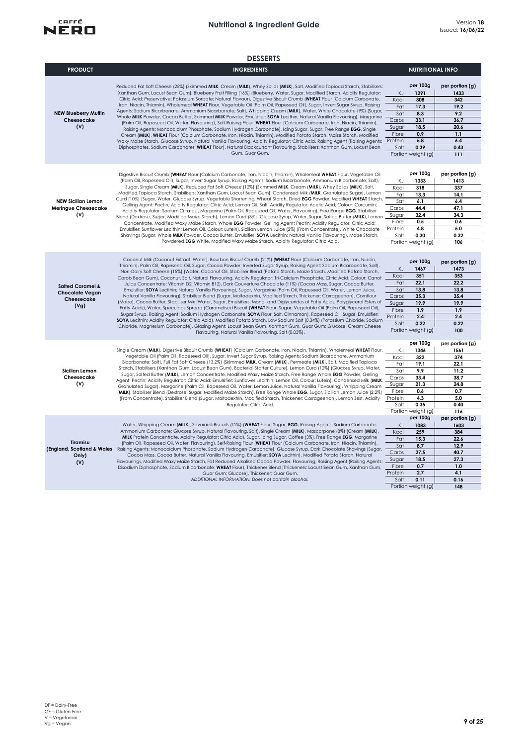## DESSERTS

| PRODUCT | INGREDIENTS | NUTRITIONAL INFO | | |
|---|---|---|---|---|
| **NEW Blueberry Muffin Cheesecake (V)** | Reduced Fat Soft Cheese (25%) (Skimmed **MILK**, Cream (**MILK**), Whey Solids (**MILK**), Salt, Modified Tapioca Starch, Stabilisers: Xanthan Gum, Locust Bean Gum), Blueberry Fruit Filling (16%) (Blueberry, Water, Sugar, Modified Starch, Acidity Regulator: Citric Acid; Preservative: Potassium Sorbate; Natural Flavour), Digestive Biscuit Crumb (**WHEAT** Flour (Calcium Carbonate, Iron, Niacin, Thiamin), Wholemeal **WHEAT** Flour, Vegetable Oil (Palm Oil, Rapeseed Oil), Sugar, Invert Sugar Syrup, Raising Agents: Sodium Bicarbonate, Ammonium Bicarbonate; Salt), Whipping Cream (**MILK**), Water, White Chocolate (9%) (Sugar, Whole **MILK** Powder, Cocoa Butter, Skimmed **MILK** Powder, Emulsifier: **SOYA** Lecithin; Natural Vanilla Flavouring), Margarine (Palm Oil, Rapeseed Oil, Water, Flavouring), Self-Raising Flour (**WHEAT** Flour (Calcium Carbonate, Iron, Niacin, Thiamin), Raising Agents: Monocalcium Phosphate, Sodium Hydrogen Carbonate), Icing Sugar, Sugar, Free Range **EGG**, Single Cream (**MILK**), **WHEAT** Flour (Calcium Carbonate, Iron, Niacin, Thiamin), Modified Potato Starch, Maize Starch, Modified Waxy Maize Starch, Glucose Syrup, Natural Vanilla Flavouring, Acidity Regulator: Citric Acid, Raising Agent (Raising Agents: Diphosphates, Sodium Carbonates; **WHEAT** Flour), Natural Blackcurrant Flavouring, Stabilisers: Xanthan Gum, Locust Bean Gum, Guar Gum. | | **per 100g** | **per portion (g)** |
| | | KJ | 1291 | 1433 |
| | | Kcal | 308 | 342 |
| | | Fat | 17.3 | 19.2 |
| | | Sat | 8.3 | 9.2 |
| | | Carbs | 33.1 | 36.7 |
| | | Sugar | 18.5 | 20.6 |
| | | Fibre | 0.9 | 1.1 |
| | | Protein | 5.8 | 6.4 |
| | | Salt | 0.39 | 0.43 |
| | | Portion weight (g) | | 111 |
| **NEW Sicilian Lemon Meringue Cheesecake (V)** | Digestive Biscuit Crumb (**WHEAT** Flour (Calcium Carbonate, Iron, Niacin, Thiamin), Wholemeal **WHEAT** Flour, Vegetable Oil (Palm Oil, Rapeseed Oil), Sugar, Invert Sugar Syrup, Raising Agents: Sodium Bicarbonate, Ammonium Bicarbonate; Salt), Sugar, Single Cream (**MILK**), Reduced Fat Soft Cheese (12%) (Skimmed **MILK**, Cream (**MILK**), Whey Solids (**MILK**), Salt, Modified Tapioca Starch, Stabilisers: Xanthan Gum, Locust Bean Gum), Condensed Milk (**MILK**, Granulated Sugar), Lemon Curd (10%) (Sugar, Water, Glucose Syrup, Vegetable Shortening, Wheat Starch, Dried **EGG** Powder, Modified **WHEAT** Starch, Gelling Agent: Pectin; Acidity Regulator: Citric Acid; Lemon Oil, Salt, Acidity Regulator: Acetic Acid; Colour: Curcumin; Acidity Regulator: Sodium Citrates), Margarine (Palm Oil, Rapeseed Oil, Water, Flavouring), Free Range **EGG**, Stabiliser Blend (Dextrose, Sugar, Modified Maize Starch), Lemon Curd (3%) (Glucose Syrup, Water, Sugar, Salted Butter (**MILK**), Lemon Concentrate, Modified Waxy Maize Starch, Whole **EGG** Powder, Gelling Agent: Pectin; Acidity Regulator: Citric Acid; Emulsifier: Sunflower Lecithin; Lemon Oil, Colour: Lutein), Sicilian Lemon Juice (2%) (From Concentrate), White Chocolate Shavings (Sugar, Whole **MILK** Powder, Cocoa Butter, Emulsifier: **SOYA** Lecithin; Natural Vanilla Flavouring), Maize Starch, Powdered **EGG** White, Modified Waxy Maize Starch, Acidity Regulator: Citric Acid. | | **per 100g** | **per portion (g)** |
| | | KJ | 1333 | 1413 |
| | | Kcal | 318 | 337 |
| | | Fat | 13.3 | 14.1 |
| | | Sat | 6.1 | 6.4 |
| | | Carbs | 44.4 | 47.1 |
| | | Sugar | 32.4 | 34.3 |
| | | Fibre | 0.5 | 0.6 |
| | | Protein | 4.8 | 5.0 |
| | | Salt | 0.30 | 0.32 |
| | | Portion weight (g) | | 106 |
| **Salted Caramel & Chocolate Vegan Cheesecake (Vg)** | Coconut Milk (Coconut Extract, Water), Bourbon Biscuit Crumb (21%) (**WHEAT** Flour (Calcium Carbonate, Iron, Niacin, Thiamin), Palm Oil, Rapeseed Oil, Sugar, Cocoa Powder, Inverted Sugar Syrup, Raising Agent: Sodium Bicarbonate, Salt), Non-Dairy Soft Cheese (15%) (Water, Coconut Oil, Stabiliser Blend (Potato Starch, Maize Starch, Modified Potato Starch, Carob Bean Gum), Coconut, Salt, Natural Flavouring, Acidity Regulator: Tri-Calcium Phosphate, Citric Acid; Colour: Carrot Juice Concentrate; Vitamin D2, Vitamin B12), Dark Couverture Chocolate (11%) (Cocoa Mass, Sugar, Cocoa Butter, Emulsifier: **SOYA** Lecithin; Natural Vanilla Flavouring), Sugar, Margarine (Palm Oil, Rapeseed Oil, Water, Lemon Juice, Natural Vanilla Flavouring), Stabiliser Blend (Sugar, Maltodextrin, Modified Starch, Thickener: Carrageenan), Cornflour (Maize), Cocoa Butter, Stabiliser Mix (Water, Sugar, Emulsifiers: Mono- and Diglycerides of Fatty Acids, Polyglycerol Esters of Fatty Acids), Water, Speculoos Spread (Caramelised Biscuit (**WHEAT** Flour, Sugar, Vegetable Oil (Palm Oil, Rapeseed Oil), Sugar Syrup, Raising Agent: Sodium Hydrogen Carbonate; **SOYA** Flour, Salt, Cinnamon), Rapeseed Oil, Sugar, Emulsifier: **SOYA** Lecithin; Acidity Regulator: Citric Acid), Modified Potato Starch, Low Sodium Salt (0.34%) (Potassium Chloride, Sodium Chloride, Magnesium Carbonate), Glazing Agent: Locust Bean Gum, Xanthan Gum, Guar Gum; Glucose, Cream Cheese Flavouring, Natural Vanilla Flavouring, Salt (0.03%). | | **per 100g** | **per portion (g)** |
| | | KJ | 1467 | 1473 |
| | | Kcal | 351 | 353 |
| | | Fat | 22.1 | 22.2 |
| | | Sat | 13.8 | 13.8 |
| | | Carbs | 35.3 | 35.4 |
| | | Sugar | 19.9 | 19.9 |
| | | Fibre | 1.9 | 1.9 |
| | | Protein | 2.4 | 2.4 |
| | | Salt | 0.22 | 0.22 |
| | | Portion weight (g) | | 100 |
| **Sicilian Lemon Cheesecake (V)** | Single Cream (**MILK**), Digestive Biscuit Crumb (**WHEAT**) (Calcium Carbonate, Iron, Niacin, Thiamin), Wholemeal **WHEAT** Flour, Vegetable Oil (Palm Oil, Rapeseed Oil), Sugar, Invert Sugar Syrup, Raising Agents: Sodium Bicarbonate, Ammonium Bicarbonate; Salt), Full Fat Soft Cheese (13.2%) (Skimmed **MILK**, Cream (**MILK**), Permeate (**MILK**), Salt, Modified Tapioca Starch, Stabilisers (Xanthan Gum, Locust Bean Gum), Bacterial Starter Culture), Lemon Curd (12%) (Glucose Syrup, Water, Sugar, Salted Butter (**MILK**), Lemon Concentrate, Modified Waxy Maize Starch, Free Range Whole **EGG** Powder, Gelling Agent: Pectin; Acidity Regulator: Citric Acid; Emulsifier: Sunflower Lecithin; Lemon Oil, Colour: Lutein), Condensed Milk (**MILK**, Granulated Sugar), Margarine (Palm Oil, Rapeseed Oil, Water, Lemon Juice, Natural Vanilla Flavouring), Whipping Cream (**MILK**), Stabiliser Blend (Dextrose, Sugar, Modified Maize Starch), Free Range Whole **EGG**, Sugar, Sicilian Lemon Juice (2.2%) (From Concentrate), Stabiliser Blend (Sugar, Maltodextrin, Modified Starch, Thickener: Carrageenan), Lemon Zest, Acidity Regulator: Citric Acid. | | **per 100g** | **per portion (g)** |
| | | KJ | 1346 | 1561 |
| | | Kcal | 322 | 374 |
| | | Fat | 19.1 | 22.1 |
| | | Sat | 9.9 | 11.2 |
| | | Carbs | 33.4 | 38.7 |
| | | Sugar | 21.3 | 24.8 |
| | | Fibre | 0.6 | 0.7 |
| | | Protein | 4.3 | 5.0 |
| | | Salt | 0.35 | 0.40 |
| | | Portion weight (g) | | 116 |
| **Tiramisu (England, Scotland & Wales Only) (V)** | Water, Whipping Cream (**MILK**), Savoiardi Biscuits (12%) (**WHEAT** Flour, Sugar, **EGG**, Raising Agents: Sodium Carbonate, Ammonium Carbonate; Glucose Syrup, Natural Flavouring, Salt), Single Cream (**MILK**), Mascarpone (8%) (Cream (**MILK**), **MILK** Protein Concentrate, Acidity Regulator: Citric Acid), Sugar, Icing Sugar, Coffee (3%), Free Range **EGG**, Margarine (Palm Oil, Rapeseed Oil, Water, Flavouring), Self-Raising Flour (**WHEAT** Flour (Calcium Carbonate, Iron, Niacin, Thiamin), Raising Agents: Monocalcium Phosphate, Sodium Hydrogen Carbonate), Glucose Syrup, Dark Chocolate Shavings (Sugar, Cocoa Mass, Cocoa Butter, Natural Vanilla Flavouring, Emulsifier: **SOYA** Lecithin), Modified Potato Starch, Natural Flavourings, Modified Waxy Maize Starch, Fat Reduced Alkalised Cocoa Powder, Flavouring, Raising Agent (Raising Agents: Disodium Diphosphate, Sodium Bicarbonate; **WHEAT** Flour), Thickener Blend (Thickeners: Locust Bean Gum, Xanthan Gum, Guar Gum; Glucose), Thickener: Guar Gum.<br>*ADDITIONAL INFORMATION: Does not contain alcohol.* | | **per 100g** | **per portion (g)** |
| | | KJ | 1083 | 1603 |
| | | Kcal | 259 | 384 |
| | | Fat | 15.3 | 22.6 |
| | | Sat | 8.7 | 12.9 |
| | | Carbs | 27.5 | 40.7 |
| | | Sugar | 18.5 | 27.3 |
| | | Fibre | 0.7 | 1.0 |
| | | Protein | 2.7 | 4.1 |
| | | Salt | 0.11 | 0.16 |
| | | Portion weight (g) | | 148 |

DF = Dairy-Free
GF = Gluten-Free
V = Vegetarian
Vg = Vegan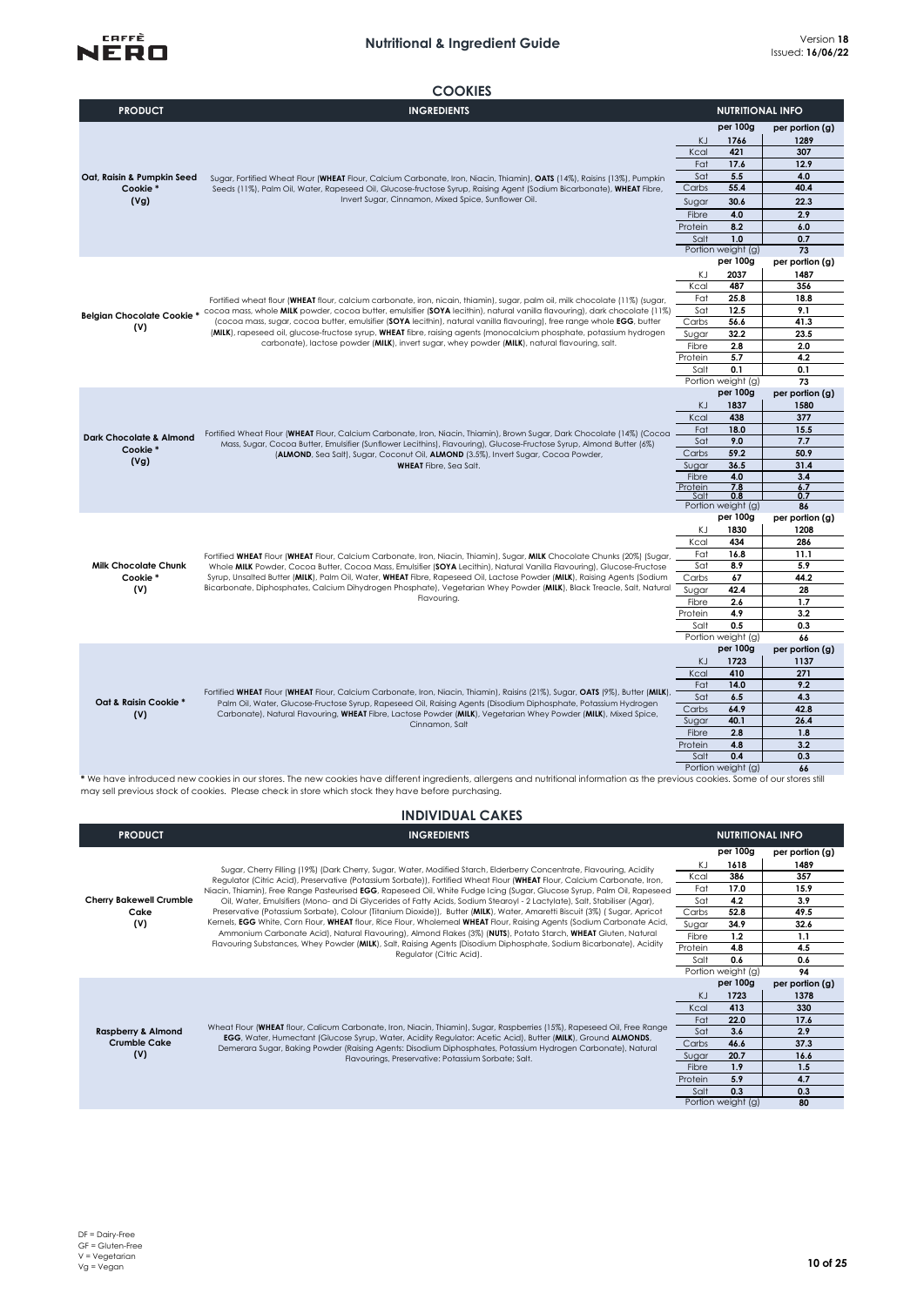# Nutritional & Ingredient Guide

Version **18**
Issued: **16/06/22**

## COOKIES

| PRODUCT | INGREDIENTS | NUTRITIONAL INFO | per 100g | per portion (g) |
|---|---|---|---|---|
| **Oat, Raisin & Pumpkin Seed Cookie * (Vg)** | Sugar, Fortified Wheat Flour (**WHEAT** Flour, Calcium Carbonate, Iron, Niacin, Thiamin), **OATS** (14%), Raisins (13%), Pumpkin Seeds (11%), Palm Oil, Water, Rapeseed Oil, Glucose-fructose Syrup, Raising Agent (Sodium Bicarbonate), **WHEAT** Fibre, Invert Sugar, Cinnamon, Mixed Spice, Sunflower Oil. | KJ | 1766 | 1289 |
| | | Kcal | 421 | 307 |
| | | Fat | 17.6 | 12.9 |
| | | Sat | 5.5 | 4.0 |
| | | Carbs | 55.4 | 40.4 |
| | | Sugar | 30.6 | 22.3 |
| | | Fibre | 4.0 | 2.9 |
| | | Protein | 8.2 | 6.0 |
| | | Salt | 1.0 | 0.7 |
| | | Portion weight (g) | | 73 |
| **Belgian Chocolate Cookie * (V)** | Fortified wheat flour (**WHEAT** flour, calcium carbonate, iron, nicain, thiamin), sugar, palm oil, milk chocolate (11%) (sugar, cocoa mass, whole **MILK** powder, cocoa butter, emulsifier (**SOYA** lecithin), natural vanilla flavouring), dark chocolate (11%) (cocoa mass, sugar, cocoa butter, emulsifier (**SOYA** lecithin), natural vanilla flavouring), free range whole **EGG**, butter (**MILK**), rapeseed oil, glucose-fructose syrup, **WHEAT** fibre, raising agents (monocalcium phosphate, potassium hydrogen carbonate), lactose powder (**MILK**), invert sugar, whey powder (**MILK**), natural flavouring, salt. | KJ | 2037 | 1487 |
| | | Kcal | 487 | 356 |
| | | Fat | 25.8 | 18.8 |
| | | Sat | 12.5 | 9.1 |
| | | Carbs | 56.6 | 41.3 |
| | | Sugar | 32.2 | 23.5 |
| | | Fibre | 2.8 | 2.0 |
| | | Protein | 5.7 | 4.2 |
| | | Salt | 0.1 | 0.1 |
| | | Portion weight (g) | | 73 |
| **Dark Chocolate & Almond Cookie * (Vg)** | Fortified Wheat Flour (**WHEAT** Flour, Calcium Carbonate, Iron, Niacin, Thiamin), Brown Sugar, Dark Chocolate (14%) (Cocoa Mass, Sugar, Cocoa Butter, Emulsifier (Sunflower Lecithins), Flavouring), Glucose-Fructose Syrup, Almond Butter (6%) (**ALMOND**, Sea Salt), Sugar, Coconut Oil, **ALMOND** (3.5%), Invert Sugar, Cocoa Powder, **WHEAT** Fibre, Sea Salt. | KJ | 1837 | 1580 |
| | | Kcal | 438 | 377 |
| | | Fat | 18.0 | 15.5 |
| | | Sat | 9.0 | 7.7 |
| | | Carbs | 59.2 | 50.9 |
| | | Sugar | 36.5 | 31.4 |
| | | Fibre | 4.0 | 3.4 |
| | | Protein | 7.8 | 6.7 |
| | | Salt | 0.8 | 0.7 |
| | | Portion weight (g) | | 86 |
| **Milk Chocolate Chunk Cookie * (V)** | Fortified **WHEAT** Flour (**WHEAT** Flour, Calcium Carbonate, Iron, Niacin, Thiamin), Sugar, **MILK** Chocolate Chunks (20%) (Sugar, Whole **MILK** Powder, Cocoa Butter, Cocoa Mass, Emulsifier (**SOYA** Lecithin), Natural Vanilla Flavouring), Glucose-Fructose Syrup, Unsalted Butter (**MILK**), Palm Oil, Water, **WHEAT** Fibre, Rapeseed Oil, Lactose Powder (**MILK**), Raising Agents (Sodium Bicarbonate, Diphosphates, Calcium Dihydrogen Phosphate), Vegetarian Whey Powder (**MILK**), Black Treacle, Salt, Natural Flavouring. | KJ | 1830 | 1208 |
| | | Kcal | 434 | 286 |
| | | Fat | 16.8 | 11.1 |
| | | Sat | 8.9 | 5.9 |
| | | Carbs | 67 | 44.2 |
| | | Sugar | 42.4 | 28 |
| | | Fibre | 2.6 | 1.7 |
| | | Protein | 4.9 | 3.2 |
| | | Salt | 0.5 | 0.3 |
| | | Portion weight (g) | | 66 |
| **Oat & Raisin Cookie * (V)** | Fortified **WHEAT** Flour (**WHEAT** Flour, Calcium Carbonate, Iron, Niacin, Thiamin), Raisins (21%), Sugar, **OATS** (9%), Butter (**MILK**), Palm Oil, Water, Glucose-Fructose Syrup, Rapeseed Oil, Raising Agents (Disodium Diphosphate, Potassium Hydrogen Carbonate), Natural Flavouring, **WHEAT** Fibre, Lactose Powder (**MILK**), Vegetarian Whey Powder (**MILK**), Mixed Spice, Cinnamon, Salt | KJ | 1723 | 1137 |
| | | Kcal | 410 | 271 |
| | | Fat | 14.0 | 9.2 |
| | | Sat | 6.5 | 4.3 |
| | | Carbs | 64.9 | 42.8 |
| | | Sugar | 40.1 | 26.4 |
| | | Fibre | 2.8 | 1.8 |
| | | Protein | 4.8 | 3.2 |
| | | Salt | 0.4 | 0.3 |
| | | Portion weight (g) | | 66 |

* We have introduced new cookies in our stores. The new cookies have different ingredients, allergens and nutritional information as the previous cookies. Some of our stores still may sell previous stock of cookies. Please check in store which stock they have before purchasing.

## INDIVIDUAL CAKES

| PRODUCT | INGREDIENTS | NUTRITIONAL INFO | per 100g | per portion (g) |
|---|---|---|---|---|
| **Cherry Bakewell Crumble Cake (V)** | Sugar, Cherry Filling (19%) (Dark Cherry, Sugar, Water, Modified Starch, Elderberry Concentrate, Flavouring, Acidity Regulator (Citric Acid), Preservative (Potassium Sorbate)), Fortified Wheat Flour (**WHEAT** Flour, Calcium Carbonate, Iron, Niacin, Thiamin), Free Range Pasteurised **EGG**, Rapeseed Oil, White Fudge Icing (Sugar, Glucose Syrup, Palm Oil, Rapeseed Oil, Water, Emulsifiers (Mono- and Di Glycerides of Fatty Acids, Sodium Stearoyl - 2 Lactylate), Salt, Stabiliser (Agar), Preservative (Potassium Sorbate), Colour (Titanium Dioxide)), Butter (**MILK**), Water, Amaretti Biscuit (3%) ( Sugar, Apricot Kernels, **EGG** White, Corn Flour, **WHEAT** flour, Rice Flour, Wholemeal **WHEAT** Flour, Raising Agents (Sodium Carbonate Acid, Ammonium Carbonate Acid), Natural Flavouring), Almond Flakes (3%) (**NUTS**), Potato Starch, **WHEAT** Gluten, Natural Flavouring Substances, Whey Powder (**MILK**), Salt, Raising Agents (Disodium Diphosphate, Sodium Bicarbonate), Acidity Regulator (Citric Acid). | KJ | 1618 | 1489 |
| | | Kcal | 386 | 357 |
| | | Fat | 17.0 | 15.9 |
| | | Sat | 4.2 | 3.9 |
| | | Carbs | 52.8 | 49.5 |
| | | Sugar | 34.9 | 32.6 |
| | | Fibre | 1.2 | 1.1 |
| | | Protein | 4.8 | 4.5 |
| | | Salt | 0.6 | 0.6 |
| | | Portion weight (g) | | 94 |
| **Raspberry & Almond Crumble Cake (V)** | Wheat Flour (**WHEAT** flour, Calicum Carbonate, Iron, Niacin, Thiamin), Sugar, Raspberries (15%), Rapeseed Oil, Free Range **EGG**, Water, Humectant (Glucose Syrup, Water, Acidity Regulator: Acetic Acid), Butter (**MILK**), Ground **ALMONDS**, Demerara Sugar, Baking Powder (Raising Agents: Disodium Diphosphates, Sodium Hydrogen Carbonate), Natural Flavourings, Preservative: Potassium Sorbate; Salt. | KJ | 1723 | 1378 |
| | | Kcal | 413 | 330 |
| | | Fat | 22.0 | 17.6 |
| | | Sat | 3.6 | 2.9 |
| | | Carbs | 46.6 | 37.3 |
| | | Sugar | 20.7 | 16.6 |
| | | Fibre | 1.9 | 1.5 |
| | | Protein | 5.9 | 4.7 |
| | | Salt | 0.3 | 0.3 |
| | | Portion weight (g) | | 80 |

DF = Dairy-Free
GF = Gluten-Free
V = Vegetarian
Vg = Vegan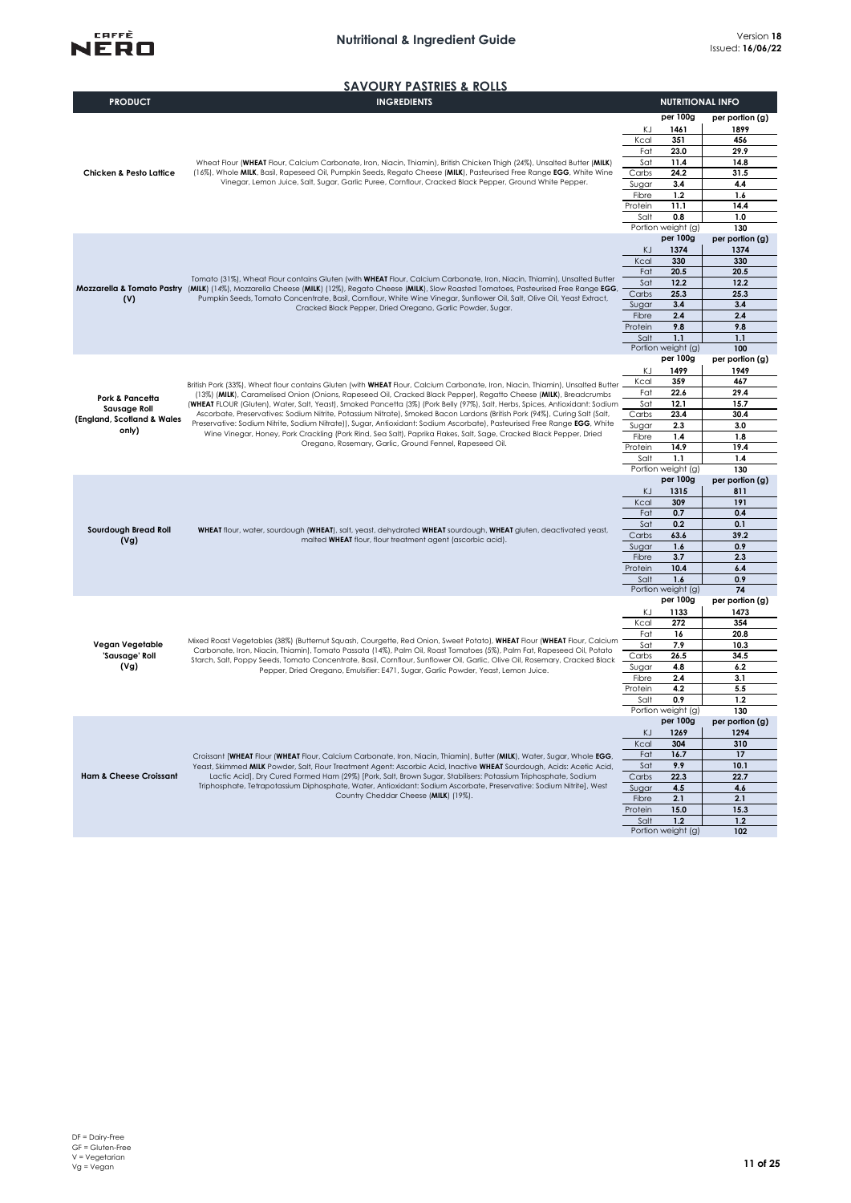# Nutritional & Ingredient Guide

Version **18**
Issued: **16/06/22**

## SAVOURY PASTRIES & ROLLS

| PRODUCT | INGREDIENTS | NUTRITIONAL INFO | per 100g | per portion (g) |
|---|---|---|---|---|
| **Chicken & Pesto Lattice** | Wheat Flour (**WHEAT** Flour, Calcium Carbonate, Iron, Niacin, Thiamin), British Chicken Thigh (24%), Unsalted Butter (**MILK**) (16%), Whole **MILK**, Basil, Rapeseed Oil, Pumpkin Seeds, Regato Cheese (**MILK**), Pasteurised Free Range **EGG**, White Wine Vinegar, Lemon Juice, Salt, Sugar, Garlic Puree, Cornflour, Cracked Black Pepper, Ground White Pepper. | KJ | 1461 | 1899 |
| | | Kcal | 351 | 456 |
| | | Fat | 23.0 | 29.9 |
| | | Sat | 11.4 | 14.8 |
| | | Carbs | 24.2 | 31.5 |
| | | Sugar | 3.4 | 4.4 |
| | | Fibre | 1.2 | 1.6 |
| | | Protein | 11.1 | 14.4 |
| | | Salt | 0.8 | 1.0 |
| | | Portion weight (g) | | 130 |
| **Mozzarella & Tomato Pastry (V)** | Tomato (31%), Wheat Flour contains Gluten (with **WHEAT** Flour, Calcium Carbonate, Iron, Niacin, Thiamin), Unsalted Butter (**MILK**) (14%), Mozzarella Cheese (**MILK**) (12%), Regato Cheese (**MILK**), Slow Roasted Tomatoes, Pasteurised Free Range **EGG**, Pumpkin Seeds, Tomato Concentrate, Basil, Cornflour, White Wine Vinegar, Sunflower Oil, Salt, Olive Oil, Yeast Extract, Cracked Black Pepper, Dried Oregano, Garlic Powder, Sugar. | KJ | 1374 | 1374 |
| | | Kcal | 330 | 330 |
| | | Fat | 20.5 | 20.5 |
| | | Sat | 12.2 | 12.2 |
| | | Carbs | 25.3 | 25.3 |
| | | Sugar | 3.4 | 3.4 |
| | | Fibre | 2.4 | 2.4 |
| | | Protein | 9.8 | 9.8 |
| | | Salt | 1.1 | 1.1 |
| | | Portion weight (g) | | 100 |
| **Pork & Pancetta Sausage Roll (England, Scotland & Wales only)** | British Pork (33%), Wheat flour contains Gluten (with **WHEAT** Flour, Calcium Carbonate, Iron, Niacin, Thiamin), Unsalted Butter (13%) (**MILK**), Caramelised Onion (Onions, Rapeseed Oil, Cracked Black Pepper), Regatto Cheese (**MILK**), Breadcrumbs (**WHEAT** FLOUR (Gluten), Water, Salt, Yeast), Smoked Pancetta (3%) (Pork Belly (97%), Salt, Herbs, Spices, Antioxidant: Sodium Ascorbate, Preservatives: Sodium Nitrite, Potassium Nitrate), Smoked Bacon Lardons (British Pork (94%), Curing Salt (Salt, Preservative: Sodium Nitrite, Sodium Nitrate)), Sugar, Antioxidant: Sodium Ascorbate), Pasteurised Free Range **EGG**, White Wine Vinegar, Honey, Pork Crackling (Pork Rind, Sea Salt), Paprika Flakes, Salt, Sage, Cracked Black Pepper, Dried Oregano, Rosemary, Garlic, Ground Fennel, Rapeseed Oil. | KJ | 1499 | 1949 |
| | | Kcal | 359 | 467 |
| | | Fat | 22.6 | 29.4 |
| | | Sat | 12.1 | 15.7 |
| | | Carbs | 23.4 | 30.4 |
| | | Sugar | 2.3 | 3.0 |
| | | Fibre | 1.4 | 1.8 |
| | | Protein | 14.9 | 19.4 |
| | | Salt | 1.1 | 1.4 |
| | | Portion weight (g) | | 130 |
| **Sourdough Bread Roll (Vg)** | **WHEAT** flour, water, sourdough (**WHEAT**), salt, yeast, dehydrated **WHEAT** sourdough, **WHEAT** gluten, deactivated yeast, malted **WHEAT** flour, flour treatment agent (ascorbic acid). | KJ | 1315 | 811 |
| | | Kcal | 309 | 191 |
| | | Fat | 0.7 | 0.4 |
| | | Sat | 0.2 | 0.1 |
| | | Carbs | 63.6 | 39.2 |
| | | Sugar | 1.6 | 0.9 |
| | | Fibre | 3.7 | 2.3 |
| | | Protein | 10.4 | 6.4 |
| | | Salt | 1.6 | 0.9 |
| | | Portion weight (g) | | 74 |
| **Vegan Vegetable 'Sausage' Roll (Vg)** | Mixed Roast Vegetables (38%) (Butternut Squash, Courgette, Red Onion, Sweet Potato), **WHEAT** Flour (**WHEAT** Flour, Calcium Carbonate, Iron, Niacin, Thiamin), Tomato Passata (14%), Palm Oil, Roast Tomatoes (5%), Palm Fat, Rapeseed Oil, Potato Starch, Salt, Poppy Seeds, Tomato Concentrate, Basil, Cornflour, Sunflower Oil, Garlic, Olive Oil, Rosemary, Cracked Black Pepper, Dried Oregano, Emulsifier: E471, Sugar, Garlic Powder, Yeast, Lemon Juice. | KJ | 1133 | 1473 |
| | | Kcal | 272 | 354 |
| | | Fat | 16 | 20.8 |
| | | Sat | 7.9 | 10.3 |
| | | Carbs | 26.5 | 34.5 |
| | | Sugar | 4.8 | 6.2 |
| | | Fibre | 2.4 | 3.1 |
| | | Protein | 4.2 | 5.5 |
| | | Salt | 0.9 | 1.2 |
| | | Portion weight (g) | | 130 |
| **Ham & Cheese Croissant** | Croissant [**WHEAT** Flour (**WHEAT** Flour, Calcium Carbonate, Iron, Niacin, Thiamin), Butter (**MILK**), Water, Sugar, Whole **EGG**, Yeast, Skimmed **MILK** Powder, Salt, Flour Treatment Agent: Ascorbic Acid, Inactive **WHEAT** Sourdough, Acids: Acetic Acid, Lactic Acid], Dry Cured Formed Ham (29%) [Pork, Salt, Brown Sugar, Stabilisers: Potassium Triphosphate, Sodium Triphosphate, Tetrapotassium Diphosphate, Water, Antioxidant: Sodium Ascorbate, Preservative: Sodium Nitrite], West Country Cheddar Cheese (**MILK**) (19%). | KJ | 1269 | 1294 |
| | | Kcal | 304 | 310 |
| | | Fat | 16.7 | 17 |
| | | Sat | 9.9 | 10.1 |
| | | Carbs | 22.3 | 22.7 |
| | | Sugar | 4.5 | 4.6 |
| | | Fibre | 2.1 | 2.1 |
| | | Protein | 15.0 | 15.3 |
| | | Salt | 1.2 | 1.2 |
| | | Portion weight (g) | | 102 |

DF = Dairy-Free
GF = Gluten-Free
V = Vegetarian
Vg = Vegan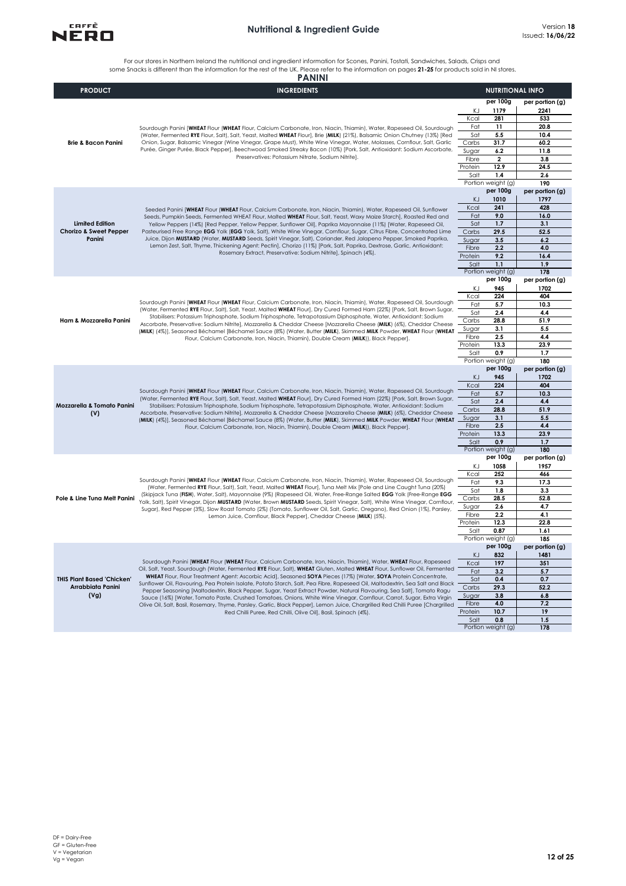# Nutritional & Ingredient Guide

Version **18**
Issued: **16/06/22**

For our stores in Northern Ireland the nutritional and ingredient information for Scones, Panini, Tostati, Sandwiches, Salads, Crisps and some Snacks is different than the information for the rest of the UK. Please refer to the information on pages **21-25** for products sold in NI stores.

## PANINI

| PRODUCT | INGREDIENTS | NUTRITIONAL INFO | per 100g | per portion (g) |
|---|---|---|---|---|
| **Brie & Bacon Panini** | Sourdough Panini [**WHEAT** Flour (**WHEAT** Flour, Calcium Carbonate, Iron, Niacin, Thiamin), Water, Rapeseed Oil, Sourdough (Water, Fermented **RYE** Flour, Salt), Salt, Yeast, Malted **WHEAT** Flour], Brie (**MILK**) (21%), Balsamic Onion Chutney (13%) [Red Onion, Sugar, Balsamic Vinegar (Wine Vinegar, Grape Must), White Wine Vinegar, Water, Molasses, Cornflour, Salt, Garlic Purée, Ginger Purée, Black Pepper], Beechwood Smoked Streaky Bacon (10%) [Pork, Salt, Antioxidant: Sodium Ascorbate, Preservatives: Potassium Nitrate, Sodium Nitrite]. | KJ | 1179 | 2241 |
| | | Kcal | 281 | 533 |
| | | Fat | 11 | 20.8 |
| | | Sat | 5.5 | 10.4 |
| | | Carbs | 31.7 | 60.2 |
| | | Sugar | 6.2 | 11.8 |
| | | Fibre | 2 | 3.8 |
| | | Protein | 12.9 | 24.5 |
| | | Salt | 1.4 | 2.6 |
| | | Portion weight (g) | | 190 |
| **Limited Edition Chorizo & Sweet Pepper Panini** | Seeded Panini [**WHEAT** Flour (**WHEAT** Flour, Calcium Carbonate, Iron, Niacin, Thiamin), Water, Rapeseed Oil, Sunflower Seeds, Pumpkin Seeds, Fermented WHEAT Flour, Malted **WHEAT** Flour, Salt, Yeast, Waxy Maize Starch], Roasted Red and Yellow Peppers (14%) [Red Pepper, Yellow Pepper, Sunflower Oil], Paprika Mayonnaise (11%) [Water, Rapeseed Oil, Pasteurised Free Range **EGG** Yolk (**EGG** Yolk, Salt), White Wine Vinegar, Cornflour, Sugar, Citrus Fibre, Concentrated Lime Juice, Dijon **MUSTARD** (Water, **MUSTARD** Seeds, Spirit Vinegar, Salt), Coriander, Red Jalapeno Pepper, Smoked Paprika, Lemon Zest, Salt, Thyme, Thickening Agent: Pectin], Chorizo (11%) [Pork, Salt, Paprika, Dextrose, Garlic, Antioxidant: Rosemary Extract, Preservative: Sodium Nitrite], Spinach (4%). | KJ | 1010 | 1797 |
| | | Kcal | 241 | 428 |
| | | Fat | 9.0 | 16.0 |
| | | Sat | 1.7 | 3.1 |
| | | Carbs | 29.5 | 52.5 |
| | | Sugar | 3.5 | 6.2 |
| | | Fibre | 2.2 | 4.0 |
| | | Protein | 9.2 | 16.4 |
| | | Salt | 1.1 | 1.9 |
| | | Portion weight (g) | | 178 |
| **Ham & Mozzarella Panini** | Sourdough Panini [**WHEAT** Flour (**WHEAT** Flour, Calcium Carbonate, Iron, Niacin, Thiamin), Water, Rapeseed Oil, Sourdough (Water, Fermented **RYE** Flour, Salt), Salt, Yeast, Malted **WHEAT** Flour], Dry Cured Formed Ham (22%) [Pork, Salt, Brown Sugar, Stabilisers: Potassium Triphosphate, Sodium Triphosphate, Tetrapotassium Diphosphate, Water, Antioxidant: Sodium Ascorbate, Preservative: Sodium Nitrite], Mozzarella & Cheddar Cheese [Mozzarella Cheese (**MILK**) (6%), Cheddar Cheese (**MILK**) (4%)], Seasoned Béchamel [Béchamel Sauce (8%) (Water, Butter (**MILK**), Skimmed **MILK** Powder, **WHEAT** Flour (**WHEAT** Flour, Calcium Carbonate, Iron, Niacin, Thiamin), Double Cream (**MILK**)), Black Pepper]. | KJ | 945 | 1702 |
| | | Kcal | 224 | 404 |
| | | Fat | 5.7 | 10.3 |
| | | Sat | 2.4 | 4.4 |
| | | Carbs | 28.8 | 51.9 |
| | | Sugar | 3.1 | 5.5 |
| | | Fibre | 2.5 | 4.4 |
| | | Protein | 13.3 | 23.9 |
| | | Salt | 0.9 | 1.7 |
| | | Portion weight (g) | | 180 |
| **Mozzarella & Tomato Panini (V)** | Sourdough Panini [**WHEAT** Flour (**WHEAT** Flour, Calcium Carbonate, Iron, Niacin, Thiamin), Water, Rapeseed Oil, Sourdough (Water, Fermented **RYE** Flour, Salt), Salt, Yeast, Malted **WHEAT** Flour], Dry Cured Formed Ham (22%) [Pork, Salt, Brown Sugar, Stabilisers: Potassium Triphosphate, Sodium Triphosphate, Tetrapotassium Diphosphate, Water, Antioxidant: Sodium Ascorbate, Preservative: Sodium Nitrite], Mozzarella & Cheddar Cheese [Mozzarella Cheese (**MILK**) (6%), Cheddar Cheese (**MILK**) (4%)], Seasoned Béchamel [Béchamel Sauce (8%) (Water, Butter (**MILK**), Skimmed **MILK** Powder, **WHEAT** Flour (**WHEAT** Flour, Calcium Carbonate, Iron, Niacin, Thiamin), Double Cream (**MILK**)), Black Pepper]. | KJ | 945 | 1702 |
| | | Kcal | 224 | 404 |
| | | Fat | 5.7 | 10.3 |
| | | Sat | 2.4 | 4.4 |
| | | Carbs | 28.8 | 51.9 |
| | | Sugar | 3.1 | 5.5 |
| | | Fibre | 2.5 | 4.4 |
| | | Protein | 13.3 | 23.9 |
| | | Salt | 0.9 | 1.7 |
| | | Portion weight (g) | | 180 |
| **Pole & Line Tuna Melt Panini** | Sourdough Panini [**WHEAT** Flour (**WHEAT** Flour, Calcium Carbonate, Iron, Niacin, Thiamin), Water, Rapeseed Oil, Sourdough (Water, Fermented **RYE** Flour, Salt), Salt, Yeast, Malted **WHEAT** Flour], Tuna Melt Mix [Pole and Line Caught Tuna (20%) (Skipjack Tuna (**FISH**), Water, Salt), Mayonnaise (9%) [Rapeseed Oil, Water, Free-Range Salted **EGG** Yolk (Free-Range **EGG** Yolk, Salt), Spirit Vinegar, Dijon **MUSTARD** (Water, Brown **MUSTARD** Seeds, Spirit Vinegar, Salt), White Wine Vinegar, Cornflour, Sugar], Red Pepper (3%), Slow Roast Tomato (2%) (Tomato, Sunflower Oil, Salt, Garlic, Oregano), Red Onion (1%), Parsley, Lemon Juice, Cornflour, Black Pepper], Cheddar Cheese (**MILK**) (5%). | KJ | 1058 | 1957 |
| | | Kcal | 252 | 466 |
| | | Fat | 9.3 | 17.3 |
| | | Sat | 1.8 | 3.3 |
| | | Carbs | 28.5 | 52.8 |
| | | Sugar | 2.6 | 4.7 |
| | | Fibre | 2.2 | 4.1 |
| | | Protein | 12.3 | 22.8 |
| | | Salt | 0.87 | 1.61 |
| | | Portion weight (g) | | 185 |
| **THIS Plant Based 'Chicken' Arrabbiata Panini (Vg)** | Sourdough Panini [**WHEAT** Flour (**WHEAT** Flour, Calcium Carbonate, Iron, Niacin, Thiamin), Water, **WHEAT** Flour, Rapeseed Oil, Salt, Yeast, Sourdough (Water, Fermented **RYE** Flour, Salt), **WHEAT** Gluten, Malted **WHEAT** Flour, Sunflower Oil, Fermented **WHEAT** Flour, Flour Treatment Agent: Ascorbic Acid], Seasoned **SOYA** Pieces (17%) [Water, **SOYA** Protein Concentrate, Sunflower Oil, Flavouring, Pea Protein Isolate, Potato Starch, Salt, Pea Fibre, Rapeseed Oil, Maltodextrin, Sea Salt and Black Pepper Seasoning (Maltodextrin, Black Pepper, Sugar, Yeast Extract Powder, Natural Flavouring, Sea Salt), Tomato Ragu Sauce (16%) [Water, Tomato Paste, Crushed Tomatoes, Onions, White Wine Vinegar, Cornflour, Carrot, Sugar, Extra Virgin Olive Oil, Salt, Basil, Rosemary, Thyme, Parsley, Garlic, Black Pepper], Lemon Juice, Chargrilled Red Chilli Puree [Chargrilled Red Chilli Puree, Red Chilli, Olive Oil], Basil, Spinach (4%). | KJ | 832 | 1481 |
| | | Kcal | 197 | 351 |
| | | Fat | 3.2 | 5.7 |
| | | Sat | 0.4 | 0.7 |
| | | Carbs | 29.3 | 52.2 |
| | | Sugar | 3.8 | 6.8 |
| | | Fibre | 4.0 | 7.2 |
| | | Protein | 10.7 | 19 |
| | | Salt | 0.8 | 1.5 |
| | | Portion weight (g) | | 178 |

DF = Dairy-Free
GF = Gluten-Free
V = Vegetarian
Vg = Vegan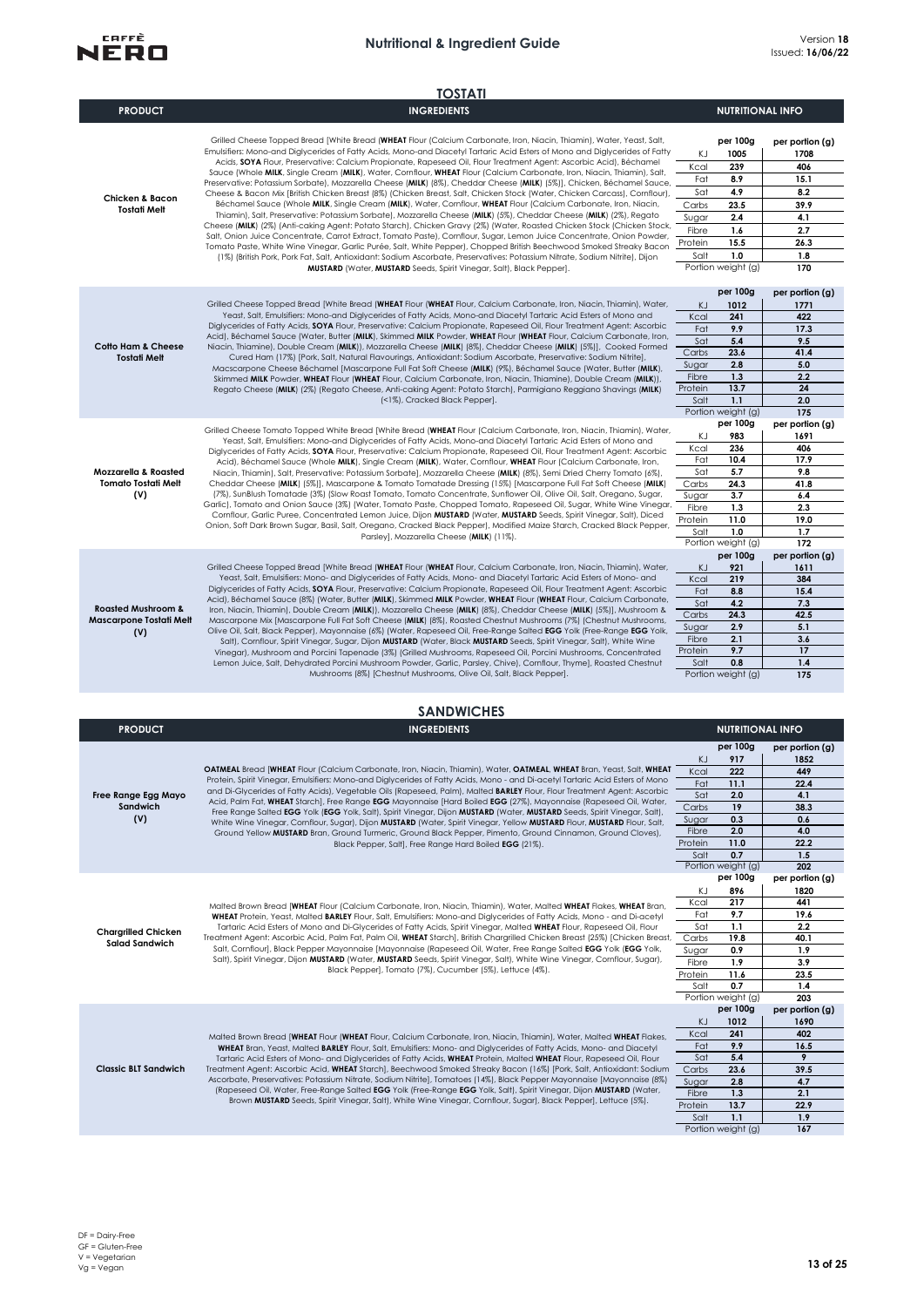## TOSTATI

| PRODUCT | INGREDIENTS | NUTRITIONAL INFO | | |
|---|---|---|---|---|
| **Chicken & Bacon Tostati Melt** | Grilled Cheese Topped Bread [White Bread (**WHEAT** Flour (Calcium Carbonate, Iron, Niacin, Thiamin), Water, Yeast, Salt, Emulsifiers: Mono-and Diglycerides of Fatty Acids, Mono-and Diacetyl Tartaric Acid Esters of Mono and Diglycerides of Fatty Acids, **SOYA** Flour, Preservative: Calcium Propionate, Rapeseed Oil, Flour Treatment Agent: Ascorbic Acid), Béchamel Sauce (Whole **MILK**, Single Cream (**MILK**), Water, Cornflour, **WHEAT** Flour (Calcium Carbonate, Iron, Niacin, Thiamin), Salt, Preservative: Potassium Sorbate), Mozzarella Cheese (**MILK**) (8%), Cheddar Cheese (**MILK**) (5%)], Chicken, Béchamel Sauce, Cheese & Bacon Mix [British Chicken Breast (8%) (Chicken Breast, Salt, Chicken Stock (Water, Chicken Carcass), Cornflour), Béchamel Sauce (Whole **MILK**, Single Cream (**MILK**), Water, Cornflour, **WHEAT** Flour (Calcium Carbonate, Iron, Niacin, Thiamin), Salt, Preservative: Potassium Sorbate), Mozzarella Cheese (**MILK**) (5%), Cheddar Cheese (**MILK**) (2%), Regato Cheese (**MILK**) (2%) (Anti-caking Agent: Potato Starch), Chicken Gravy (2%) (Water, Roasted Chicken Stock (Chicken Stock, Salt, Onion Juice Concentrate, Carrot Extract, Tomato Paste), Cornflour, Sugar, Lemon Juice Concentrate, Onion Powder, Tomato Paste, White Wine Vinegar, Garlic Purée, Salt, White Pepper), Chopped British Beechwood Smoked Streaky Bacon (1%) (British Pork, Pork Fat, Salt, Antioxidant: Sodium Ascorbate, Preservatives: Potassium Nitrate, Sodium Nitrite), Dijon **MUSTARD** (Water, **MUSTARD** Seeds, Spirit Vinegar, Salt), Black Pepper]. | | **per 100g** | **per portion (g)** |
| | | KJ | 1005 | 1708 |
| | | Kcal | 239 | 406 |
| | | Fat | 8.9 | 15.1 |
| | | Sat | 4.9 | 8.2 |
| | | Carbs | 23.5 | 39.9 |
| | | Sugar | 2.4 | 4.1 |
| | | Fibre | 1.6 | 2.7 |
| | | Protein | 15.5 | 26.3 |
| | | Salt | 1.0 | 1.8 |
| | | Portion weight (g) | | 170 |
| **Cotto Ham & Cheese Tostati Melt** | Grilled Cheese Topped Bread [White Bread (**WHEAT** Flour (**WHEAT** Flour, Calcium Carbonate, Iron, Niacin, Thiamin), Water, Yeast, Salt, Emulsifiers: Mono-and Diglycerides of Fatty Acids, Mono-and Diacetyl Tartaric Acid Esters of Mono and Diglycerides of Fatty Acids, **SOYA** Flour, Preservative: Calcium Propionate, Rapeseed Oil, Flour Treatment Agent: Ascorbic Acid), Béchamel Sauce (Water, Butter (**MILK**), Skimmed **MILK** Powder, **WHEAT** Flour (**WHEAT** Flour, Calcium Carbonate, Iron, Niacin, Thiamine), Double Cream (**MILK**)), Mozzarella Cheese (**MILK**) (8%), Cheddar Cheese (**MILK**) (5%)], Cooked Formed Cured Ham (17%) [Pork, Salt, Natural Flavourings, Antioxidant: Sodium Ascorbate, Preservative: Sodium Nitrite], Macscarpone Cheese Béchamel [Mascarpone Full Fat Soft Cheese (**MILK**) (9%), Béchamel Sauce (Water, Butter (**MILK**), Skimmed **MILK** Powder, **WHEAT** Flour (**WHEAT** Flour, Calcium Carbonate, Iron, Niacin, Thiamine), Double Cream (**MILK**)), Regato Cheese (**MILK**) (2%) (Regato Cheese, Anti-caking Agent: Potato Starch), Parmigiano Reggiano Shavings (**MILK**) (<1%), Cracked Black Pepper]. | | **per 100g** | **per portion (g)** |
| | | KJ | 1012 | 1771 |
| | | Kcal | 241 | 422 |
| | | Fat | 9.9 | 17.3 |
| | | Sat | 5.4 | 9.5 |
| | | Carbs | 23.6 | 41.4 |
| | | Sugar | 2.8 | 5.0 |
| | | Fibre | 1.3 | 2.2 |
| | | Protein | 13.7 | 24 |
| | | Salt | 1.1 | 2.0 |
| | | Portion weight (g) | | 175 |
| **Mozzarella & Roasted Tomato Tostati Melt (V)** | Grilled Cheese Tomato Topped White Bread [White Bread (**WHEAT** Flour (Calcium Carbonate, Iron, Niacin, Thiamin), Water, Yeast, Salt, Emulsifiers: Mono-and Diglycerides of Fatty Acids, Mono-and Diacetyl Tartaric Acid Esters of Mono and Diglycerides of Fatty Acids, **SOYA** Flour, Preservative: Calcium Propionate, Rapeseed Oil, Flour Treatment Agent: Ascorbic Acid), Béchamel Sauce (Whole **MILK**), Single Cream (**MILK**), Water, Cornflour, **WHEAT** Flour (Calcium Carbonate, Iron, Niacin, Thiamin), Salt, Preservative: Potassium Sorbate), Mozzarella Cheese (**MILK**) (8%), Semi Dried Cherry Tomato (6%), Cheddar Cheese (**MILK**) (5%)], Mascarpone & Tomato Tomatade Dressing (15%) [Mascarpone Full Fat Soft Cheese (**MILK**) (7%), SunBlush Tomatade (3%) (Slow Roast Tomato, Tomato Concentrate, Sunflower Oil, Olive Oil, Salt, Oregano, Sugar, Garlic), Tomato and Onion Sauce (3%) (Water, Tomato Paste, Chopped Tomato, Rapeseed Oil, Sugar, White Wine Vinegar, Cornflour, Garlic Puree, Concentrated Lemon Juice, Dijon **MUSTARD** (Water, **MUSTARD** Seeds, Spirit Vinegar, Salt), Diced Onion, Soft Dark Brown Sugar, Basil, Salt, Oregano, Cracked Black Pepper), Modified Maize Starch, Cracked Black Pepper, Parsley], Mozzarella Cheese (**MILK**) (11%). | | **per 100g** | **per portion (g)** |
| | | KJ | 983 | 1691 |
| | | Kcal | 236 | 406 |
| | | Fat | 10.4 | 17.9 |
| | | Sat | 5.7 | 9.8 |
| | | Carbs | 24.3 | 41.8 |
| | | Sugar | 3.7 | 6.4 |
| | | Fibre | 1.3 | 2.3 |
| | | Protein | 11.0 | 19.0 |
| | | Salt | 1.0 | 1.7 |
| | | Portion weight (g) | | 172 |
| **Roasted Mushroom & Mascarpone Tostati Melt (V)** | Grilled Cheese Topped Bread [White Bread (**WHEAT** Flour (**WHEAT** Flour, Calcium Carbonate, Iron, Niacin, Thiamin), Water, Yeast, Salt, Emulsifiers: Mono- and Diglycerides of Fatty Acids, Mono- and Diacetyl Tartaric Acid Esters of Mono- and Diglycerides of Fatty Acids, **SOYA** Flour, Preservative: Calcium Propionate, Rapeseed Oil, Flour Treatment Agent: Ascorbic Acid), Béchamel Sauce (8%) (Water, Butter (**MILK**), Skimmed **MILK** Powder, **WHEAT** Flour (**WHEAT** Flour, Calcium Carbonate, Iron, Niacin, Thiamin), Double Cream (**MILK**)), Mozzarella Cheese (**MILK**) (8%), Cheddar Cheese (**MILK**) (5%)], Mushroom & Mascarpone Mix [Mascarpone Full Fat Soft Cheese (**MILK**) (8%), Roasted Chestnut Mushrooms (7%) (Chestnut Mushrooms, Olive Oil, Salt, Black Pepper), Mayonnaise (6%) (Water, Rapeseed Oil, Free-Range Salted **EGG** Yolk (Free-Range **EGG** Yolk, Salt), Cornflour, Spirit Vinegar, Sugar, Dijon **MUSTARD** (Water, Black **MUSTARD** Seeds, Spirit Vinegar, Salt), White Wine Vinegar), Mushroom and Porcini Tapenade (3%) (Grilled Mushrooms, Rapeseed Oil, Porcini Mushrooms, Concentrated Lemon Juice, Salt, Dehydrated Porcini Mushroom Powder, Garlic, Parsley, Chive), Cornflour, Thyme], Roasted Chestnut Mushrooms (8%) [Chestnut Mushrooms, Olive Oil, Salt, Black Pepper]. | | **per 100g** | **per portion (g)** |
| | | KJ | 921 | 1611 |
| | | Kcal | 219 | 384 |
| | | Fat | 8.8 | 15.4 |
| | | Sat | 4.2 | 7.3 |
| | | Carbs | 24.3 | 42.5 |
| | | Sugar | 2.9 | 5.1 |
| | | Fibre | 2.1 | 3.6 |
| | | Protein | 9.7 | 17 |
| | | Salt | 0.8 | 1.4 |
| | | Portion weight (g) | | 175 |

## SANDWICHES

| PRODUCT | INGREDIENTS | NUTRITIONAL INFO | | |
|---|---|---|---|---|
| **Free Range Egg Mayo Sandwich (V)** | **OATMEAL** Bread [**WHEAT** Flour (Calcium Carbonate, Iron, Niacin, Thiamin), Water, **OATMEAL**, **WHEAT** Bran, Yeast, Salt, **WHEAT** Protein, Spirit Vinegar, Emulsifiers: Mono-and Diglycerides of Fatty Acids, Mono - and Di-acetyl Tartaric Acid Esters of Mono and Di-Glycerides of Fatty Acids), Vegetable Oils (Rapeseed, Palm), Malted **BARLEY** Flour, Flour Treatment Agent: Ascorbic Acid, Palm Fat, **WHEAT** Starch], Free Range **EGG** Mayonnaise [Hard Boiled **EGG** (27%), Mayonnaise (Rapeseed Oil, Water, Free Range Salted **EGG** Yolk (**EGG** Yolk, Salt), Spirit Vinegar, Dijon **MUSTARD** (Water, **MUSTARD** Seeds, Spirit Vinegar, Salt), White Wine Vinegar, Cornflour, Sugar), Dijon **MUSTARD** (Water, Spirit Vinegar, Yellow **MUSTARD** Flour, **MUSTARD** Flour, Salt, Ground Yellow **MUSTARD** Bran, Ground Turmeric, Ground Black Pepper, Pimento, Ground Cinnamon, Ground Cloves), Black Pepper, Salt], Free Range Hard Boiled **EGG** (21%). | | **per 100g** | **per portion (g)** |
| | | KJ | 917 | 1852 |
| | | Kcal | 222 | 449 |
| | | Fat | 11.1 | 22.4 |
| | | Sat | 2.0 | 4.1 |
| | | Carbs | 19 | 38.3 |
| | | Sugar | 0.3 | 0.6 |
| | | Fibre | 2.0 | 4.0 |
| | | Protein | 11.0 | 22.2 |
| | | Salt | 0.7 | 1.5 |
| | | Portion weight (g) | | 202 |
| **Chargrilled Chicken Salad Sandwich** | Malted Brown Bread [**WHEAT** Flour (Calcium Carbonate, Iron, Niacin, Thiamin), Water, Malted **WHEAT** Flakes, **WHEAT** Bran, **WHEAT** Protein, Yeast, Malted **BARLEY** Flour, Salt, Emulsifiers: Mono-and Diglycerides of Fatty Acids, Mono - and Di-acetyl Tartaric Acid Esters of Mono and Di-Glycerides of Fatty Acids, Spirit Vinegar, Malted **WHEAT** Flour, Rapeseed Oil, Flour Treatment Agent: Ascorbic Acid, Palm Fat, Palm Oil, **WHEAT** Starch], British Chargrilled Chicken Breast (25%) [Chicken Breast, Salt, Cornflour], Black Pepper Mayonnaise [Mayonnaise (Rapeseed Oil, Water, Free Range Salted **EGG** Yolk (**EGG** Yolk, Salt), Spirit Vinegar, Dijon **MUSTARD** (Water, **MUSTARD** Seeds, Spirit Vinegar, Salt), White Wine Vinegar, Cornflour, Sugar), Black Pepper], Tomato (7%), Cucumber (5%), Lettuce (4%). | | **per 100g** | **per portion (g)** |
| | | KJ | 896 | 1820 |
| | | Kcal | 217 | 441 |
| | | Fat | 9.7 | 19.6 |
| | | Sat | 1.1 | 2.2 |
| | | Carbs | 19.8 | 40.1 |
| | | Sugar | 0.9 | 1.9 |
| | | Fibre | 1.9 | 3.9 |
| | | Protein | 11.6 | 23.5 |
| | | Salt | 0.7 | 1.4 |
| | | Portion weight (g) | | 203 |
| **Classic BLT Sandwich** | Malted Brown Bread [**WHEAT** Flour (**WHEAT** Flour, Calcium Carbonate, Iron, Niacin, Thiamin), Water, Malted **WHEAT** Flakes, **WHEAT** Bran, Yeast, Malted **BARLEY** Flour, Salt, Emulsifiers: Mono- and Diglycerides of Fatty Acids, Mono- and Diacetyl Tartaric Acid Esters of Mono- and Diglycerides of Fatty Acids, **WHEAT** Protein, Malted **WHEAT** Flour, Rapeseed Oil, Flour Treatment Agent: Ascorbic Acid, **WHEAT** Starch], Beechwood Smoked Streaky Bacon (16%) [Pork, Salt, Antioxidant: Sodium Ascorbate, Preservatives: Potassium Nitrate, Sodium Nitrite], Tomatoes (14%), Black Pepper Mayonnaise (8%) [(Rapeseed Oil, Water, Free-Range Salted **EGG** Yolk (Free-Range **EGG** Yolk, Salt), Spirit Vinegar, Dijon **MUSTARD** (Water, Brown **MUSTARD** Seeds, Spirit Vinegar, Salt), White Wine Vinegar, Cornflour, Sugar), Black Pepper], Lettuce (5%). | | **per 100g** | **per portion (g)** |
| | | KJ | 1012 | 1690 |
| | | Kcal | 241 | 402 |
| | | Fat | 9.9 | 16.5 |
| | | Sat | 5.4 | 9 |
| | | Carbs | 23.6 | 39.5 |
| | | Sugar | 2.8 | 4.7 |
| | | Fibre | 1.3 | 2.1 |
| | | Protein | 13.7 | 22.9 |
| | | Salt | 1.1 | 1.9 |
| | | Portion weight (g) | | 167 |

DF = Dairy-Free
GF = Gluten-Free
V = Vegetarian
Vg = Vegan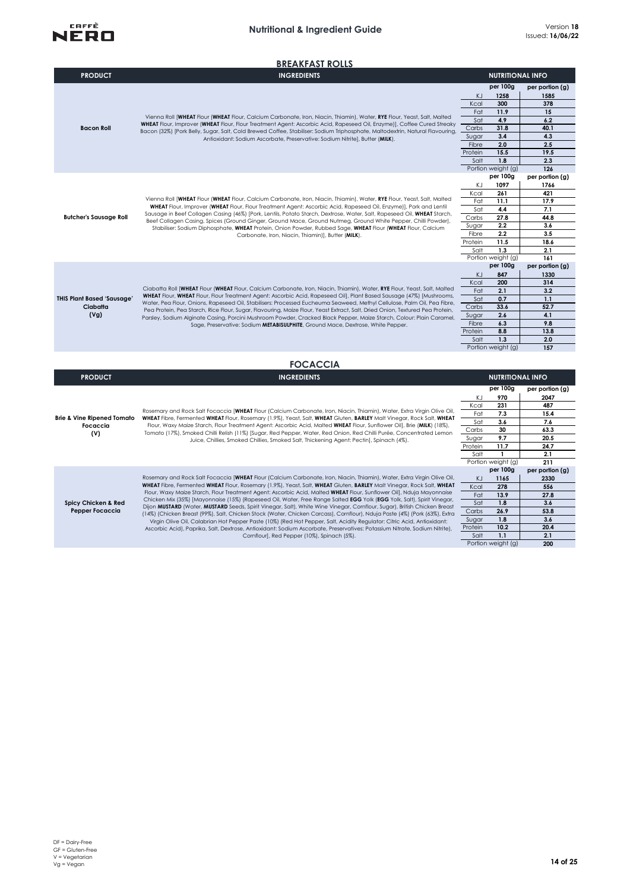# Nutritional & Ingredient Guide

Version **18**
Issued: **16/06/22**

## BREAKFAST ROLLS

| PRODUCT | INGREDIENTS | NUTRITIONAL INFO | per 100g | per portion (g) |
|---|---|---|---|---|
| **Bacon Roll** | Vienna Roll [**WHEAT** Flour (**WHEAT** Flour, Calcium Carbonate, Iron, Niacin, Thiamin), Water, **RYE** Flour, Yeast, Salt, Malted **WHEAT** Flour, Improver (**WHEAT** Flour, Flour Treatment Agent: Ascorbic Acid, Rapeseed Oil, Enzyme)], Coffee Cured Streaky Bacon (32%) [Pork Belly, Sugar, Salt, Cold Brewed Coffee, Stabiliser: Sodium Triphosphate, Maltodextrin, Natural Flavouring, Antioxidant: Sodium Ascorbate, Preservative: Sodium Nitrite], Butter (**MILK**). | KJ | 1258 | 1585 |
| | | Kcal | 300 | 378 |
| | | Fat | 11.9 | 15 |
| | | Sat | 4.9 | 6.2 |
| | | Carbs | 31.8 | 40.1 |
| | | Sugar | 3.4 | 4.3 |
| | | Fibre | 2.0 | 2.5 |
| | | Protein | 15.5 | 19.5 |
| | | Salt | 1.8 | 2.3 |
| | | Portion weight (g) | | 126 |
| **Butcher's Sausage Roll** | Vienna Roll [**WHEAT** Flour (**WHEAT** Flour, Calcium Carbonate, Iron, Niacin, Thiamin), Water, **RYE** Flour, Yeast, Salt, Malted **WHEAT** Flour, Improver (**WHEAT** Flour, Flour Treatment Agent: Ascorbic Acid, Rapeseed Oil, Enzyme)], Pork and Lentil Sausage in Beef Collagen Casing (46%) [Pork, Lentils, Potato Starch, Dextrose, Water, Salt, Rapeseed Oil, **WHEAT** Starch, Beef Collagen Casing, Spices (Ground Ginger, Ground Mace, Ground Nutmeg, Ground White Pepper, Chilli Powder), Stabiliser: Sodium Diphosphate, **WHEAT** Protein, Onion Powder, Rubbed Sage, **WHEAT** Flour (**WHEAT** Flour, Calcium Carbonate, Iron, Niacin, Thiamin)], Butter (**MILK**). | KJ | 1097 | 1766 |
| | | Kcal | 261 | 421 |
| | | Fat | 11.1 | 17.9 |
| | | Sat | 4.4 | 7.1 |
| | | Carbs | 27.8 | 44.8 |
| | | Sugar | 2.2 | 3.6 |
| | | Fibre | 2.2 | 3.5 |
| | | Protein | 11.5 | 18.6 |
| | | Salt | 1.3 | 2.1 |
| | | Portion weight (g) | | 161 |
| **THIS Plant Based 'Sausage' Ciabatta (Vg)** | Ciabatta Roll [**WHEAT** Flour (**WHEAT** Flour, Calcium Carbonate, Iron, Niacin, Thiamin), Water, **RYE** Flour, Yeast, Salt, Malted **WHEAT** Flour, **WHEAT** Flour, Flour Treatment Agent: Ascorbic Acid, Rapeseed Oil], Plant Based Sausage (47%) [Mushrooms, Water, Pea Flour, Onions, Rapeseed Oil, Stabilisers: Processed Eucheuma Seaweed, Methyl Cellulose, Palm Oil, Pea Fibre, Pea Protein, Pea Starch, Rice Flour, Sugar, Flavouring, Maize Flour, Yeast Extract, Salt, Dried Onion, Textured Pea Protein, Parsley, Sodium Alginate Casing, Porcini Mushroom Powder, Cracked Black Pepper, Maize Starch, Colour: Plain Caramel, Sage, Preservative: Sodium **METABISULPHITE**, Ground Mace, Dextrose, White Pepper. | KJ | 847 | 1330 |
| | | Kcal | 200 | 314 |
| | | Fat | 2.1 | 3.2 |
| | | Sat | 0.7 | 1.1 |
| | | Carbs | 33.6 | 52.7 |
| | | Sugar | 2.6 | 4.1 |
| | | Fibre | 6.3 | 9.8 |
| | | Protein | 8.8 | 13.8 |
| | | Salt | 1.3 | 2.0 |
| | | Portion weight (g) | | 157 |

## FOCACCIA

| PRODUCT | INGREDIENTS | NUTRITIONAL INFO | per 100g | per portion (g) |
|---|---|---|---|---|
| **Brie & Vine Ripened Tomato Focaccia (V)** | Rosemary and Rock Salt Focaccia [**WHEAT** Flour (Calcium Carbonate, Iron, Niacin, Thiamin), Water, Extra Virgin Olive Oil, **WHEAT** Fibre, Fermented **WHEAT** Flour, Rosemary (1.9%), Yeast, Salt, **WHEAT** Gluten, **BARLEY** Malt Vinegar, Rock Salt, **WHEAT** Flour, Waxy Maize Starch, Flour Treatment Agent: Ascorbic Acid, Malted **WHEAT** Flour, Sunflower Oil], Brie (**MILK**) (18%), Tomato (17%), Smoked Chilli Relish (11%) [Sugar, Red Pepper, Water, Red Onion, Red Chilli Purée, Concentrated Lemon Juice, Chillies, Smoked Chillies, Smoked Salt, Thickening Agent: Pectin], Spinach (4%). | KJ | 970 | 2047 |
| | | Kcal | 231 | 487 |
| | | Fat | 7.3 | 15.4 |
| | | Sat | 3.6 | 7.6 |
| | | Carbs | 30 | 63.3 |
| | | Sugar | 9.7 | 20.5 |
| | | Protein | 11.7 | 24.7 |
| | | Salt | 1 | 2.1 |
| | | Portion weight (g) | | 211 |
| **Spicy Chicken & Red Pepper Focaccia** | Rosemary and Rock Salt Focaccia [**WHEAT** Flour (Calcium Carbonate, Iron, Niacin, Thiamin), Water, Extra Virgin Olive Oil, **WHEAT** Fibre, Fermented **WHEAT** Flour, Rosemary (1.9%), Yeast, Salt, **WHEAT** Gluten, **BARLEY** Malt Vinegar, Rock Salt, **WHEAT** Flour, Waxy Maize Starch, Flour Treatment Agent: Ascorbic Acid, Malted **WHEAT** Flour, Sunflower Oil], Nduja Mayonnaise Chicken Mix (35%) [Mayonnaise (15%) (Rapeseed Oil, Water, Free Range Salted **EGG** Yolk (**EGG** Yolk, Salt), Spirit Vinegar, Dijon **MUSTARD** (Water, **MUSTARD** Seeds, Spirit Vinegar, Salt), White Wine Vinegar, Cornflour, Sugar), British Chicken Breast (14%) (Chicken Breast (99%), Salt, Chicken Stock (Water, Chicken Carcass), Cornflour), Nduja Paste (4%) (Pork (63%), Extra Virgin Olive Oil, Calabrian Hot Pepper Paste (10%) (Red Hot Pepper, Salt, Acidity Regulator: Citric Acid, Antioxidant: Ascorbic Acid), Paprika, Salt, Dextrose, Antioxidant: Sodium Ascorbate, Preservatives: Potassium Nitrate, Sodium Nitrite), Cornflour], Red Pepper (10%), Spinach (5%). | KJ | 1165 | 2330 |
| | | Kcal | 278 | 556 |
| | | Fat | 13.9 | 27.8 |
| | | Sat | 1.8 | 3.6 |
| | | Carbs | 26.9 | 53.8 |
| | | Sugar | 1.8 | 3.6 |
| | | Protein | 10.2 | 20.4 |
| | | Salt | 1.1 | 2.1 |
| | | Portion weight (g) | | 200 |

DF = Dairy-Free
GF = Gluten-Free
V = Vegetarian
Vg = Vegan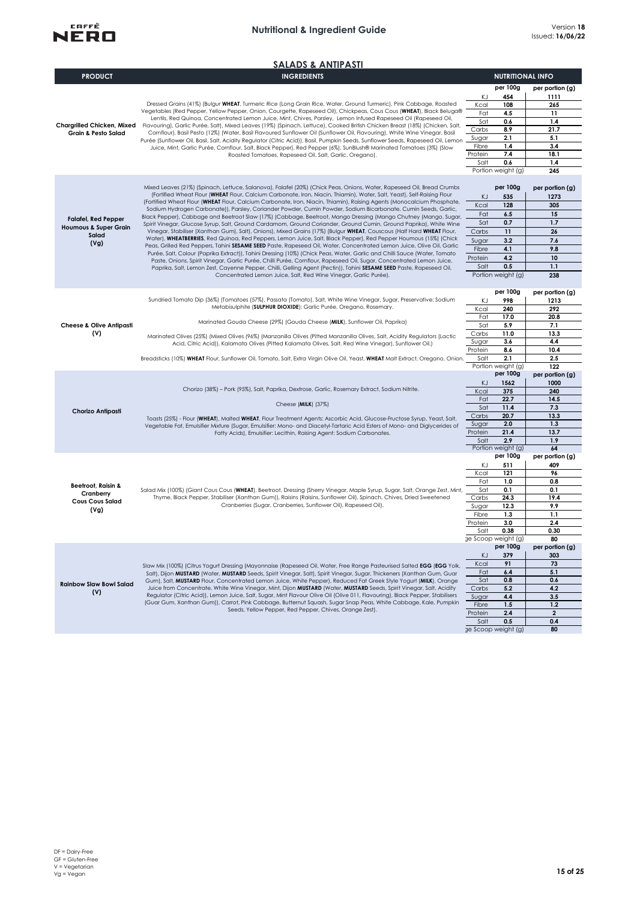## SALADS & ANTIPASTI

| PRODUCT | INGREDIENTS | NUTRITIONAL INFO | | |
|---|---|---|---|---|
| | | | per 100g | per portion (g) |
| **Chargrilled Chicken, Mixed Grain & Pesto Salad** | Dressed Grains (41%) (Bulgur **WHEAT**, Turmeric Rice (Long Grain Rice, Water, Ground Turmeric), Pink Cabbage, Roasted Vegetables (Red Pepper, Yellow Pepper, Onion, Courgette, Rapeseed Oil), Chickpeas, Cous Cous (**WHEAT**), Black Beluga® Lentils, Red Quinoa, Concentrated Lemon Juice, Mint, Chives, Parsley, Lemon Infused Rapeseed Oil (Rapeseed Oil, Flavouring), Garlic Purée, Salt), Mixed Leaves (19%) (Spinach, Lettuce), Cooked British Chicken Breast (18%) (Chicken, Salt, Cornflour), Basil Pesto (12%) (Water, Basil Flavoured Sunflower Oil (Sunflower Oil, Flavouring), White Wine Vinegar, Basil Purée (Sunflower Oil, Basil, Salt, Acidity Regulator (Citric Acid)), Basil, Pumpkin Seeds, Sunflower Seeds, Rapeseed Oil, Lemon Juice, Mint, Garlic Purée, Cornflour, Salt, Black Pepper), Red Pepper (6%), SunBlush® Marinated Tomatoes (3%) (Slow Roasted Tomatoes, Rapeseed Oil, Salt, Garlic, Oregano). | KJ | 454 | 1111 |
| | | Kcal | 108 | 265 |
| | | Fat | 4.5 | 11 |
| | | Sat | 0.6 | 1.4 |
| | | Carbs | 8.9 | 21.7 |
| | | Sugar | 2.1 | 5.1 |
| | | Fibre | 1.4 | 3.4 |
| | | Protein | 7.4 | 18.1 |
| | | Salt | 0.6 | 1.4 |
| | | Portion weight (g) | | 245 |
| | | | per 100g | per portion (g) |
| **Falafel, Red Pepper Houmous & Super Grain Salad (Vg)** | Mixed Leaves (21%) (Spinach, Lettuce, Salanova), Falafel (20%) (Chick Peas, Onions, Water, Rapeseed Oil, Bread Crumbs (Fortified Wheat Flour (**WHEAT** Flour, Calcium Carbonate, Iron, Niacin, Thiamin), Water, Salt, Yeast), Self-Raising Flour (Fortified Wheat Flour (**WHEAT** Flour, Calcium Carbonate, Iron, Niacin, Thiamin), Raising Agents (Monocalcium Phosphate, Sodium Hydrogen Carbonate)), Parsley, Coriander Powder, Cumin Powder, Sodium Bicarbonate, Cumin Seeds, Garlic, Black Pepper), Cabbage and Beetroot Slaw (17%) (Cabbage, Beetroot, Mango Dressing (Mango Chutney (Mango, Sugar, Spirit Vinegar, Glucose Syrup, Salt, Ground Cardamom, Ground Coriander, Ground Cumin, Ground Paprika), White Wine Vinegar, Stabiliser (Xanthan Gum), Salt), Onions), Mixed Grains (17%) (Bulgur **WHEAT**, Couscous (Half Hard **WHEAT** Flour, Water), **WHEATBERRIES**, Red Quinoa, Red Peppers, Lemon Juice, Salt, Black Pepper), Red Pepper Houmous (15%) (Chick Peas, Grilled Red Peppers, Tahini **SESAME SEED** Paste, Rapeseed Oil, Water, Concentrated Lemon Juice, Olive Oil, Garlic Purée, Salt, Colour (Paprika Extract)), Tahini Dressing (10%) (Chick Peas, Water, Garlic and Chilli Sauce (Water, Tomato Paste, Onions, Spirit Vinegar, Garlic Purée, Chilli Purée, Cornflour, Rapeseed Oil, Sugar, Concentrated Lemon Juice, Paprika, Salt, Lemon Zest, Cayenne Pepper, Chilli, Gelling Agent (Pectin)), Tahini **SESAME SEED** Paste, Rapeseed Oil, Concentrated Lemon Juice, Salt, Red Wine Vinegar, Garlic Purée). | KJ | 535 | 1273 |
| | | Kcal | 128 | 305 |
| | | Fat | 6.5 | 15 |
| | | Sat | 0.7 | 1.7 |
| | | Carbs | 11 | 26 |
| | | Sugar | 3.2 | 7.6 |
| | | Fibre | 4.1 | 9.8 |
| | | Protein | 4.2 | 10 |
| | | Salt | 0.5 | 1.1 |
| | | Portion weight (g) | | 238 |
| | | | per 100g | per portion (g) |
| **Cheese & Olive Antipasti (V)** | Sundried Tomato Dip (36%) (Tomatoes (57%), Passata (Tomato), Salt, White Wine Vinegar, Sugar, Preservative: Sodium Metabisulphite (**SULPHUR DIOXIDE**); Garlic Purée, Oregano, Rosemary.<br><br>Marinated Gouda Cheese (29%) (Gouda Cheese (**MILK**), Sunflower Oil, Paprika)<br><br>Marinated Olives (25%) (Mixed Olives (96%) (Manzanilla Olives (Pitted Manzanilla Olives, Salt, Acidity Regulators (Lactic Acid, Citric Acid)), Kalamata Olives (Pitted Kalamata Olives, Salt. Red Wine Vinegar), Sunflower Oil.)<br><br>Breadsticks (10%) **WHEAT** Flour, Sunflower Oil, Tomato, Salt, Extra Virgin Olive Oil, Yeast, **WHEAT** Malt Extract, Oregano, Onion. | KJ | 998 | 1213 |
| | | Kcal | 240 | 292 |
| | | Fat | 17.0 | 20.8 |
| | | Sat | 5.9 | 7.1 |
| | | Carbs | 11.0 | 13.3 |
| | | Sugar | 3.6 | 4.4 |
| | | Protein | 8.6 | 10.4 |
| | | Salt | 2.1 | 2.5 |
| | | Portion weight (g) | | 122 |
| | | | per 100g | per portion (g) |
| **Chorizo Antipasti** | Chorizo (38%) – Pork (95%), Salt, Paprika, Dextrose, Garlic, Rosemary Extract, Sodium Nitrite.<br><br>Cheese (**MILK**) (37%)<br><br>Toasts (25%) - Flour (**WHEAT**), Malted **WHEAT**, Flour Treatment Agents: Ascorbic Acid, Glucose-Fructose Syrup, Yeast, Salt, Vegetable Fat, Emulsifier Mixture (Sugar, Emulsifier: Mono- and Diacetyl-Tartaric Acid Esters of Mono- and Diglycerides of Fatty Acids), Emulsifier: Lecithin, Raising Agent: Sodium Carbonates. | KJ | 1562 | 1000 |
| | | Kcal | 375 | 240 |
| | | Fat | 22.7 | 14.5 |
| | | Sat | 11.4 | 7.3 |
| | | Carbs | 20.7 | 13.3 |
| | | Sugar | 2.0 | 1.3 |
| | | Protein | 21.4 | 13.7 |
| | | Salt | 2.9 | 1.9 |
| | | Portion weight (g) | | 64 |
| | | | per 100g | per portion (g) |
| **Beetroot, Raisin & Cranberry Cous Cous Salad (Vg)** | Salad Mix (100%) (Giant Cous Cous (**WHEAT**), Beetroot, Dressing (Sherry Vinegar, Maple Syrup, Sugar, Salt, Orange Zest, Mint, Thyme, Black Pepper, Stabiliser (Xanthan Gum)), Raisins (Raisins, Sunflower Oil), Spinach, Chives, Dried Sweetened Cranberries (Sugar, Cranberries, Sunflower Oil), Rapeseed Oil). | KJ | 511 | 409 |
| | | Kcal | 121 | 96 |
| | | Fat | 1.0 | 0.8 |
| | | Sat | 0.1 | 0.1 |
| | | Carbs | 24.3 | 19.4 |
| | | Sugar | 12.3 | 9.9 |
| | | Fibre | 1.3 | 1.1 |
| | | Protein | 3.0 | 2.4 |
| | | Salt | 0.38 | 0.30 |
| | | Large Scoop weight (g) | | 80 |
| | | | per 100g | per portion (g) |
| **Rainbow Slaw Bowl Salad (V)** | Slaw Mix (100%) (Citrus Yogurt Dressing (Mayonnaise (Rapeseed Oil, Water, Free Range Pasteurised Salted **EGG** (**EGG** Yolk, Salt), Dijon **MUSTARD** (Water, **MUSTARD** Seeds, Spirit Vinegar, Salt), Spirit Vinegar, Sugar, Thickeners (Xanthan Gum, Guar Gum), Salt, **MUSTARD** Flour, Concentrated Lemon Juice, White Pepper), Reduced Fat Greek Style Yogurt (**MILK**), Orange Juice from Concentrate, White Wine Vinegar, Mint, Dijon **MUSTARD** (Water, **MUSTARD** Seeds, Spirit Vinegar, Salt, Acidity Regulator (Citric Acid)), Lemon Juice, Salt, Sugar, Mint Flavour Olive Oil (Olive 011, Flavouring), Black Pepper, Stabilisers (Guar Gum, Xanthan Gum)), Carrot, Pink Cabbage, Butternut Squash, Sugar Snap Peas, White Cabbage, Kale, Pumpkin Seeds, Yellow Pepper, Red Pepper, Chives, Orange Zest). | KJ | 379 | 303 |
| | | Kcal | 91 | 73 |
| | | Fat | 6.4 | 5.1 |
| | | Sat | 0.8 | 0.6 |
| | | Carbs | 5.2 | 4.2 |
| | | Sugar | 4.4 | 3.5 |
| | | Fibre | 1.5 | 1.2 |
| | | Protein | 2.4 | 2 |
| | | Salt | 0.5 | 0.4 |
| | | Large Scoop weight (g) | | 80 |

DF = Dairy-Free
GF = Gluten-Free
V = Vegetarian
Vg = Vegan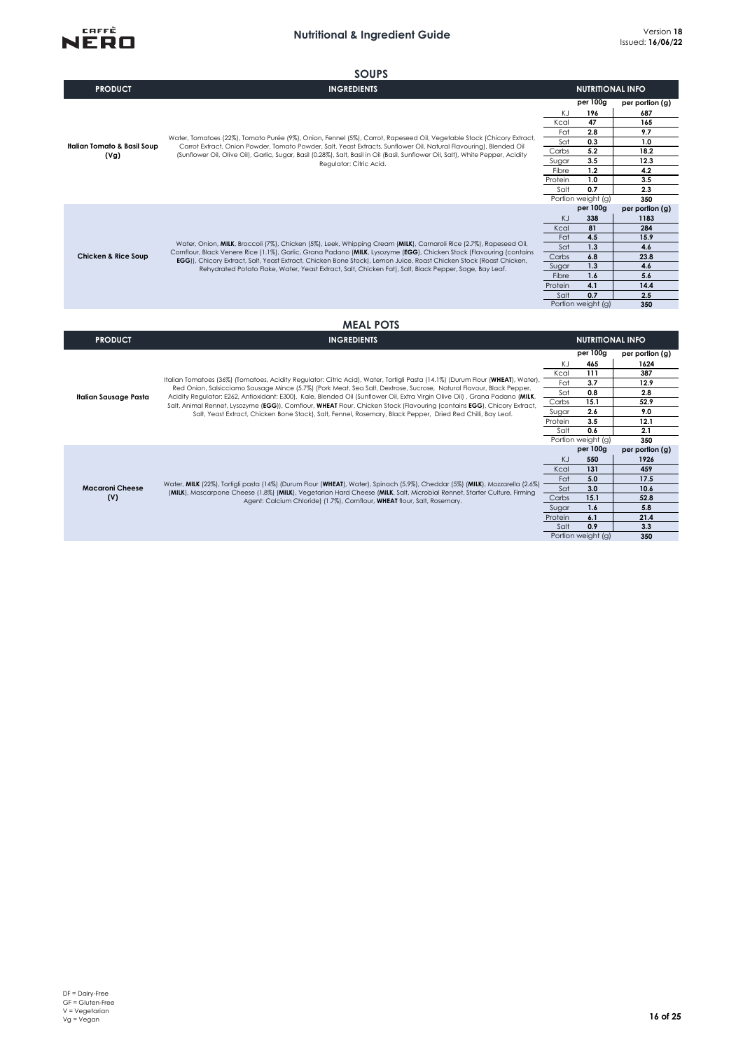# Nutritional & Ingredient Guide

Version **18**
Issued: **16/06/22**

## SOUPS

| PRODUCT | INGREDIENTS | NUTRITIONAL INFO | per 100g | per portion (g) |
|---|---|---|---|---|
| **Italian Tomato & Basil Soup (Vg)** | Water, Tomatoes (22%), Tomato Purée (9%), Onion, Fennel (5%), Carrot, Rapeseed Oil, Vegetable Stock (Chicory Extract, Carrot Extract, Onion Powder, Tomato Powder, Salt, Yeast Extracts, Sunflower Oil, Natural Flavouring), Blended Oil (Sunflower Oil, Olive Oil), Garlic, Sugar, Basil (0.28%), Salt, Basil in Oil (Basil, Sunflower Oil, Salt), White Pepper, Acidity Regulator: Citric Acid. | KJ | 196 | 687 |
| | | Kcal | 47 | 165 |
| | | Fat | 2.8 | 9.7 |
| | | Sat | 0.3 | 1.0 |
| | | Carbs | 5.2 | 18.2 |
| | | Sugar | 3.5 | 12.3 |
| | | Fibre | 1.2 | 4.2 |
| | | Protein | 1.0 | 3.5 |
| | | Salt | 0.7 | 2.3 |
| | | Portion weight (g) | | 350 |
| **Chicken & Rice Soup** | Water, Onion, **MILK**, Broccoli (7%), Chicken (5%), Leek, Whipping Cream (**MILK**), Carnaroli Rice (2.7%), Rapeseed Oil, Cornflour, Black Venere Rice (1.1%), Garlic, Grana Padano (**MILK**, Lysozyme (**EGG**), Chicken Stock (Flavouring (contains **EGG**)), Chicory Extract, Salt, Yeast Extract, Chicken Bone Stock), Lemon Juice, Roast Chicken Stock (Roast Chicken, Rehydrated Potato Flake, Water, Yeast Extract, Salt, Chicken Fat), Salt, Black Pepper, Sage, Bay Leaf. | KJ | 338 | 1183 |
| | | Kcal | 81 | 284 |
| | | Fat | 4.5 | 15.9 |
| | | Sat | 1.3 | 4.6 |
| | | Carbs | 6.8 | 23.8 |
| | | Sugar | 1.3 | 4.6 |
| | | Fibre | 1.6 | 5.6 |
| | | Protein | 4.1 | 14.4 |
| | | Salt | 0.7 | 2.5 |
| | | Portion weight (g) | | 350 |

## MEAL POTS

| PRODUCT | INGREDIENTS | NUTRITIONAL INFO | per 100g | per portion (g) |
|---|---|---|---|---|
| **Italian Sausage Pasta** | Italian Tomatoes (36%) (Tomatoes, Acidity Regulator: Citric Acid), Water, Tortigli Pasta (14.1%) (Durum Flour (**WHEAT**), Water), Red Onion, Salsicciamo Sausage Mince (5.7%) (Pork Meat, Sea Salt, Dextrose, Sucrose, Natural Flavour, Black Pepper, Acidity Regulator: E262, Antioxidant: E300), Kale, Blended Oil (Sunflower Oil, Extra Virgin Olive Oil) , Grana Padano (**MILK**, Salt, Animal Rennet, Lysozyme (**EGG**)), Cornflour, **WHEAT** Flour, Chicken Stock (Flavouring (contains **EGG**), Chicory Extract, Salt, Yeast Extract, Chicken Bone Stock), Salt, Fennel, Rosemary, Black Pepper, Dried Red Chilli, Bay Leaf. | KJ | 465 | 1624 |
| | | Kcal | 111 | 387 |
| | | Fat | 3.7 | 12.9 |
| | | Sat | 0.8 | 2.8 |
| | | Carbs | 15.1 | 52.9 |
| | | Sugar | 2.6 | 9.0 |
| | | Protein | 3.5 | 12.1 |
| | | Salt | 0.6 | 2.1 |
| | | Portion weight (g) | | 350 |
| **Macaroni Cheese (V)** | Water, **MILK** (22%), Tortigli pasta (14%) (Durum Flour (**WHEAT**), Water), Spinach (5.9%), Cheddar (5%) (**MILK**), Mozzarella (2.6%) (**MILK**), Mascarpone Cheese (1.8%) (**MILK**), Vegetarian Hard Cheese (**MILK**, Salt, Microbial Rennet, Starter Culture, Firming Agent: Calcium Chloride) (1.7%), Cornflour, **WHEAT** flour, Salt, Rosemary. | KJ | 550 | 1926 |
| | | Kcal | 131 | 459 |
| | | Fat | 5.0 | 17.5 |
| | | Sat | 3.0 | 10.6 |
| | | Carbs | 15.1 | 52.8 |
| | | Sugar | 1.6 | 5.8 |
| | | Protein | 6.1 | 21.4 |
| | | Salt | 0.9 | 3.3 |
| | | Portion weight (g) | | 350 |

DF = Dairy-Free
GF = Gluten-Free
V = Vegetarian
Vg = Vegan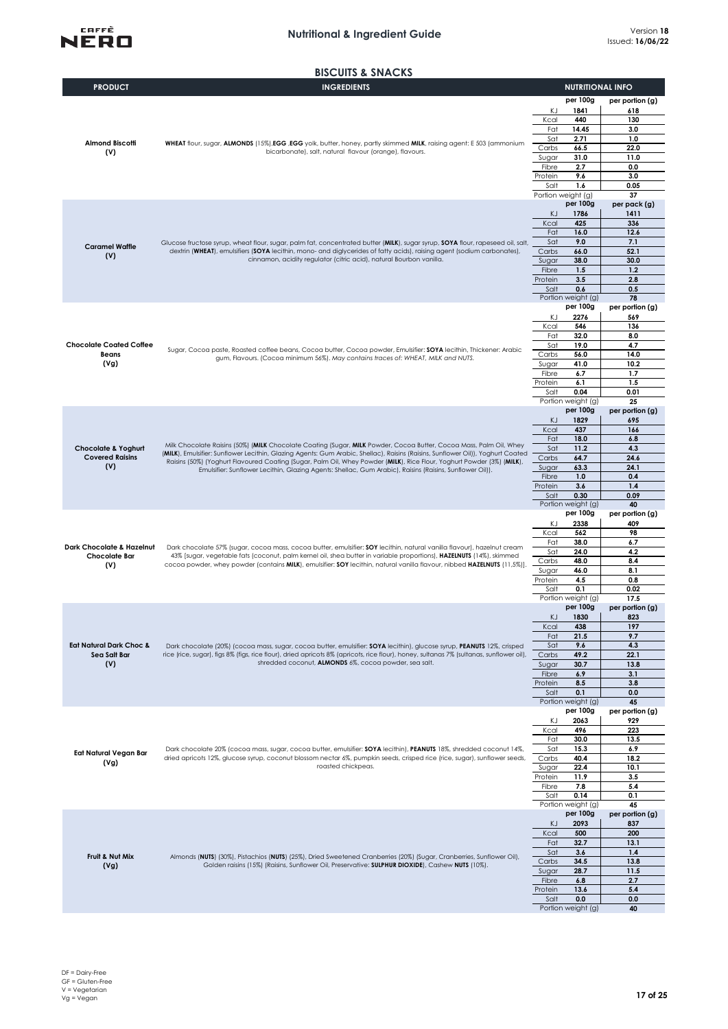# Nutritional & Ingredient Guide

Version **18**
Issued: **16/06/22**

## BISCUITS & SNACKS

| PRODUCT | INGREDIENTS | NUTRITIONAL INFO | per 100g | per portion (g) |
|---|---|---|---|---|
| **Almond Biscotti (V)** | **WHEAT** flour, sugar, **ALMONDS** (15%),**EGG** ,**EGG** yolk, butter, honey, partly skimmed **MILK**, raising agent: E 503 (ammonium bicarbonate), salt, natural flavour (orange), flavours. | KJ | 1841 | 618 |
| | | Kcal | 440 | 130 |
| | | Fat | 14.45 | 3.0 |
| | | Sat | 2.71 | 1.0 |
| | | Carbs | 66.5 | 22.0 |
| | | Sugar | 31.0 | 11.0 |
| | | Fibre | 2.7 | 0.0 |
| | | Protein | 9.6 | 3.0 |
| | | Salt | 1.6 | 0.05 |
| | | Portion weight (g) | | 37 |
| | | | **per 100g** | **per pack (g)** |
| **Caramel Waffle (V)** | Glucose fructose syrup, wheat flour, sugar, palm fat, concentrated butter (**MILK**), sugar syrup, **SOYA** flour, rapeseed oil, salt, dextrin (**WHEAT**), emulsifiers (**SOYA** lecithin, mono- and diglycerides of fatty acids), raising agent (sodium carbonates), cinnamon, acidity regulator (citric acid), natural Bourbon vanilla. | KJ | 1786 | 1411 |
| | | Kcal | 425 | 336 |
| | | Fat | 16.0 | 12.6 |
| | | Sat | 9.0 | 7.1 |
| | | Carbs | 66.0 | 52.1 |
| | | Sugar | 38.0 | 30.0 |
| | | Fibre | 1.5 | 1.2 |
| | | Protein | 3.5 | 2.8 |
| | | Salt | 0.6 | 0.5 |
| | | Portion weight (g) | | 78 |
| | | | **per 100g** | **per portion (g)** |
| **Chocolate Coated Coffee Beans (Vg)** | Sugar, Cocoa paste, Roasted coffee beans, Cocoa butter, Cocoa powder, Emulsifier: **SOYA** lecithin, Thickener: Arabic gum, Flavours. (Cocoa minimum 56%). *May contains traces of: WHEAT, MILK and NUTS.* | KJ | 2276 | 569 |
| | | Kcal | 546 | 136 |
| | | Fat | 32.0 | 8.0 |
| | | Sat | 19.0 | 4.7 |
| | | Carbs | 56.0 | 14.0 |
| | | Sugar | 41.0 | 10.2 |
| | | Fibre | 6.7 | 1.7 |
| | | Protein | 6.1 | 1.5 |
| | | Salt | 0.04 | 0.01 |
| | | Portion weight (g) | | 25 |
| | | | **per 100g** | **per portion (g)** |
| **Chocolate & Yoghurt Covered Raisins (V)** | Milk Chocolate Raisins (50%) (**MILK** Chocolate Coating (Sugar, **MILK** Powder, Cocoa Butter, Cocoa Mass, Palm Oil, Whey (**MILK**), Emulsifier: Sunflower Lecithin, Glazing Agents: Gum Arabic, Shellac), Raisins (Raisins, Sunflower Oil)), Yoghurt Coated Raisins (50%) (Yoghurt Flavoured Coating (Sugar, Palm Oil, Whey Powder (**MILK**), Rice Flour, Yoghurt Powder (3%) (**MILK**), Emulsifier: Sunflower Lecithin, Glazing Agents: Shellac, Gum Arabic), Raisins (Raisins, Sunflower Oil)). | KJ | 1829 | 695 |
| | | Kcal | 437 | 166 |
| | | Fat | 18.0 | 6.8 |
| | | Sat | 11.2 | 4.3 |
| | | Carbs | 64.7 | 24.6 |
| | | Sugar | 63.3 | 24.1 |
| | | Fibre | 1.0 | 0.4 |
| | | Protein | 3.6 | 1.4 |
| | | Salt | 0.30 | 0.09 |
| | | Portion weight (g) | | 40 |
| | | | **per 100g** | **per portion (g)** |
| **Dark Chocolate & Hazelnut Chocolate Bar (V)** | Dark chocolate 57% (sugar, cocoa mass, cocoa butter, emulsifier: **SOY** lecithin, natural vanilla flavour), hazelnut cream 43% (sugar, vegetable fats (coconut, palm kernel oil, shea butter in variable proportions), **HAZELNUTS** (14%), skimmed cocoa powder, whey powder (contains **MILK**), emulsifier: **SOY** lecithin, natural vanilla flavour, nibbed **HAZELNUTS** (11,5%)]. | KJ | 2338 | 409 |
| | | Kcal | 562 | 98 |
| | | Fat | 38.0 | 6.7 |
| | | Sat | 24.0 | 4.2 |
| | | Carbs | 48.0 | 8.4 |
| | | Sugar | 46.0 | 8.1 |
| | | Protein | 4.5 | 0.8 |
| | | Salt | 0.1 | 0.02 |
| | | Portion weight (g) | | 17.5 |
| | | | **per 100g** | **per portion (g)** |
| **Eat Natural Dark Choc & Sea Salt Bar (V)** | Dark chocolate (20%) (cocoa mass, sugar, cocoa butter, emulsifier: **SOYA** lecithin), glucose syrup, **PEANUTS** 12%, crisped rice (rice, sugar), figs 8% (figs, rice flour), dried apricots 8% (apricots, rice flour), honey, sultanas 7% (sultanas, sunflower oil), shredded coconut, **ALMONDS** 6%, cocoa powder, sea salt. | KJ | 1830 | 823 |
| | | Kcal | 438 | 197 |
| | | Fat | 21.5 | 9.7 |
| | | Sat | 9.6 | 4.3 |
| | | Carbs | 49.2 | 22.1 |
| | | Sugar | 30.7 | 13.8 |
| | | Fibre | 6.9 | 3.1 |
| | | Protein | 8.5 | 3.8 |
| | | Salt | 0.1 | 0.0 |
| | | Portion weight (g) | | 45 |
| | | | **per 100g** | **per portion (g)** |
| **Eat Natural Vegan Bar (Vg)** | Dark chocolate 20% (cocoa mass, sugar, cocoa butter, emulsifier: **SOYA** lecithin), **PEANUTS** 18%, shredded coconut 14%, dried apricots 12%, glucose syrup, coconut blossom nectar 6%, pumpkin seeds, crisped rice (rice, sugar), sunflower seeds, roasted chickpeas. | KJ | 2063 | 929 |
| | | Kcal | 496 | 223 |
| | | Fat | 30.0 | 13.5 |
| | | Sat | 15.3 | 6.9 |
| | | Carbs | 40.4 | 18.2 |
| | | Sugar | 22.4 | 10.1 |
| | | Protein | 11.9 | 3.5 |
| | | Fibre | 7.8 | 5.4 |
| | | Salt | 0.14 | 0.1 |
| | | Portion weight (g) | | 45 |
| | | | **per 100g** | **per portion (g)** |
| **Fruit & Nut Mix (Vg)** | Almonds (**NUTS**) (30%), Pistachios (**NUTS**) (25%), Dried Sweetened Cranberries (20%) (Sugar, Cranberries, Sunflower Oil), Golden raisins (15%) (Raisins, Sunflower Oil, Preservative: **SULPHUR DIOXIDE**), Cashew **NUTS** (10%). | KJ | 2093 | 837 |
| | | Kcal | 500 | 200 |
| | | Fat | 32.7 | 13.1 |
| | | Sat | 3.6 | 1.4 |
| | | Carbs | 34.5 | 13.8 |
| | | Sugar | 28.7 | 11.5 |
| | | Fibre | 6.8 | 2.7 |
| | | Protein | 13.6 | 5.4 |
| | | Salt | 0.0 | 0.0 |
| | | Portion weight (g) | | 40 |

DF = Dairy-Free
GF = Gluten-Free
V = Vegetarian
Vg = Vegan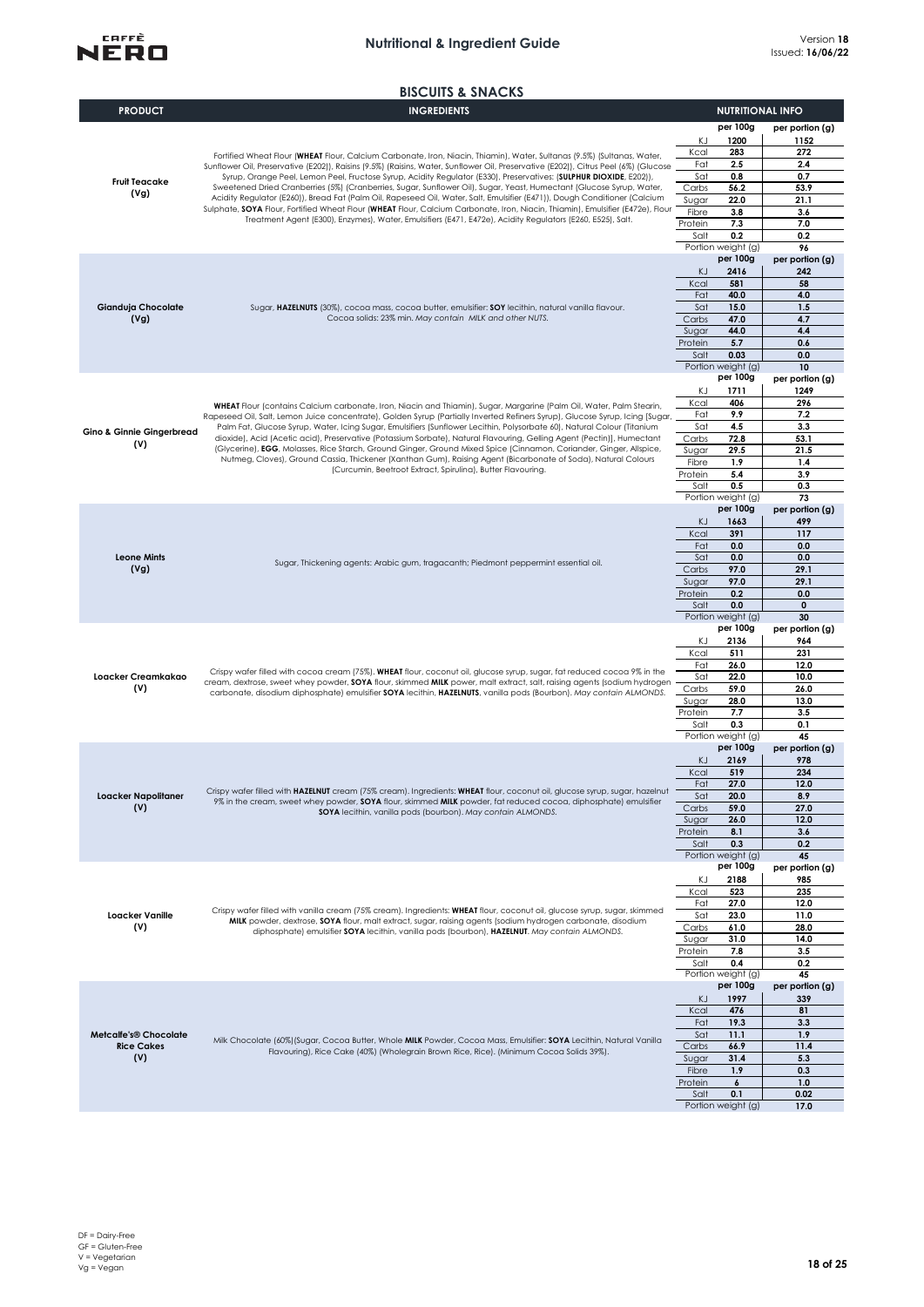# Nutritional & Ingredient Guide

Version **18**
Issued: **16/06/22**

## BISCUITS & SNACKS

| PRODUCT | INGREDIENTS | NUTRITIONAL INFO | per 100g | per portion (g) |
|---|---|---|---|---|
| **Fruit Teacake (Vg)** | Fortified Wheat Flour (**WHEAT** Flour, Calcium Carbonate, Iron, Niacin, Thiamin), Water, Sultanas (9.5%) (Sultanas, Water, Sunflower Oil, Preservative (E202)), Raisins (9.5%) (Raisins, Water, Sunflower Oil, Preservative (E202)), Citrus Peel (6%) (Glucose Syrup, Orange Peel, Lemon Peel, Fructose Syrup, Acidity Regulator (E330), Preservatives: (**SULPHUR DIOXIDE**, E202)), Sweetened Dried Cranberries (5%) (Cranberries, Sugar, Sunflower Oil), Sugar, Yeast, Humectant (Glucose Syrup, Water, Acidity Regulator (E260)), Bread Fat (Palm Oil, Rapeseed Oil, Water, Salt, Emulsifier (E471)), Dough Conditioner (Calcium Sulphate, **SOYA** Flour, Fortified Wheat Flour (**WHEAT** Flour, Calcium Carbonate, Iron, Niacin, Thiamin), Emulsifier (E472e), Flour Treatment Agent (E300), Enzymes), Water, Emulsifiers (E471, E472e), Acidity Regulators (E260, E525), Salt. | KJ | 1200 | 1152 |
| | | Kcal | 283 | 272 |
| | | Fat | 2.5 | 2.4 |
| | | Sat | 0.8 | 0.7 |
| | | Carbs | 56.2 | 53.9 |
| | | Sugar | 22.0 | 21.1 |
| | | Fibre | 3.8 | 3.6 |
| | | Protein | 7.3 | 7.0 |
| | | Salt | 0.2 | 0.2 |
| | | Portion weight (g) | | 96 |
| **Gianduja Chocolate (Vg)** | Sugar, **HAZELNUTS** (30%), cocoa mass, cocoa butter, emulsifier: **SOY** lecithin, natural vanilla flavour. Cocoa solids: 23% min. *May contain MILK and other NUTS.* | KJ | 2416 | 242 |
| | | Kcal | 581 | 58 |
| | | Fat | 40.0 | 4.0 |
| | | Sat | 15.0 | 1.5 |
| | | Carbs | 47.0 | 4.7 |
| | | Sugar | 44.0 | 4.4 |
| | | Protein | 5.7 | 0.6 |
| | | Salt | 0.03 | 0.0 |
| | | Portion weight (g) | | 10 |
| **Gino & Ginnie Gingerbread (V)** | **WHEAT** Flour (contains Calcium carbonate, Iron, Niacin and Thiamin), Sugar, Margarine (Palm Oil, Water, Palm Stearin, Rapeseed Oil, Salt, Lemon Juice concentrate), Golden Syrup (Partially Inverted Refiners Syrup), Glucose Syrup, Icing (Sugar, Palm Fat, Glucose Syrup, Water, Icing Sugar, Emulsifiers (Sunflower Lecithin, Polysorbate 60), Natural Colour (Titanium dioxide), Acid (Acetic acid), Preservative (Potassium Sorbate), Natural Flavouring, Gelling Agent (Pectin)), Humectant (Glycerine), **EGG**, Molasses, Rice Starch, Ground Ginger, Ground Mixed Spice (Cinnamon, Coriander, Ginger, Allspice, Nutmeg, Cloves), Ground Cassia, Thickener (Xanthan Gum), Raising Agent (Bicarbonate of Soda), Natural Colours (Curcumin, Beetroot Extract, Spirulina), Butter Flavouring. | KJ | 1711 | 1249 |
| | | Kcal | 406 | 296 |
| | | Fat | 9.9 | 7.2 |
| | | Sat | 4.5 | 3.3 |
| | | Carbs | 72.8 | 53.1 |
| | | Sugar | 29.5 | 21.5 |
| | | Fibre | 1.9 | 1.4 |
| | | Protein | 5.4 | 3.9 |
| | | Salt | 0.5 | 0.3 |
| | | Portion weight (g) | | 73 |
| **Leone Mints (Vg)** | Sugar, Thickening agents: Arabic gum, tragacanth; Piedmont peppermint essential oil. | KJ | 1663 | 499 |
| | | Kcal | 391 | 117 |
| | | Fat | 0.0 | 0.0 |
| | | Sat | 0.0 | 0.0 |
| | | Carbs | 97.0 | 29.1 |
| | | Sugar | 97.0 | 29.1 |
| | | Protein | 0.2 | 0.0 |
| | | Salt | 0.0 | 0 |
| | | Portion weight (g) | | 30 |
| **Loacker Creamkakao (V)** | Crispy wafer filled with cocoa cream (75%). **WHEAT** flour, coconut oil, glucose syrup, sugar, fat reduced cocoa 9% in the cream, dextrose, sweet whey powder, **SOYA** flour, skimmed **MILK** power, malt extract, salt, raising agents (sodium hydrogen carbonate, disodium diphosphate) emulsifier **SOYA** lecithin, **HAZELNUTS**, vanilla pods (Bourbon). *May contain ALMONDS.* | KJ | 2136 | 964 |
| | | Kcal | 511 | 231 |
| | | Fat | 26.0 | 12.0 |
| | | Sat | 22.0 | 10.0 |
| | | Carbs | 59.0 | 26.0 |
| | | Sugar | 28.0 | 13.0 |
| | | Protein | 7.7 | 3.5 |
| | | Salt | 0.3 | 0.1 |
| | | Portion weight (g) | | 45 |
| **Loacker Napolitaner (V)** | Crispy wafer filled with **HAZELNUT** cream (75% cream). Ingredients: **WHEAT** flour, coconut oil, glucose syrup, sugar, hazelnut 9% in the cream, sweet whey powder, **SOYA** flour, skimmed **MILK** powder, fat reduced cocoa, diphosphate) emulsifier **SOYA** lecithin, vanilla pods (bourbon). *May contain ALMONDS.* | KJ | 2169 | 978 |
| | | Kcal | 519 | 234 |
| | | Fat | 27.0 | 12.0 |
| | | Sat | 20.0 | 8.9 |
| | | Carbs | 59.0 | 27.0 |
| | | Sugar | 26.0 | 12.0 |
| | | Protein | 8.1 | 3.6 |
| | | Salt | 0.3 | 0.2 |
| | | Portion weight (g) | | 45 |
| **Loacker Vanille (V)** | Crispy wafer filled with vanilla cream (75% cream). Ingredients: **WHEAT** flour, coconut oil, glucose syrup, sugar, skimmed **MILK** powder, dextrose, **SOYA** flour, malt extract, sugar, raising agents (sodium hydrogen carbonate, disodium diphosphate) emulsifier **SOYA** lecithin, vanilla pods (bourbon), **HAZELNUT**. *May contain ALMONDS.* | KJ | 2188 | 985 |
| | | Kcal | 523 | 235 |
| | | Fat | 27.0 | 12.0 |
| | | Sat | 23.0 | 11.0 |
| | | Carbs | 61.0 | 28.0 |
| | | Sugar | 31.0 | 14.0 |
| | | Protein | 7.8 | 3.5 |
| | | Salt | 0.4 | 0.2 |
| | | Portion weight (g) | | 45 |
| **Metcalfe's® Chocolate Rice Cakes (V)** | Milk Chocolate (60%)(Sugar, Cocoa Butter, Whole **MILK** Powder, Cocoa Mass, Emulsifier: **SOYA** Lecithin, Natural Vanilla Flavouring), Rice Cake (40%) (Wholegrain Brown Rice, Rice). (Minimum Cocoa Solids 39%). | KJ | 1997 | 339 |
| | | Kcal | 476 | 81 |
| | | Fat | 19.3 | 3.3 |
| | | Sat | 11.1 | 1.9 |
| | | Carbs | 66.9 | 11.4 |
| | | Sugar | 31.4 | 5.3 |
| | | Fibre | 1.9 | 0.3 |
| | | Protein | 6 | 1.0 |
| | | Salt | 0.1 | 0.02 |
| | | Portion weight (g) | | 17.0 |

DF = Dairy-Free
GF = Gluten-Free
V = Vegetarian
Vg = Vegan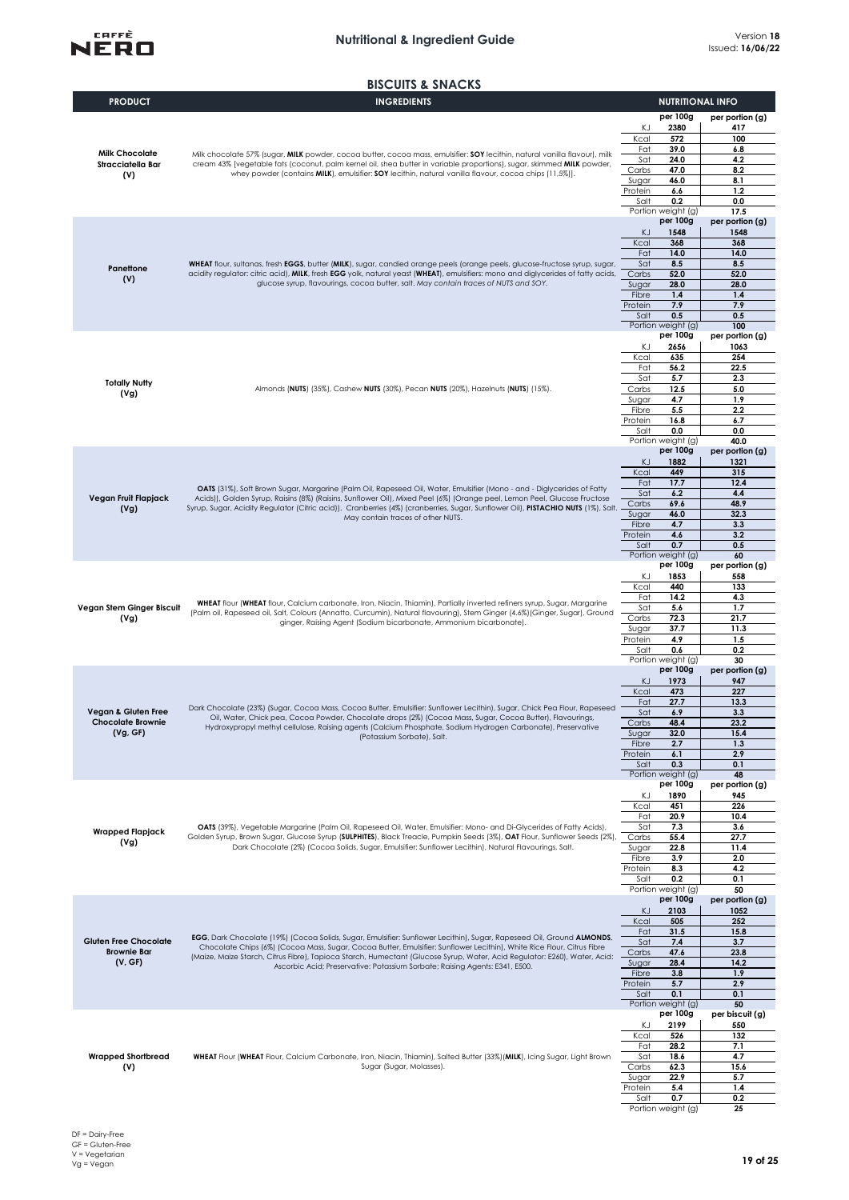# Nutritional & Ingredient Guide

Version **18**
Issued: **16/06/22**

## BISCUITS & SNACKS

| PRODUCT | INGREDIENTS | NUTRITIONAL INFO | per 100g | per portion (g) |
|---|---|---|---|---|
| **Milk Chocolate Stracciatella Bar (V)** | Milk chocolate 57% (sugar, **MILK** powder, cocoa butter, cocoa mass, emulsifier: **SOY** lecithin, natural vanilla flavour), milk cream 43% (vegetable fats (coconut, palm kernel oil, shea butter in variable proportions), sugar, skimmed **MILK** powder, whey powder (contains **MILK**), emulsifier: **SOY** lecithin, natural vanilla flavour, cocoa chips (11,5%)). | KJ | 2380 | 417 |
| | | Kcal | 572 | 100 |
| | | Fat | 39.0 | 6.8 |
| | | Sat | 24.0 | 4.2 |
| | | Carbs | 47.0 | 8.2 |
| | | Sugar | 46.0 | 8.1 |
| | | Protein | 6.6 | 1.2 |
| | | Salt | 0.2 | 0.0 |
| | | Portion weight (g) | | 17.5 |
| **Panettone (V)** | **WHEAT** flour, sultanas, fresh **EGGS**, butter (**MILK**), sugar, candied orange peels (orange peels, glucose-fructose syrup, sugar, acidity regulator: citric acid), **MILK**, fresh **EGG** yolk, natural yeast (**WHEAT**), emulsifiers: mono and diglycerides of fatty acids, glucose syrup, flavourings, cocoa butter, salt. *May contain traces of NUTS and SOY.* | KJ | 1548 | 1548 |
| | | Kcal | 368 | 368 |
| | | Fat | 14.0 | 14.0 |
| | | Sat | 8.5 | 8.5 |
| | | Carbs | 52.0 | 52.0 |
| | | Sugar | 28.0 | 28.0 |
| | | Fibre | 1.4 | 1.4 |
| | | Protein | 7.9 | 7.9 |
| | | Salt | 0.5 | 0.5 |
| | | Portion weight (g) | | 100 |
| **Totally Nutty (Vg)** | Almonds (**NUTS**) (35%), Cashew **NUTS** (30%), Pecan **NUTS** (20%), Hazelnuts (**NUTS**) (15%). | KJ | 2656 | 1063 |
| | | Kcal | 635 | 254 |
| | | Fat | 56.2 | 22.5 |
| | | Sat | 5.7 | 2.3 |
| | | Carbs | 12.5 | 5.0 |
| | | Sugar | 4.7 | 1.9 |
| | | Fibre | 5.5 | 2.2 |
| | | Protein | 16.8 | 6.7 |
| | | Salt | 0.0 | 0.0 |
| | | Portion weight (g) | | 40.0 |
| **Vegan Fruit Flapjack (Vg)** | **OATS** (31%), Soft Brown Sugar, Margarine (Palm Oil, Rapeseed Oil, Water, Emulsifier (Mono - and - Diglycerides of Fatty Acids)), Golden Syrup, Raisins (8%) (Raisins, Sunflower Oil), Mixed Peel (6%) (Orange peel, Lemon Peel, Glucose Fructose Syrup, Sugar, Acidity Regulator (Citric acid)), Cranberries (4%) (cranberries, Sugar, Sunflower Oil), **PISTACHIO NUTS** (1%), Salt. May contain traces of other NUTS. | KJ | 1882 | 1321 |
| | | Kcal | 449 | 315 |
| | | Fat | 17.7 | 12.4 |
| | | Sat | 6.2 | 4.4 |
| | | Carbs | 69.6 | 48.9 |
| | | Sugar | 46.0 | 32.3 |
| | | Fibre | 4.7 | 3.3 |
| | | Protein | 4.6 | 3.2 |
| | | Salt | 0.7 | 0.5 |
| | | Portion weight (g) | | 60 |
| **Vegan Stem Ginger Biscuit (Vg)** | **WHEAT** flour (**WHEAT** flour, Calcium carbonate, Iron, Niacin, Thiamin), Partially inverted refiners syrup, Sugar, Margarine (Palm oil, Rapeseed oil, Salt, Colours (Annatto, Curcumin), Natural flavouring), Stem Ginger (4.6%)(Ginger, Sugar), Ground ginger, Raising Agent (Sodium bicarbonate, Ammonium bicarbonate). | KJ | 1853 | 558 |
| | | Kcal | 440 | 133 |
| | | Fat | 14.2 | 4.3 |
| | | Sat | 5.6 | 1.7 |
| | | Carbs | 72.3 | 21.7 |
| | | Sugar | 37.7 | 11.3 |
| | | Protein | 4.9 | 1.5 |
| | | Salt | 0.6 | 0.2 |
| | | Portion weight (g) | | 30 |
| **Vegan & Gluten Free Chocolate Brownie (Vg, GF)** | Dark Chocolate (23%) (Sugar, Cocoa Mass, Cocoa Butter, Emulsifier: Sunflower Lecithin), Sugar, Chick Pea Flour, Rapeseed Oil, Water, Chick pea, Cocoa Powder, Chocolate drops (2%) (Cocoa Mass, Sugar, Cocoa Butter), Flavourings, Hydroxypropyl methyl cellulose, Raising agents (Calcium Phosphate, Sodium Hydrogen Carbonate), Preservative (Potassium Sorbate), Salt. | KJ | 1973 | 947 |
| | | Kcal | 473 | 227 |
| | | Fat | 27.7 | 13.3 |
| | | Sat | 6.9 | 3.3 |
| | | Carbs | 48.4 | 23.2 |
| | | Sugar | 32.0 | 15.4 |
| | | Fibre | 2.7 | 1.3 |
| | | Protein | 6.1 | 2.9 |
| | | Salt | 0.3 | 0.1 |
| | | Portion weight (g) | | 48 |
| **Wrapped Flapjack (Vg)** | **OATS** (39%), Vegetable Margarine (Palm Oil, Rapeseed Oil, Water, Emulsifier: Mono- and Di-Glycerides of Fatty Acids), Golden Syrup, Brown Sugar, Glucose Syrup (**SULPHITES**), Black Treacle, Pumpkin Seeds (3%), **OAT** Flour, Sunflower Seeds (2%), Dark Chocolate (2%) (Cocoa Solids, Sugar, Emulsifier: Sunflower Lecithin), Natural Flavourings, Salt. | KJ | 1890 | 945 |
| | | Kcal | 451 | 226 |
| | | Fat | 20.9 | 10.4 |
| | | Sat | 7.3 | 3.6 |
| | | Carbs | 55.4 | 27.7 |
| | | Sugar | 22.8 | 11.4 |
| | | Fibre | 3.9 | 2.0 |
| | | Protein | 8.3 | 4.2 |
| | | Salt | 0.2 | 0.1 |
| | | Portion weight (g) | | 50 |
| **Gluten Free Chocolate Brownie Bar (V, GF)** | **EGG**, Dark Chocolate (19%) (Cocoa Solids, Sugar, Emulsifier: Sunflower Lecithin), Sugar, Rapeseed Oil, Ground **ALMONDS**, Chocolate Chips (6%) (Cocoa Mass, Sugar, Cocoa Butter, Emulsifier: Sunflower Lecithin), White Rice Flour, Citrus Fibre (Maize, Maize Starch, Citrus Fibre), Tapioca Starch, Humectant (Glucose Syrup, Water, Acid Regulator: E260), Water, Acid: Ascorbic Acid; Preservative: Potassium Sorbate; Raising Agents: E341, E500. | KJ | 2103 | 1052 |
| | | Kcal | 505 | 252 |
| | | Fat | 31.5 | 15.8 |
| | | Sat | 7.4 | 3.7 |
| | | Carbs | 47.6 | 23.8 |
| | | Sugar | 28.4 | 14.2 |
| | | Fibre | 3.8 | 1.9 |
| | | Protein | 5.7 | 2.9 |
| | | Salt | 0.1 | 0.1 |
| | | Portion weight (g) | | 50 |
| **Wrapped Shortbread (V)** | **WHEAT** Flour (**WHEAT** Flour, Calcium Carbonate, Iron, Niacin, Thiamin), Salted Butter (33%)(**MILK**), Icing Sugar, Light Brown Sugar (Sugar, Molasses). | | **per 100g** | **per biscuit (g)** |
| | | KJ | 2199 | 550 |
| | | Kcal | 526 | 132 |
| | | Fat | 28.2 | 7.1 |
| | | Sat | 18.6 | 4.7 |
| | | Carbs | 62.3 | 15.6 |
| | | Sugar | 22.9 | 5.7 |
| | | Protein | 5.4 | 1.4 |
| | | Salt | 0.7 | 0.2 |
| | | Portion weight (g) | | 25 |

DF = Dairy-Free
GF = Gluten-Free
V = Vegetarian
Vg = Vegan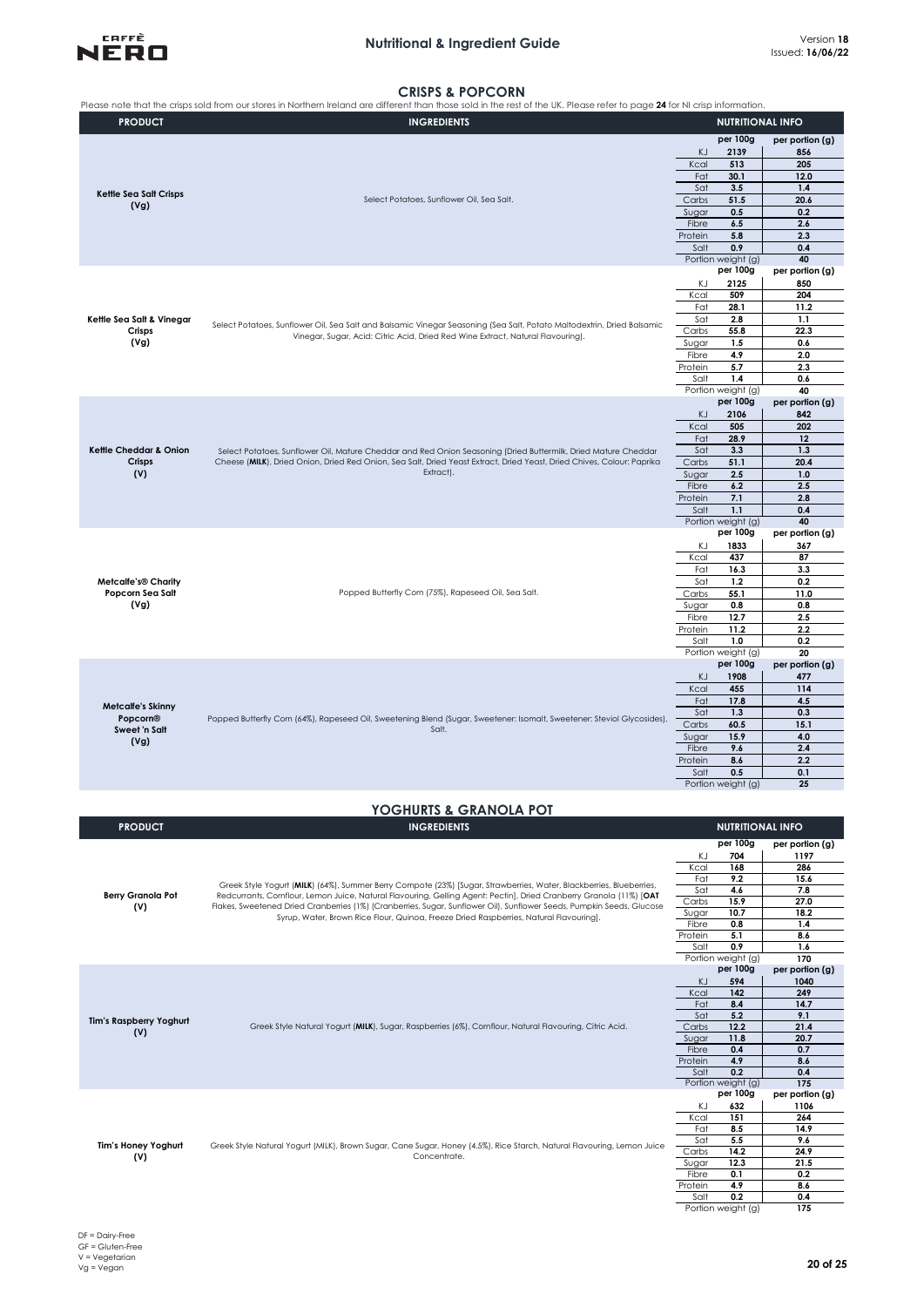## CRISPS & POPCORN

Please note that the crisps sold from our stores in Northern Ireland are different than those sold in the rest of the UK. Please refer to page **24** for NI crisp information.

| PRODUCT | INGREDIENTS | NUTRITIONAL INFO | per 100g | per portion (g) |
|---|---|---|---|---|
| **Kettle Sea Salt Crisps (Vg)** | Select Potatoes, Sunflower Oil, Sea Salt. | KJ | 2139 | 856 |
| | | Kcal | 513 | 205 |
| | | Fat | 30.1 | 12.0 |
| | | Sat | 3.5 | 1.4 |
| | | Carbs | 51.5 | 20.6 |
| | | Sugar | 0.5 | 0.2 |
| | | Fibre | 6.5 | 2.6 |
| | | Protein | 5.8 | 2.3 |
| | | Salt | 0.9 | 0.4 |
| | | Portion weight (g) | | 40 |
| **Kettle Sea Salt & Vinegar Crisps (Vg)** | Select Potatoes, Sunflower Oil, Sea Salt and Balsamic Vinegar Seasoning (Sea Salt, Potato Maltodextrin, Dried Balsamic Vinegar, Sugar, Acid: Citric Acid, Dried Red Wine Extract, Natural Flavouring). | KJ | 2125 | 850 |
| | | Kcal | 509 | 204 |
| | | Fat | 28.1 | 11.2 |
| | | Sat | 2.8 | 1.1 |
| | | Carbs | 55.8 | 22.3 |
| | | Sugar | 1.5 | 0.6 |
| | | Fibre | 4.9 | 2.0 |
| | | Protein | 5.7 | 2.3 |
| | | Salt | 1.4 | 0.6 |
| | | Portion weight (g) | | 40 |
| **Kettle Cheddar & Onion Crisps (V)** | Select Potatoes, Sunflower Oil, Mature Cheddar and Red Onion Seasoning (Dried Buttermilk, Dried Mature Cheddar Cheese (**MILK**), Dried Onion, Dried Red Onion, Sea Salt, Dried Yeast Extract, Dried Yeast, Dried Chives, Colour: Paprika Extract). | KJ | 2106 | 842 |
| | | Kcal | 505 | 202 |
| | | Fat | 28.9 | 12 |
| | | Sat | 3.3 | 1.3 |
| | | Carbs | 51.1 | 20.4 |
| | | Sugar | 2.5 | 1.0 |
| | | Fibre | 6.2 | 2.5 |
| | | Protein | 7.1 | 2.8 |
| | | Salt | 1.1 | 0.4 |
| | | Portion weight (g) | | 40 |
| **Metcalfe's® Charity Popcorn Sea Salt (Vg)** | Popped Butterfly Corn (75%), Rapeseed Oil, Sea Salt. | KJ | 1833 | 367 |
| | | Kcal | 437 | 87 |
| | | Fat | 16.3 | 3.3 |
| | | Sat | 1.2 | 0.2 |
| | | Carbs | 55.1 | 11.0 |
| | | Sugar | 0.8 | 0.8 |
| | | Fibre | 12.7 | 2.5 |
| | | Protein | 11.2 | 2.2 |
| | | Salt | 1.0 | 0.2 |
| | | Portion weight (g) | | 20 |
| **Metcalfe's Skinny Popcorn® Sweet 'n Salt (Vg)** | Popped Butterfly Corn (64%), Rapeseed Oil, Sweetening Blend (Sugar, Sweetener: Isomalt, Sweetener: Steviol Glycosides), Salt. | KJ | 1908 | 477 |
| | | Kcal | 455 | 114 |
| | | Fat | 17.8 | 4.5 |
| | | Sat | 1.3 | 0.3 |
| | | Carbs | 60.5 | 15.1 |
| | | Sugar | 15.9 | 4.0 |
| | | Fibre | 9.6 | 2.4 |
| | | Protein | 8.6 | 2.2 |
| | | Salt | 0.5 | 0.1 |
| | | Portion weight (g) | | 25 |

## YOGHURTS & GRANOLA POT

| PRODUCT | INGREDIENTS | NUTRITIONAL INFO | per 100g | per portion (g) |
|---|---|---|---|---|
| **Berry Granola Pot (V)** | Greek Style Yogurt (**MILK**) (64%), Summer Berry Compote (23%) [Sugar, Strawberries, Water, Blackberries, Blueberries, Redcurrants, Cornflour, Lemon Juice, Natural Flavouring, Gelling Agent: Pectin], Dried Cranberry Granola (11%) [**OAT** Flakes, Sweetened Dried Cranberries (1%) (Cranberries, Sugar, Sunflower Oil), Sunflower Seeds, Pumpkin Seeds, Glucose Syrup, Water, Brown Rice Flour, Quinoa, Freeze Dried Raspberries, Natural Flavouring]. | KJ | 704 | 1197 |
| | | Kcal | 168 | 286 |
| | | Fat | 9.2 | 15.6 |
| | | Sat | 4.6 | 7.8 |
| | | Carbs | 15.9 | 27.0 |
| | | Sugar | 10.7 | 18.2 |
| | | Fibre | 0.8 | 1.4 |
| | | Protein | 5.1 | 8.6 |
| | | Salt | 0.9 | 1.6 |
| | | Portion weight (g) | | 170 |
| **Tim's Raspberry Yoghurt (V)** | Greek Style Natural Yogurt (**MILK**), Sugar, Raspberries (6%), Cornflour, Natural Flavouring, Citric Acid. | KJ | 594 | 1040 |
| | | Kcal | 142 | 249 |
| | | Fat | 8.4 | 14.7 |
| | | Sat | 5.2 | 9.1 |
| | | Carbs | 12.2 | 21.4 |
| | | Sugar | 11.8 | 20.7 |
| | | Fibre | 0.4 | 0.7 |
| | | Protein | 4.9 | 8.6 |
| | | Salt | 0.2 | 0.4 |
| | | Portion weight (g) | | 175 |
| **Tim's Honey Yoghurt (V)** | Greek Style Natural Yogurt (MILK), Brown Sugar, Cane Sugar, Honey (4.5%), Rice Starch, Natural Flavouring, Lemon Juice Concentrate. | KJ | 632 | 1106 |
| | | Kcal | 151 | 264 |
| | | Fat | 8.5 | 14.9 |
| | | Sat | 5.5 | 9.6 |
| | | Carbs | 14.2 | 24.9 |
| | | Sugar | 12.3 | 21.5 |
| | | Fibre | 0.1 | 0.2 |
| | | Protein | 4.9 | 8.6 |
| | | Salt | 0.2 | 0.4 |
| | | Portion weight (g) | | 175 |

DF = Dairy-Free
GF = Gluten-Free
V = Vegetarian
Vg = Vegan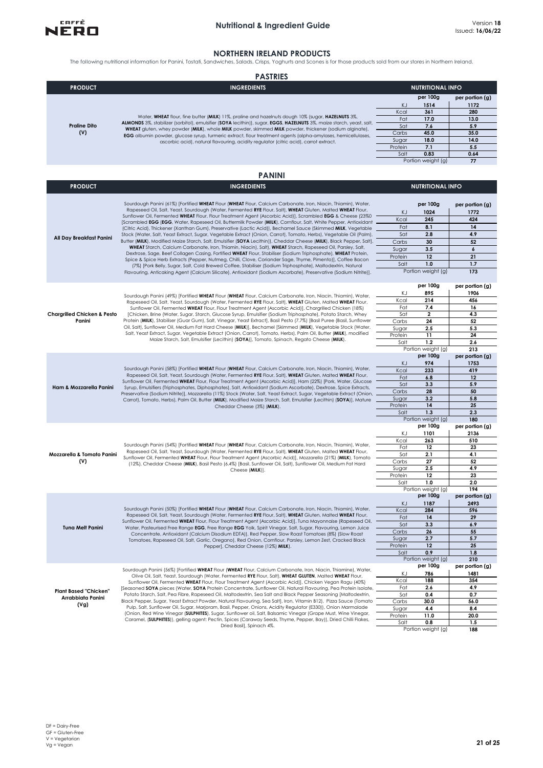# NORTHERN IRELAND PRODUCTS

The following nutritional information for Panini, Tostati, Sandwiches, Salads, Crisps, Yoghurts and Scones is for those products sold from our stores in Northern Ireland.

## PASTRIES

| PRODUCT | INGREDIENTS | NUTRITIONAL INFO | per 100g | per portion (g) |
|---|---|---|---|---|
| **Praline Dito (V)** | Water, **WHEAT** flour, fine butter (**MILK**) 11%, praline and hazelnuts dough 10% (sugar, **HAZELNUTS** 3%, **ALMONDS** 3%, stabilizer (sorbitol), emulsifier (**SOYA** lecithin)), sugar, **EGGS**, **HAZELNUTS** 3%, maize starch, yeast, salt, **WHEAT** gluten, whey powder (**MILK**), whole **MILK** powder, skimmed **MILK** powder, thickener (sodium alginate), **EGG** albumin powder, glucose syrup, turmeric extract, flour treatment agents (alpha-amylases, hemicellulases, ascorbic acid), natural flavouring, acidity regulator (citric acid), carrot extract. | KJ | 1514 | 1172 |
| | | Kcal | 361 | 280 |
| | | Fat | 17.0 | 13.0 |
| | | Sat | 7.6 | 5.9 |
| | | Carbs | 45.0 | 35.0 |
| | | Sugar | 18.0 | 14.0 |
| | | Protein | 7.1 | 5.5 |
| | | Salt | 0.83 | 0.64 |
| | | Portion weight (g) | | 77 |

## PANINI

| PRODUCT | INGREDIENTS | NUTRITIONAL INFO | per 100g | per portion (g) |
|---|---|---|---|---|
| **All Day Breakfast Panini** | Sourdough Panini (61%) [Fortified **WHEAT** Flour (**WHEAT** Flour, Calcium Carbonate, Iron, Niacin, Thiamin), Water, Rapeseed Oil, Salt, Yeast, Sourdough (Water, Fermented **RYE** Flour, Salt), **WHEAT** Gluten, Malted **WHEAT** Flour, Sunflower Oil, Fermented **WHEAT** Flour, Flour Treatment Agent (Ascorbic Acid)], Scrambled **EGG** & Cheese (23%0 [Scrambled **EGG** (**EGG**, Water, Rapeseed Oil, Buttermilk Powder (**MILK**), Cornflour, Salt, White Pepper, Antioxidant (Citric Acid), Thickener (Xanthan Gum), Preservative (Lactic Acid)), Bechamel Sauce (Skimmed **MILK**, Vegetable Stock (Water, Salt, Yeast Extract, Sugar, Vegetable Extract (Onion, Carrot), Tomato, Herbs), Vegetable Oil (Palm), Butter (**MILK**), Modified Maize Starch, Salt, Emulsifier (**SOYA** Lecithin)), Cheddar Cheese (**MILK**), Black Pepper, Salt], **WHEAT** Starch, Calcium Carbonate, Iron, Thiamin, Niacin), Salt), **WHEAT** Starch, Rapeseed Oil, Parsley, Salt, Dextrose, Sage, Beef Collagen Casing, Fortified **WHEAT** Flour, Stabiliser (Sodium Triphosphate), **WHEAT** Protein, Spice & Spice Herb Extracts (Pepper, Nutmeg, Chilli, Clove, Coriander Sage, Thyme, Pimento)], Coffee Bacon (7%) [Pork Belly, Sugar, Salt, Cold Brewed Coffee, Stabiliser (Sodium Triphosphate), Maltodextrin, Natural Flavouring, Anticaking Agent (Calcium Silicate), Antioxidant (Sodium Ascorbate), Preservative (Sodium Nitrite)]. | KJ | 1024 | 1772 |
| | | Kcal | 245 | 424 |
| | | Fat | 8.1 | 14 |
| | | Sat | 2.8 | 4.9 |
| | | Carbs | 30 | 52 |
| | | Sugar | 3.5 | 6 |
| | | Protein | 12 | 21 |
| | | Salt | 1.0 | 1.7 |
| | | Portion weight (g) | | 173 |
| **Chargrilled Chicken & Pesto Panini** | Sourdough Panini (49%) [Fortified **WHEAT** Flour (**WHEAT** Flour, Calcium Carbonate, Iron, Niacin, Thiamin), Water, Rapeseed Oil, Salt, Yeast, Sourdough (Water, Fermented **RYE** Flour, Salt), **WHEAT** Gluten, Malted **WHEAT** Flour, Sunflower Oil, Fermented **WHEAT** Flour, Flour Treatment Agent (Ascorbic Acid)], Chargrilled Chicken (18%) [Chicken, Brine (Water, Sugar, Starch, Glucose Syrup, Emulsifier (Sodium Triphosphate), Potato Starch, Whey Protein (**MILK**), Stabiliser (Guar Gum), Salt, Vinegar, Yeast Extract], Basil Pesto (7.7%) [Basil Puree (Basil, Sunflower Oil, Salt), Sunflower Oil, Medium Fat Hard Cheese (**MILK**)], Bechamel [Skimmed (**MILK**), Vegetable Stock (Water, Salt, Yeast Extract, Sugar, Vegetable Extract (Onion, Carrot), Tomato, Herbs), Palm Oil, Butter (**MILK**), modified Maize Starch, Salt, Emulsifier (Lecithin) (**SOYA**)], Tomato, Spinach, Regato Cheese (**MILK**). | KJ | 895 | 1906 |
| | | Kcal | 214 | 456 |
| | | Fat | 7.4 | 16 |
| | | Sat | 2 | 4.3 |
| | | Carbs | 24 | 52 |
| | | Sugar | 2.5 | 5.3 |
| | | Protein | 11 | 24 |
| | | Salt | 1.2 | 2.6 |
| | | Portion weight (g) | | 213 |
| **Ham & Mozzarella Panini** | Sourdough Panini (58%) [Fortified **WHEAT** Flour (**WHEAT** Flour, Calcium Carbonate, Iron, Niacin, Thiamin), Water, Rapeseed Oil, Salt, Yeast, Sourdough (Water, Fermented **RYE** Flour, Salt), **WHEAT** Gluten, Malted **WHEAT** Flour, Sunflower Oil, Fermented **WHEAT** Flour, Flour Treatment Agent (Ascorbic Acid)], Ham (22%) [Pork, Water, Glucose Syrup, Emulsifiers (Triphosphates, Diphosphates), Salt, Antioxidant (Sodium Ascorbate), Dextrose, Spice Extracts, Preservative (Sodium Nitrite)], Mozzarella (11%) Stock (Water, Salt, Yeast Extract, Sugar, Vegetable Extract (Onion, Carrot), Tomato, Herbs), Palm Oil, Butter (**MILK**), Modified Maize Starch, Salt, Emulsifier (Lecithin) (**SOYA**)], Mature Cheddar Cheese (3%) (**MILK**). | KJ | 974 | 1753 |
| | | Kcal | 233 | 419 |
| | | Fat | 6.8 | 12 |
| | | Sat | 3.3 | 5.9 |
| | | Carbs | 28 | 50 |
| | | Sugar | 3.2 | 5.8 |
| | | Protein | 14 | 25 |
| | | Salt | 1.3 | 2.3 |
| | | Portion weight (g) | | 180 |
| **Mozzarella & Tomato Panini (V)** | Sourdough Panini (54%) [Fortified **WHEAT** Flour (**WHEAT** Flour, Calcium Carbonate, Iron, Niacin, Thiamin), Water, Rapeseed Oil, Salt, Yeast, Sourdough (Water, Fermented **RYE** Flour, Salt), **WHEAT** Gluten, Malted **WHEAT** Flour, Sunflower Oil, Fermented **WHEAT** Flour, Flour Treatment Agent (Ascorbic Acid)], Mozzarella (21%) (**MILK**), Tomato (12%), Cheddar Cheese (**MILK**), Basil Pesto (6.4%) [Basil, Sunflower Oil, Salt), Sunflower Oil, Medium Fat Hard Cheese (**MILK**)]. | KJ | 1101 | 2136 |
| | | Kcal | 263 | 510 |
| | | Fat | 12 | 23 |
| | | Sat | 2.1 | 4.1 |
| | | Carbs | 27 | 52 |
| | | Sugar | 2.5 | 4.9 |
| | | Protein | 12 | 23 |
| | | Salt | 1.0 | 2.0 |
| | | Portion weight (g) | | 194 |
| **Tuna Melt Panini** | Sourdough Panini (50%) [Fortified **WHEAT** Flour (**WHEAT** Flour, Calcium Carbonate, Iron, Niacin, Thiamin), Water, Rapeseed Oil, Salt, Yeast, Sourdough (Water, Fermented **RYE** Flour, Salt), **WHEAT** Gluten, Malted **WHEAT** Flour, Sunflower Oil, Fermented **WHEAT** Flour, Flour Treatment Agent (Ascorbic Acid)], Tuna Mayonnaise (Rapeseed Oil, Water, Pasteurised Free Range **EGG**, Free Range **EGG** Yolk, Spirit Vinegar, Salt, Sugar, Flavouring, Lemon Juice Concentrate, Antioxidant (Calcium Disodium EDTA)), Red Pepper, Slow Roast Tomatoes (8%) [Slow Roast Tomatoes (Tomatoes, Rapeseed Oil, Salt, Garlic, Oregano), Red Onion, Cornflour, Parsley, Lemon Zest, Cracked Black Pepper], Cheddar Cheese (12%) **MILK**). | KJ | 1187 | 2493 |
| | | Kcal | 284 | 596 |
| | | Fat | 14 | 29 |
| | | Sat | 3.3 | 6.9 |
| | | Carbs | 26 | 55 |
| | | Sugar | 2.7 | 5.7 |
| | | Protein | 12 | 25 |
| | | Salt | 0.9 | 1.8 |
| | | Portion weight (g) | | 210 |
| **Plant Based "Chicken" Arrabbiata Panini (Vg)** | Sourdough Panini (56%) [Fortified **WHEAT** Flour (**WHEAT** Flour, Calcium Carbonate, Iron, Niacin, Thiamine), Water, Olive Oil, Salt, Yeast, Sourdough (Water, Fermented **RYE** Flour, Salt), **WHEAT GLUTEN**, Malted **WHEAT** Flour, Sunflower Oil, Fermented **WHEAT** Flour, Flour Treatment Agent (Ascorbic Acid)], Chicken Vegan Ragu (40%) [Seasoned **SOYA** pieces (Water, **SOYA** Protein Concentrate, Sunflower Oil, Natural Flavouring, Pea Protein Isolate, Potato Starch, Salt, Pea Fibre, Rapeseed Oil, Maltodextrin, Sea Salt and Black Pepper Seasoning (Maltodextrin, Black Pepper, Sugar, Yeast Extract Powder, Natural Flavouring, Sea Salt), Iron, Vitamin B12), Pizza Sauce (Tomato Pulp, Salt, Sunflower Oil, Sugar, Marjoram, Basil, Pepper, Onions, Acidity Regulator (E330)), Onion Marmalade (Onion, Red Wine Vinegar (**SULPHITES**)), Sugar, Sunflower Oil, Salt, Balsamic Vinegar (Grape Must, Wine Vinegar, Caramel, (**SULPHITES**)), gelling agent: Pectin, Spices (Caraway Seeds, Thyme, Pepper, Bay)), Dried Chilli Flakes, Dried Basil], Spinach 4%. | KJ | 786 | 1481 |
| | | Kcal | 188 | 354 |
| | | Fat | 2.6 | 4.9 |
| | | Sat | 0.4 | 0.7 |
| | | Carbs | 30.0 | 56.0 |
| | | Sugar | 4.4 | 8.4 |
| | | Protein | 11.0 | 20.0 |
| | | Salt | 0.8 | 1.5 |
| | | Portion weight (g) | | 188 |

DF = Dairy-Free
GF = Gluten-Free
V = Vegetarian
Vg = Vegan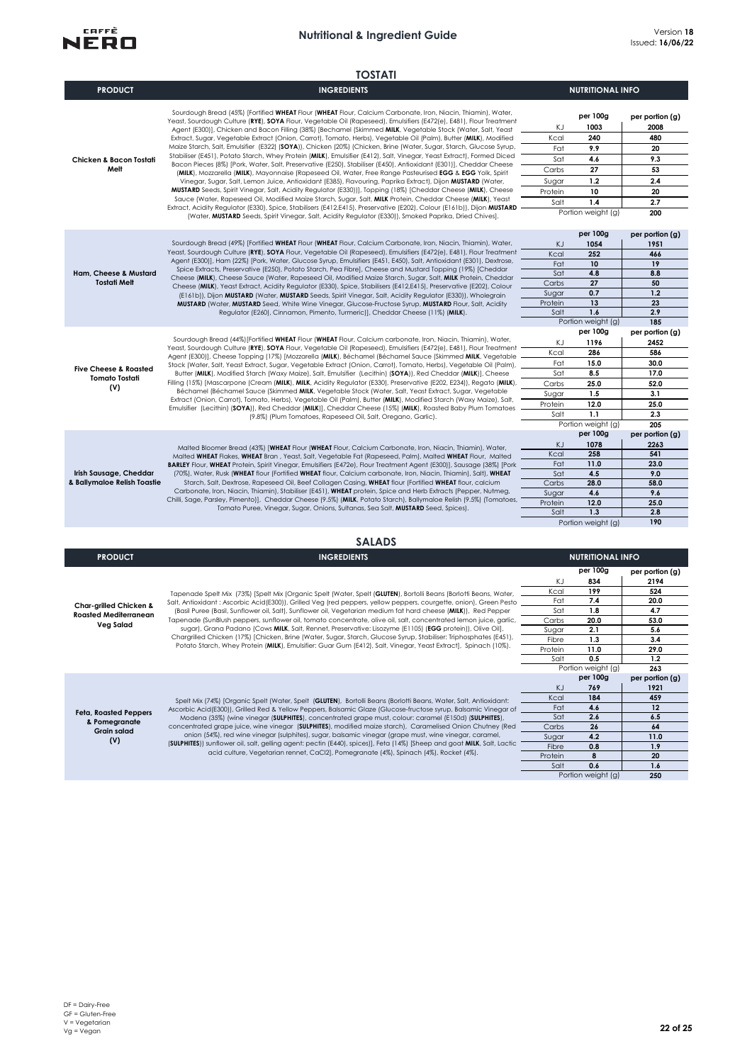# Nutritional & Ingredient Guide

Version **18**
Issued: **16/06/22**

## TOSTATI

| PRODUCT | INGREDIENTS | NUTRITIONAL INFO | per 100g | per portion (g) |
|---|---|---|---|---|
| **Chicken & Bacon Tostati Melt** | Sourdough Bread (45%) [Fortified **WHEAT** Flour (**WHEAT** Flour, Calcium Carbonate, Iron, Niacin, Thiamin), Water, Yeast, Sourdough Culture (**RYE**), **SOYA** Flour, Vegetable Oil (Rapeseed), Emulsifiers (E472(e), E481), Flour Treatment Agent (E300)], Chicken and Bacon Filling (38%) [Bechamel (Skimmed **MILK**, Vegetable Stock (Water, Salt, Yeast Extract, Sugar, Vegetable Extract (Onion, Carrot), Tomato, Herbs), Vegetable Oil (Palm), Butter (**MILK**), Modified Maize Starch, Salt, Emulsifier (E322) (**SOYA**)), Chicken (20%) (Chicken, Brine (Water, Sugar, Starch, Glucose Syrup, Stabiliser (E451), Potato Starch, Whey Protein (**MILK**), Emulsifier (E412), Salt, Vinegar, Yeast Extract), Formed Diced Bacon Pieces (8%) [Pork, Water, Salt, Preservative (E250), Stabiliser (E450), Antioxidant (E301)], Cheddar Cheese (**MILK**), Mozzarella (**MILK**), Mayonnaise (Rapeseed Oil, Water, Free Range Pasteurised **EGG** & **EGG** Yolk, Spirit Vinegar, Sugar, Salt, Lemon Juice, Antioxidant (E385), Flavouring, Paprika Extract), Dijon **MUSTARD** (Water, **MUSTARD** Seeds, Spirit Vinegar, Salt, Acidity Regulator (E330))], Topping (18%) [Cheddar Cheese (**MILK**), Cheese Sauce (Water, Rapeseed Oil, Modified Maize Starch, Sugar, Salt, **MILK** Protein, Cheddar Cheese (**MILK**), Yeast Extract, Acidity Regulator (E330), Spice, Stabilisers (E412,E415), Preservative (E202), Colour (E161b)), Dijon **MUSTARD** (Water, **MUSTARD** Seeds, Spirit Vinegar, Salt, Acidity Regulator (E330)), Smoked Paprika, Dried Chives]. | KJ | 1003 | 2008 |
| | | Kcal | 240 | 480 |
| | | Fat | 9.9 | 20 |
| | | Sat | 4.6 | 9.3 |
| | | Carbs | 27 | 53 |
| | | Sugar | 1.2 | 2.4 |
| | | Protein | 10 | 20 |
| | | Salt | 1.4 | 2.7 |
| | | Portion weight (g) | | 200 |
| **Ham, Cheese & Mustard Tostati Melt** | Sourdough Bread (49%) [Fortified **WHEAT** Flour (**WHEAT** Flour, Calcium Carbonate, Iron, Niacin, Thiamin), Water, Yeast, Sourdough Culture (**RYE**), **SOYA** Flour, Vegetable Oil (Rapeseed), Emulsifiers (E472(e), E481), Flour Treatment Agent (E300)], Ham (22%) [Pork, Water, Glucose Syrup, Emulsifiers (E451, E450), Salt, Antioxidant (E301), Dextrose, Spice Extracts, Preservative (E250), Potato Starch, Pea Fibre], Cheese and Mustard Topping (19%) [Cheddar Cheese (**MILK**), Cheese Sauce (Water, Rapeseed Oil, Modified Maize Starch, Sugar, Salt, **MILK** Protein, Cheddar Cheese (**MILK**), Yeast Extract, Acidity Regulator (E330), Spice, Stabilisers (E412,E415), Preservative (E202), Colour (E161b)), Dijon **MUSTARD** (Water, **MUSTARD** Seeds, Spirit Vinegar, Salt, Acidity Regulator (E330)), Wholegrain **MUSTARD** (Water, **MUSTARD** Seed, White Wine Vinegar, Glucose-Fructose Syrup, **MUSTARD** Flour, Salt, Acidity Regulator (E260), Cinnamon, Pimento, Turmeric)], Cheddar Cheese (11%) (**MILK**). | KJ | 1054 | 1951 |
| | | Kcal | 252 | 466 |
| | | Fat | 10 | 19 |
| | | Sat | 4.8 | 8.8 |
| | | Carbs | 27 | 50 |
| | | Sugar | 0.7 | 1.2 |
| | | Protein | 13 | 23 |
| | | Salt | 1.6 | 2.9 |
| | | Portion weight (g) | | 185 |
| **Five Cheese & Roasted Tomato Tostati (V)** | Sourdough Bread (44%)[Fortified **WHEAT** Flour (**WHEAT** Flour, Calcium carbonate, Iron, Niacin, Thiamin), Water, Yeast, Sourdough Culture (**RYE**), **SOYA** Flour, Vegetable Oil (Rapeseed), Emulsifiers (E472(e), E481), Flour Treatment Agent (E300)], Cheese Topping (17%) [Mozzarella (**MILK**), Béchamel (Béchamel Sauce (Skimmed **MILK**, Vegetable Stock (Water, Salt, Yeast Extract, Sugar, Vegetable Extract (Onion, Carrot), Tomato, Herbs), Vegetable Oil (Palm), Butter (**MILK**), Modified Starch (Waxy Maize), Salt, Emulsifier (Lecithin) (**SOYA**)), Red Cheddar (**MILK**)], Cheese Filling (15%) [Mascarpone (Cream (**MILK**), **MILK**, Acidity Regulator (E330), Preservative (E202, E234)), Regato (**MILK**), Béchamel (Béchamel Sauce (Skimmed **MILK**, Vegetable Stock (Water, Salt, Yeast Extract, Sugar, Vegetable Extract (Onion, Carrot), Tomato, Herbs), Vegetable Oil (Palm), Butter (**MILK**), Modified Starch (Waxy Maize), Salt, Emulsifier (Lecithin) (**SOYA**)), Red Cheddar (**MILK**)], Cheddar Cheese (15%) (**MILK**), Roasted Baby Plum Tomatoes (9.8%) (Plum Tomatoes, Rapeseed Oil, Salt, Oregano, Garlic). | KJ | 1196 | 2452 |
| | | Kcal | 286 | 586 |
| | | Fat | 15.0 | 30.0 |
| | | Sat | 8.5 | 17.0 |
| | | Carbs | 25.0 | 52.0 |
| | | Sugar | 1.5 | 3.1 |
| | | Protein | 12.0 | 25.0 |
| | | Salt | 1.1 | 2.3 |
| | | Portion weight (g) | | 205 |
| **Irish Sausage, Cheddar & Ballymaloe Relish Toastie** | Malted Bloomer Bread (43%) [**WHEAT** Flour (**WHEAT** Flour, Calcium Carbonate, Iron, Niacin, Thiamin), Water, Malted **WHEAT** Flakes, **WHEAT** Bran , Yeast, Salt, Vegetable Fat (Rapeseed, Palm), Malted **WHEAT** Flour, Malted **BARLEY** Flour, **WHEAT** Protein, Spirit Vinegar, Emulsifiers (E472e), Flour Treatment Agent (E300)], Sausage (38%) [Pork (70%), Water, Rusk (**WHEAT** flour (Fortified **WHEAT** flour, Calcium carbonate, Iron, Niacin, Thiamin), Salt), **WHEAT** Starch, Salt, Dextrose, Rapeseed Oil, Beef Collagen Casing, **WHEAT** flour (Fortified **WHEAT** flour, calcium Carbonate, Iron, Niacin, Thiamin), Stabiliser (E451), **WHEAT** protein, Spice and Herb Extracts (Pepper, Nutmeg, Chilli, Sage, Parsley, Pimento)], Cheddar Cheese (9.5%) (**MILK**, Potato Starch), Ballymaloe Relish (9.5%) (Tomatoes, Tomato Puree, Vinegar, Sugar, Onions, Sultanas, Sea Salt, **MUSTARD** Seed, Spices). | KJ | 1078 | 2263 |
| | | Kcal | 258 | 541 |
| | | Fat | 11.0 | 23.0 |
| | | Sat | 4.5 | 9.0 |
| | | Carbs | 28.0 | 58.0 |
| | | Sugar | 4.6 | 9.6 |
| | | Protein | 12.0 | 25.0 |
| | | Salt | 1.3 | 2.8 |
| | | Portion weight (g) | | 190 |

## SALADS

| PRODUCT | INGREDIENTS | NUTRITIONAL INFO | per 100g | per portion (g) |
|---|---|---|---|---|
| **Char-grilled Chicken & Roasted Mediterranean Veg Salad** | Tapenade Spelt Mix (73%) [Spelt Mix (Organic Spelt (Water, Spelt (**GLUTEN**), Bortolli Beans (Borlotti Beans, Water, Salt, Antioxidant : Ascorbic Acid(E300)), Grilled Veg (red peppers, yellow peppers, courgette, onion), Green Pesto (Basil Puree (Basil, Sunflower oil, Salt), Sunflower oil, Vegetarian medium fat hard cheese (**MILK**)), Red Pepper Tapenade (SunBlush peppers, sunflower oil, tomato concentrate, olive oil, salt, concentrated lemon juice, garlic, sugar), Grana Padano (Cows **MILK**, Salt, Rennet, Preservative: Lysozyme (E1105) (**EGG** protein)), Olive Oil], Chargrilled Chicken (17%) [Chicken, Brine (Water, Sugar, Starch, Glucose Syrup, Stabiliser: Triphosphates (E451), Potato Starch, Whey Protein (**MILK**), Emulsifier: Guar Gum (E412), Salt, Vinegar, Yeast Extract], Spinach (10%). | KJ | 834 | 2194 |
| | | Kcal | 199 | 524 |
| | | Fat | 7.4 | 20.0 |
| | | Sat | 1.8 | 4.7 |
| | | Carbs | 20.0 | 53.0 |
| | | Sugar | 2.1 | 5.6 |
| | | Fibre | 1.3 | 3.4 |
| | | Protein | 11.0 | 29.0 |
| | | Salt | 0.5 | 1.2 |
| | | Portion weight (g) | | 263 |
| **Feta, Roasted Peppers & Pomegranate Grain salad (V)** | Spelt Mix (74%) [Organic Spelt (Water, Spelt (**GLUTEN**), Bortolli Beans (Borlotti Beans, Water, Salt, Antioxidant: Ascorbic Acid(E300)), Grilled Red & Yellow Peppers, Balsamic Glaze (Glucose-fructose syrup, Balsamic Vinegar of Modena (35%) (wine vinegar (**SULPHITES**), concentrated grape must, colour: caramel (E150d) (**SULPHITES**), concentrated grape juice, wine vinegar (**SULPHITES**), modified maize starch), Caramelised Onion Chutney (Red onion (54%), red wine vinegar (sulphites), sugar, balsamic vinegar (grape must, wine vinegar, caramel, (**SULPHITES**)) sunflower oil, salt, gelling agent: pectin (E440), spices)], Feta (14%) [Sheep and goat **MILK**, Salt, Lactic acid culture, Vegetarian rennet, CaCl2], Pomegranate (4%), Spinach (4%), Rocket (4%). | KJ | 769 | 1921 |
| | | Kcal | 184 | 459 |
| | | Fat | 4.6 | 12 |
| | | Sat | 2.6 | 6.5 |
| | | Carbs | 26 | 64 |
| | | Sugar | 4.2 | 11.0 |
| | | Fibre | 0.8 | 1.9 |
| | | Protein | 8 | 20 |
| | | Salt | 0.6 | 1.6 |
| | | Portion weight (g) | | 250 |

DF = Dairy-Free
GF = Gluten-Free
V = Vegetarian
Vg = Vegan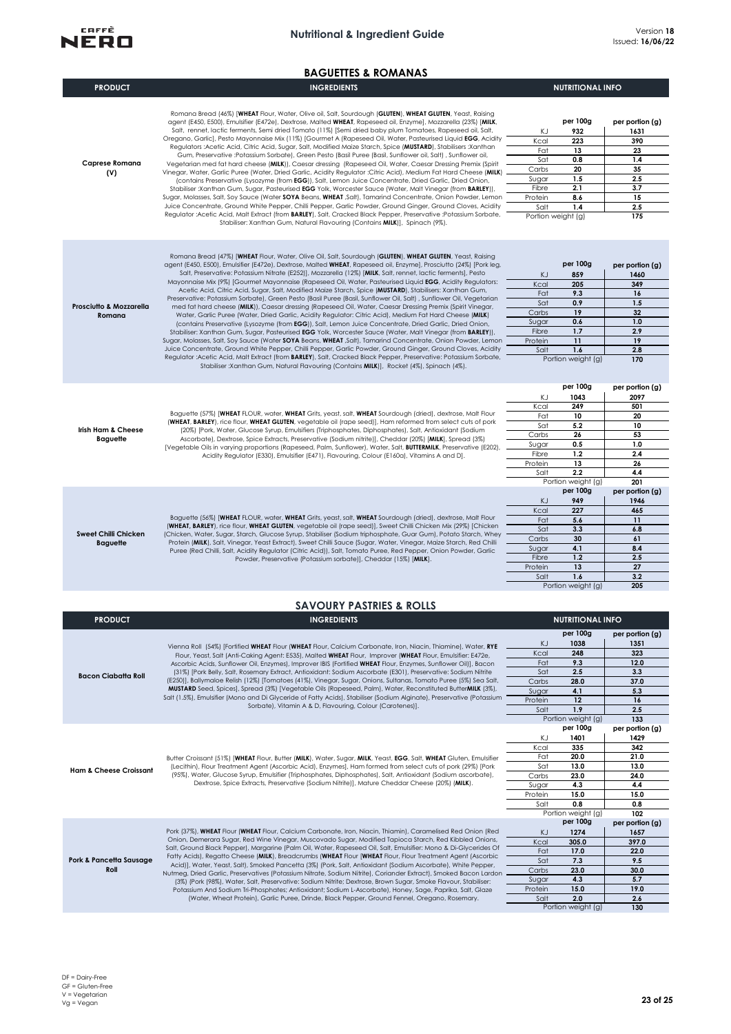## BAGUETTES & ROMANAS

| PRODUCT | INGREDIENTS | NUTRITIONAL INFO | | |
|---|---|---|---|---|
| **Caprese Romana (V)** | Romana Bread (46%) [**WHEAT** Flour, Water, Olive oil, Salt, Sourdough (**GLUTEN**), **WHEAT GLUTEN**, Yeast, Raising agent (E450, E500), Emulsifier (E472e), Dextrose, Malted **WHEAT**, Rapeseed oil, Enzyme], Mozzarella (23%) [**MILK**, Salt, rennet, lactic ferments, Semi dried Tomato (11%) [Semi dried baby plum Tomatoes, Rapeseed oil, Salt, Oregano, Garlic], Pesto Mayonnaise Mix (11%) [Gourmet A (Rapeseed Oil, Water, Pasteurised Liquid **EGG**, Acidity Regulators :Acetic Acid, Citric Acid, Sugar, Salt, Modified Maize Starch, Spice (**MUSTARD**), Stabilisers :Xanthan Gum, Preservative :Potassium Sorbate), Green Pesto (Basil Puree (Basil, Sunflower oil, Salt) , Sunflower oil, Vegetarian med fat hard cheese (**MILK**)), Caesar dressing (Rapeseed Oil, Water, Caesar Dressing Premix (Spirit Vinegar, Water, Garlic Puree (Water, Dried Garlic, Acidity Regulator :Citric Acid), Medium Fat Hard Cheese (**MILK**) (contains Preservative (Lysozyme (from **EGG**)), Salt, Lemon Juice Concentrate, Dried Garlic, Dried Onion, Stabiliser :Xanthan Gum, Sugar, Pasteurised **EGG** Yolk, Worcester Sauce (Water, Malt Vinegar (from **BARLEY**)), Sugar, Molasses, Salt, Soy Sauce (Water **SOYA** Beans, **WHEAT** ,Salt), Tamarind Concentrate, Onion Powder, Lemon Juice Concentrate, Ground White Pepper, Chilli Pepper, Garlic Powder, Ground Ginger, Ground Cloves, Acidity Regulator :Acetic Acid, Malt Extract (from **BARLEY**), Salt, Cracked Black Pepper, Preservative :Potassium Sorbate, Stabiliser: Xanthan Gum, Natural Flavouring (Contains **MILK**)], Spinach (9%). | | **per 100g** | **per portion (g)** |
| | | KJ | 932 | 1631 |
| | | Kcal | 223 | 390 |
| | | Fat | 13 | 23 |
| | | Sat | 0.8 | 1.4 |
| | | Carbs | 20 | 35 |
| | | Sugar | 1.5 | 2.5 |
| | | Fibre | 2.1 | 3.7 |
| | | Protein | 8.6 | 15 |
| | | Salt | 1.4 | 2.5 |
| | | Portion weight (g) | | 175 |
| **Prosciutto & Mozzarella Romana** | Romana Bread (47%) [**WHEAT** Flour, Water, Olive Oil, Salt, Sourdough (**GLUTEN**), **WHEAT GLUTEN**, Yeast, Raising agent (E450, E500), Emulsifier (E472e), Dextrose, Malted **WHEAT**, Rapeseed oil, Enzyme], Prosciutto (24%) [Pork leg, Salt, Preservative: Potassium Nitrate (E252)], Mozzarella (12%) [**MILK**, Salt, rennet, lactic ferments], Pesto Mayonnaise Mix (9%) [Gourmet Mayonnaise (Rapeseed Oil, Water, Pasteurised Liquid **EGG**, Acidity Regulators: Acetic Acid, Citric Acid, Sugar, Salt, Modified Maize Starch, Spice (**MUSTARD**), Stabilisers: Xanthan Gum, Preservative: Potassium Sorbate), Green Pesto (Basil Puree (Basil, Sunflower Oil, Salt) , Sunflower Oil, Vegetarian med fat hard cheese (**MILK**)), Caesar dressing (Rapeseed Oil, Water, Caesar Dressing Premix (Spirit Vinegar, Water, Garlic Puree (Water, Dried Garlic, Acidity Regulator: Citric Acid), Medium Fat Hard Cheese (**MILK**) (contains Preservative (Lysozyme (from **EGG**)), Salt, Lemon Juice Concentrate, Dried Garlic, Dried Onion, Stabiliser: Xanthan Gum, Sugar, Pasteurised **EGG** Yolk, Worcester Sauce (Water, Malt Vinegar (from **BARLEY**)), Sugar, Molasses, Salt, Soy Sauce (Water **SOYA** Beans, **WHEAT** ,Salt), Tamarind Concentrate, Onion Powder, Lemon Juice Concentrate, Ground White Pepper, Chilli Pepper, Garlic Powder, Ground Ginger, Ground Cloves, Acidity Regulator :Acetic Acid, Malt Extract (from **BARLEY**), Salt, Cracked Black Pepper, Preservative: Potassium Sorbate, Stabiliser :Xanthan Gum, Natural Flavouring (Contains **MILK**)], Rocket (4%), Spinach (4%). | | **per 100g** | **per portion (g)** |
| | | KJ | 859 | 1460 |
| | | Kcal | 205 | 349 |
| | | Fat | 9.3 | 16 |
| | | Sat | 0.9 | 1.5 |
| | | Carbs | 19 | 32 |
| | | Sugar | 0.6 | 1.0 |
| | | Fibre | 1.7 | 2.9 |
| | | Protein | 11 | 19 |
| | | Salt | 1.6 | 2.8 |
| | | Portion weight (g) | | 170 |
| **Irish Ham & Cheese Baguette** | Baguette (57%) [**WHEAT** FLOUR, water, **WHEAT** Grits, yeast, salt, **WHEAT** Sourdough (dried), dextrose, Malt Flour (**WHEAT, BARLEY**), rice flour, **WHEAT GLUTEN**, vegetable oil (rape seed)], Ham reformed from select cuts of pork (20%) [Pork, Water, Glucose Syrup, Emulsifiers (Triphosphates, Diphosphates), Salt, Antioxidant (Sodium Ascorbate), Dextrose, Spice Extracts, Preservative (Sodium nitrite)], Cheddar (20%) [**MILK**], Spread (3%) [Vegetable Oils in varying proportions (Rapeseed, Palm, Sunflower), Water, Salt, **BUTTERMILK**, Preservative (E202), Acidity Regulator (E330), Emulsifier (E471), Flavouring, Colour (E160a), Vitamins A and D]. | | **per 100g** | **per portion (g)** |
| | | KJ | 1043 | 2097 |
| | | Kcal | 249 | 501 |
| | | Fat | 10 | 20 |
| | | Sat | 5.2 | 10 |
| | | Carbs | 26 | 53 |
| | | Sugar | 0.5 | 1.0 |
| | | Fibre | 1.2 | 2.4 |
| | | Protein | 13 | 26 |
| | | Salt | 2.2 | 4.4 |
| | | Portion weight (g) | | 201 |
| **Sweet Chilli Chicken Baguette** | Baguette (56%) [**WHEAT** FLOUR, water, **WHEAT** Grits, yeast, salt, **WHEAT** Sourdough (dried), dextrose, Malt Flour (**WHEAT, BARLEY**), rice flour, **WHEAT GLUTEN**, vegetable oil (rape seed)], Sweet Chilli Chicken Mix (29%) [Chicken (Chicken, Water, Sugar, Starch, Glucose Syrup, Stabiliser (Sodium triphosphate, Guar Gum), Potato Starch, Whey Protein (**MILK**), Salt, Vinegar, Yeast Extract), Sweet Chilli Sauce (Sugar, Water, Vinegar, Maize Starch, Red Chilli Puree (Red Chilli, Salt, Acidity Regulator (Citric Acid)), Salt, Tomato Puree, Red Pepper, Onion Powder, Garlic Powder, Preservative (Potassium sorbate)], Cheddar (15%) [**MILK**]. | | **per 100g** | **per portion (g)** |
| | | KJ | 949 | 1946 |
| | | Kcal | 227 | 465 |
| | | Fat | 5.6 | 11 |
| | | Sat | 3.3 | 6.8 |
| | | Carbs | 30 | 61 |
| | | Sugar | 4.1 | 8.4 |
| | | Fibre | 1.2 | 2.5 |
| | | Protein | 13 | 27 |
| | | Salt | 1.6 | 3.2 |
| | | Portion weight (g) | | 205 |

## SAVOURY PASTRIES & ROLLS

| PRODUCT | INGREDIENTS | NUTRITIONAL INFO | | |
|---|---|---|---|---|
| **Bacon Ciabatta Roll** | Vienna Roll (54%) [Fortified **WHEAT** Flour (**WHEAT** Flour, Calcium Carbonate, Iron, Niacin, Thiamine), Water, **RYE** Flour, Yeast, Salt (Anti-Caking Agent: E535), Malted **WHEAT** Flour, Improver (**WHEAT** Flour, Emulsifier: E472e, Ascorbic Acids, Sunflower Oil, Enzymes), Improver IBIS (Fortified **WHEAT** Flour, Enzymes, Sunflower Oil)], Bacon (31%) [Pork Belly, Salt, Rosemary Extract, Antioxidant: Sodium Ascorbate (E301), Preservative: Sodium Nitrite (E250)], Ballymaloe Relish (12%) [Tomatoes (41%), Vinegar, Sugar, Onions, Sultanas, Tomato Puree (5%) Sea Salt, **MUSTARD** Seed, Spices], Spread (3%) [Vegetable Oils (Rapeseed, Palm), Water, Reconstituted ButterMILK (3%), Salt (1.5%), Emulsifier (Mono and Di Glyceride of Fatty Acids), Stabiliser (Sodium Alginate), Preservative (Potassium Sorbate), Vitamin A & D, Flavouring, Colour (Carotenes)]. | | **per 100g** | **per portion (g)** |
| | | KJ | 1038 | 1351 |
| | | Kcal | 248 | 323 |
| | | Fat | 9.3 | 12.0 |
| | | Sat | 2.5 | 3.3 |
| | | Carbs | 28.0 | 37.0 |
| | | Sugar | 4.1 | 5.3 |
| | | Protein | 12 | 16 |
| | | Salt | 1.9 | 2.5 |
| | | Portion weight (g) | | 133 |
| **Ham & Cheese Croissant** | Butter Croissant (51%) [**WHEAT** Flour, Butter (**MILK**), Water, Sugar, **MILK**, Yeast, **EGG**, Salt, **WHEAT** Gluten, Emulsifier (Lecithin), Flour Treatment Agent (Ascorbic Acid), Enzymes], Ham formed from select cuts of pork (29%) [Pork (95%), Water, Glucose Syrup, Emulsifier (Triphosphates, Diphosphates), Salt, Antioxidant (Sodium ascorbate), Dextrose, Spice Extracts, Preservative (Sodium Nitrite)], Mature Cheddar Cheese (20%) (**MILK**). | | **per 100g** | **per portion (g)** |
| | | KJ | 1401 | 1429 |
| | | Kcal | 335 | 342 |
| | | Fat | 20.0 | 21.0 |
| | | Sat | 13.0 | 13.0 |
| | | Carbs | 23.0 | 24.0 |
| | | Sugar | 4.3 | 4.4 |
| | | Protein | 15.0 | 15.0 |
| | | Salt | 0.8 | 0.8 |
| | | Portion weight (g) | | 102 |
| **Pork & Pancetta Sausage Roll** | Pork (37%), **WHEAT** Flour [**WHEAT** Flour, Calcium Carbonate, Iron, Niacin, Thiamin], Caramelised Red Onion (Red Onion, Demerara Sugar, Red Wine Vinegar, Muscovado Sugar, Modified Tapioca Starch, Red Kibbled Onions, Salt, Ground Black Pepper), Margarine (Palm Oil, Water, Rapeseed Oil, Salt, Emulsifier: Mono & Di-Glycerides Of Fatty Acids), Regatto Cheese (**MILK**), Breadcrumbs (**WHEAT** Flour [**WHEAT** Flour, Flour Treatment Agent (Ascorbic Acid)], Water, Yeast, Salt), Smoked Pancetta (3%) (Pork, Salt, Antioxidant (Sodium Ascorbate), White Pepper, Nutmeg, Dried Garlic, Preservatives (Potassium Nitrate, Sodium Nitrite), Coriander Extract), Smoked Bacon Lardon (3%) (Pork (98%), Water, Salt, Preservative: Sodium Nitrite; Dextrose, Brown Sugar, Smoke Flavour, Stabiliser: Potassium And Sodium Tri-Phosphates; Antioxidant; Sodium L-Ascorbate), Honey, Sage, Paprika, Salt, Glaze (Water, Wheat Protein), Garlic Puree, Drinde, Black Pepper, Ground Fennel, Oregano, Rosemary. | | **per 100g** | **per portion (g)** |
| | | KJ | 1274 | 1657 |
| | | Kcal | 305.0 | 397.0 |
| | | Fat | 17.0 | 22.0 |
| | | Sat | 7.3 | 9.5 |
| | | Carbs | 23.0 | 30.0 |
| | | Sugar | 4.3 | 5.7 |
| | | Protein | 15.0 | 19.0 |
| | | Salt | 2.0 | 2.6 |
| | | Portion weight (g) | | 130 |

DF = Dairy-Free
GF = Gluten-Free
V = Vegetarian
Vg = Vegan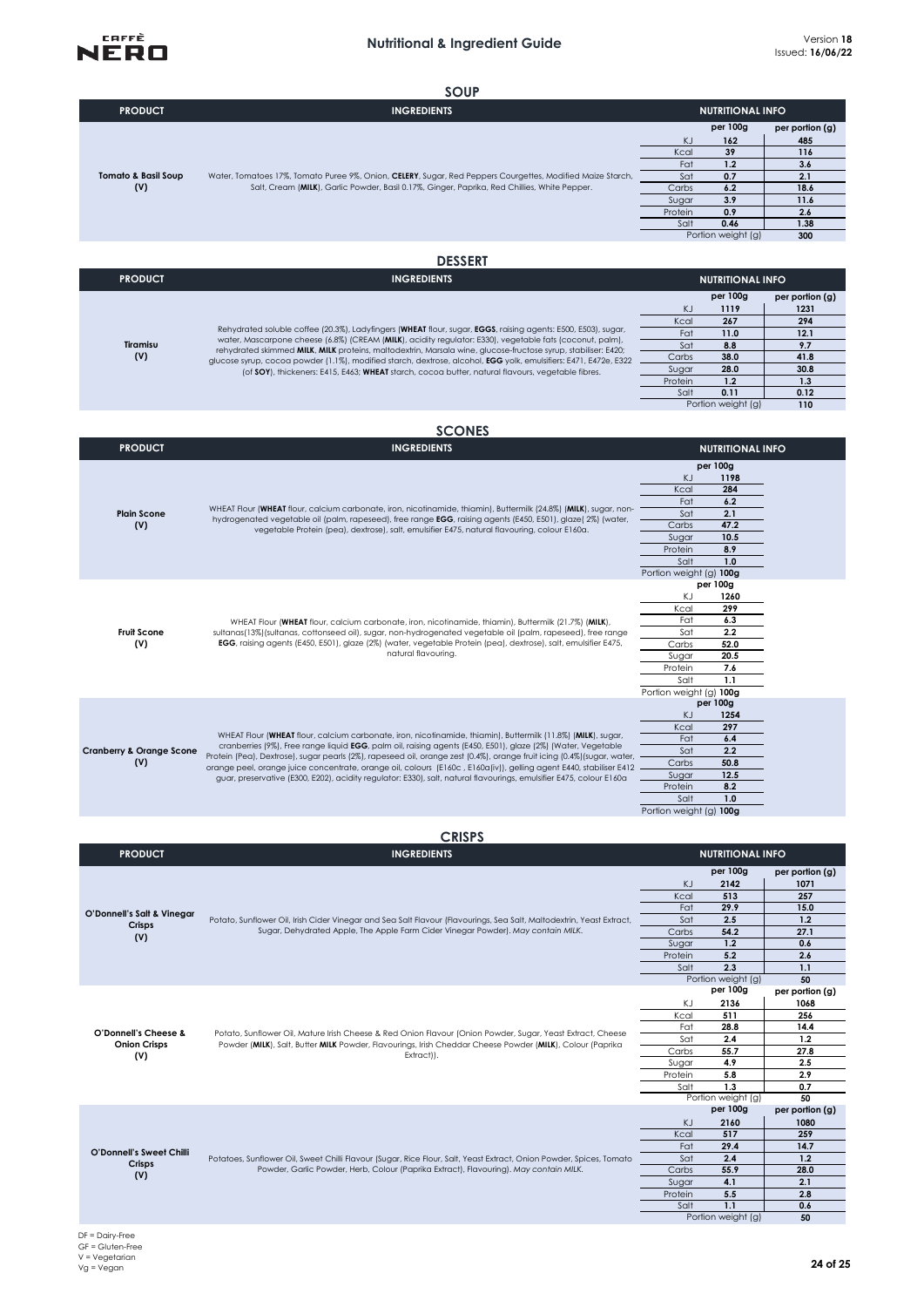## SOUP

| PRODUCT | INGREDIENTS | NUTRITIONAL INFO | per 100g | per portion (g) |
|---|---|---|---|---|
| **Tomato & Basil Soup (V)** | Water, Tomatoes 17%, Tomato Puree 9%, Onion, **CELERY**, Sugar, Red Peppers Courgettes, Modified Maize Starch, Salt, Cream (**MILK**), Garlic Powder, Basil 0.17%, Ginger, Paprika, Red Chillies, White Pepper. | KJ | 162 | 485 |
| | | Kcal | 39 | 116 |
| | | Fat | 1.2 | 3.6 |
| | | Sat | 0.7 | 2.1 |
| | | Carbs | 6.2 | 18.6 |
| | | Sugar | 3.9 | 11.6 |
| | | Protein | 0.9 | 2.6 |
| | | Salt | 0.46 | 1.38 |
| | | Portion weight (g) | | 300 |

## DESSERT

| PRODUCT | INGREDIENTS | NUTRITIONAL INFO | per 100g | per portion (g) |
|---|---|---|---|---|
| **Tiramisu (V)** | Rehydrated soluble coffee (20.3%), Ladyfingers (**WHEAT** flour, sugar, **EGGS**, raising agents: E500, E503), sugar, water, Mascarpone cheese (6.8%) (CREAM (**MILK**), acidity regulator: E330), vegetable fats (coconut, palm), rehydrated skimmed **MILK**, **MILK** proteins, maltodextrin, Marsala wine, glucose-fructose syrup, stabiliser: E420; glucose syrup, cocoa powder (1.1%), modified starch, dextrose, alcohol, **EGG** yolk, emulsifiers: E471, E472e, E322 (of **SOY**), thickeners: E415, E463; **WHEAT** starch, cocoa butter, natural flavours, vegetable fibres. | KJ | 1119 | 1231 |
| | | Kcal | 267 | 294 |
| | | Fat | 11.0 | 12.1 |
| | | Sat | 8.8 | 9.7 |
| | | Carbs | 38.0 | 41.8 |
| | | Sugar | 28.0 | 30.8 |
| | | Protein | 1.2 | 1.3 |
| | | Salt | 0.11 | 0.12 |
| | | Portion weight (g) | | 110 |

## SCONES

| PRODUCT | INGREDIENTS | NUTRITIONAL INFO | per 100g |
|---|---|---|---|
| **Plain Scone (V)** | WHEAT Flour (**WHEAT** flour, calcium carbonate, iron, nicotinamide, thiamin), Buttermilk (24.8%) (**MILK**), sugar, non-hydrogenated vegetable oil (palm, rapeseed), free range **EGG**, raising agents (E450, E501), glaze( 2%) (water, vegetable Protein (pea), dextrose), salt, emulsifier E475, natural flavouring, colour E160a. | KJ | 1198 |
| | | Kcal | 284 |
| | | Fat | 6.2 |
| | | Sat | 2.1 |
| | | Carbs | 47.2 |
| | | Sugar | 10.5 |
| | | Protein | 8.9 |
| | | Salt | 1.0 |
| | | Portion weight (g) | 100g |
| **Fruit Scone (V)** | WHEAT Flour (**WHEAT** flour, calcium carbonate, iron, nicotinamide, thiamin), Buttermilk (21.7%) (**MILK**), sultanas(13%)(sultanas, cottonseed oil), sugar, non-hydrogenated vegetable oil (palm, rapeseed), free range **EGG**, raising agents (E450, E501), glaze (2%) (water, vegetable Protein (pea), dextrose), salt, emulsifier E475, natural flavouring. | KJ | 1260 |
| | | Kcal | 299 |
| | | Fat | 6.3 |
| | | Sat | 2.2 |
| | | Carbs | 52.0 |
| | | Sugar | 20.5 |
| | | Protein | 7.6 |
| | | Salt | 1.1 |
| | | Portion weight (g) | 100g |
| **Cranberry & Orange Scone (V)** | WHEAT Flour (**WHEAT** flour, calcium carbonate, iron, nicotinamide, thiamin), Buttermilk (11.8%) (**MILK**), sugar, cranberries (9%), Free range liquid **EGG**, palm oil, raising agents (E450, E501), glaze (2%) (Water, Vegetable Protein (Pea), Dextrose), sugar pearls (2%), rapeseed oil, orange zest (0.4%), orange fruit icing (0.4%)(sugar, water, orange peel, orange juice concentrate, orange oil, colours (E160c , E160a(iv)), gelling agent E440, stabiliser E412 guar, preservative (E300, E202), acidity regulator: E330), salt, natural flavourings, emulsifier E475, colour E160a | KJ | 1254 |
| | | Kcal | 297 |
| | | Fat | 6.4 |
| | | Sat | 2.2 |
| | | Carbs | 50.8 |
| | | Sugar | 12.5 |
| | | Protein | 8.2 |
| | | Salt | 1.0 |
| | | Portion weight (g) | 100g |

## CRISPS

| PRODUCT | INGREDIENTS | NUTRITIONAL INFO | per 100g | per portion (g) |
|---|---|---|---|---|
| **O'Donnell's Salt & Vinegar Crisps (V)** | Potato, Sunflower Oil, Irish Cider Vinegar and Sea Salt Flavour (Flavourings, Sea Salt, Maltodextrin, Yeast Extract, Sugar, Dehydrated Apple, The Apple Farm Cider Vinegar Powder). *May contain MILK.* | KJ | 2142 | 1071 |
| | | Kcal | 513 | 257 |
| | | Fat | 29.9 | 15.0 |
| | | Sat | 2.5 | 1.2 |
| | | Carbs | 54.2 | 27.1 |
| | | Sugar | 1.2 | 0.6 |
| | | Protein | 5.2 | 2.6 |
| | | Salt | 2.3 | 1.1 |
| | | Portion weight (g) | | 50 |
| **O'Donnell's Cheese & Onion Crisps (V)** | Potato, Sunflower Oil, Mature Irish Cheese & Red Onion Flavour (Onion Powder, Sugar, Yeast Extract, Cheese Powder (**MILK**), Salt, Butter **MILK** Powder, Flavourings, Irish Cheddar Cheese Powder (**MILK**), Colour (Paprika Extract)). | KJ | 2136 | 1068 |
| | | Kcal | 511 | 256 |
| | | Fat | 28.8 | 14.4 |
| | | Sat | 2.4 | 1.2 |
| | | Carbs | 55.7 | 27.8 |
| | | Sugar | 4.9 | 2.5 |
| | | Protein | 5.8 | 2.9 |
| | | Salt | 1.3 | 0.7 |
| | | Portion weight (g) | | 50 |
| **O'Donnell's Sweet Chilli Crisps (V)** | Potatoes, Sunflower Oil, Sweet Chilli Flavour (Sugar, Rice Flour, Salt, Yeast Extract, Onion Powder, Spices, Tomato Powder, Garlic Powder, Herb, Colour (Paprika Extract), Flavouring). *May contain MILK.* | KJ | 2160 | 1080 |
| | | Kcal | 517 | 259 |
| | | Fat | 29.4 | 14.7 |
| | | Sat | 2.4 | 1.2 |
| | | Carbs | 55.9 | 28.0 |
| | | Sugar | 4.1 | 2.1 |
| | | Protein | 5.5 | 2.8 |
| | | Salt | 1.1 | 0.6 |
| | | Portion weight (g) | | 50 |

DF = Dairy-Free
GF = Gluten-Free
V = Vegetarian
Vg = Vegan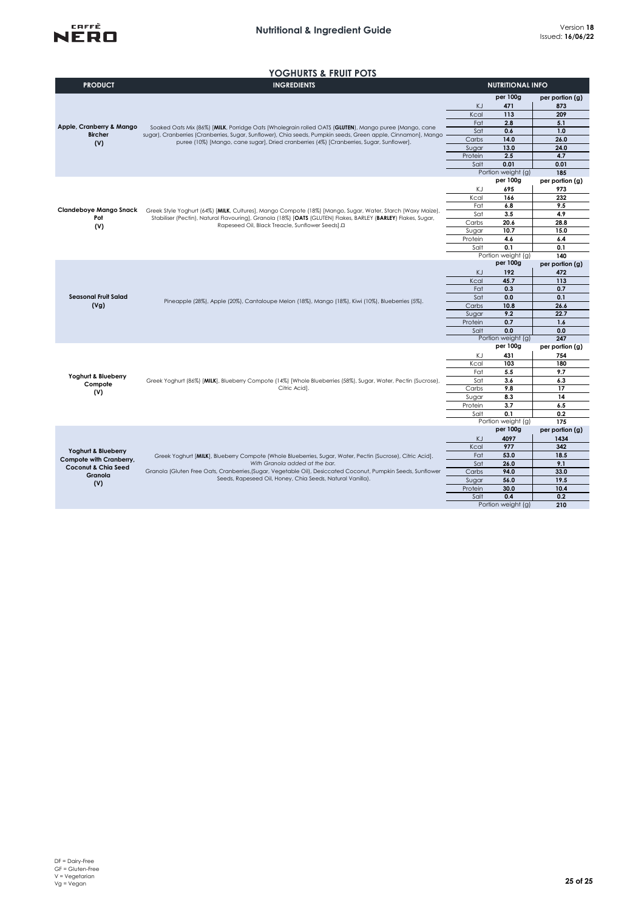## YOGHURTS & FRUIT POTS

| PRODUCT | INGREDIENTS | NUTRITIONAL INFO | per 100g | per portion (g) |
|---|---|---|---|---|
| **Apple, Cranberry & Mango Bircher (V)** | Soaked Oats Mix (86%) [**MILK**, Porridge Oats (Wholegrain rolled OATS (**GLUTEN**), Mango puree (Mango, cane sugar), Cranberries (Cranberries, Sugar, Sunflower), Chia seeds, Pumpkin seeds, Green apple, Cinnamon], Mango puree (10%) [Mango, cane sugar], Dried cranberries (4%) [Cranberries, Sugar, Sunflower]. | KJ | 471 | 873 |
| | | Kcal | 113 | 209 |
| | | Fat | 2.8 | 5.1 |
| | | Sat | 0.6 | 1.0 |
| | | Carbs | 14.0 | 26.0 |
| | | Sugar | 13.0 | 24.0 |
| | | Protein | 2.5 | 4.7 |
| | | Salt | 0.01 | 0.01 |
| | | Portion weight (g) | | 185 |
| **Clandeboye Mango Snack Pot (V)** | Greek Style Yoghurt (64%) [**MILK**, Cultures], Mango Compote (18%) [Mango, Sugar, Water, Starch (Waxy Maize), Stabiliser (Pectin), Natural Flavouring], Granola (18%) [**OATS** (GLUTEN) Flakes, BARLEY (**BARLEY**) Flakes, Sugar, Rapeseed Oil, Black Treacle, Sunflower Seeds]. | KJ | 695 | 973 |
| | | Kcal | 166 | 232 |
| | | Fat | 6.8 | 9.5 |
| | | Sat | 3.5 | 4.9 |
| | | Carbs | 20.6 | 28.8 |
| | | Sugar | 10.7 | 15.0 |
| | | Protein | 4.6 | 6.4 |
| | | Salt | 0.1 | 0.1 |
| | | Portion weight (g) | | 140 |
| **Seasonal Fruit Salad (Vg)** | Pineapple (28%), Apple (20%), Cantaloupe Melon (18%), Mango (18%), Kiwi (10%), Blueberries (5%). | KJ | 192 | 472 |
| | | Kcal | 45.7 | 113 |
| | | Fat | 0.3 | 0.7 |
| | | Sat | 0.0 | 0.1 |
| | | Carbs | 10.8 | 26.6 |
| | | Sugar | 9.2 | 22.7 |
| | | Protein | 0.7 | 1.6 |
| | | Salt | 0.0 | 0.0 |
| | | Portion weight (g) | | 247 |
| **Yoghurt & Blueberry Compote (V)** | Greek Yoghurt (86%) [**MILK**], Blueberry Compote (14%) [Whole Blueberries (58%), Sugar, Water, Pectin (Sucrose), Citric Acid]. | KJ | 431 | 754 |
| | | Kcal | 103 | 180 |
| | | Fat | 5.5 | 9.7 |
| | | Sat | 3.6 | 6.3 |
| | | Carbs | 9.8 | 17 |
| | | Sugar | 8.3 | 14 |
| | | Protein | 3.7 | 6.5 |
| | | Salt | 0.1 | 0.2 |
| | | Portion weight (g) | | 175 |
| **Yoghurt & Blueberry Compote with Cranberry, Coconut & Chia Seed Granola (V)** | Greek Yoghurt [**MILK**], Blueberry Compote (Whole Blueberries, Sugar, Water, Pectin (Sucrose), Citric Acid]. *With Granola added at the bar.* Granola (Gluten Free Oats, Cranberries,(Sugar, Vegetable Oil), Desiccated Coconut, Pumpkin Seeds, Sunflower Seeds, Rapeseed Oil, Honey, Chia Seeds, Natural Vanilla). | KJ | 4097 | 1434 |
| | | Kcal | 977 | 342 |
| | | Fat | 53.0 | 18.5 |
| | | Sat | 26.0 | 9.1 |
| | | Carbs | 94.0 | 33.0 |
| | | Sugar | 56.0 | 19.5 |
| | | Protein | 30.0 | 10.4 |
| | | Salt | 0.4 | 0.2 |
| | | Portion weight (g) | | 210 |

DF = Dairy-Free
GF = Gluten-Free
V = Vegetarian
Vg = Vegan